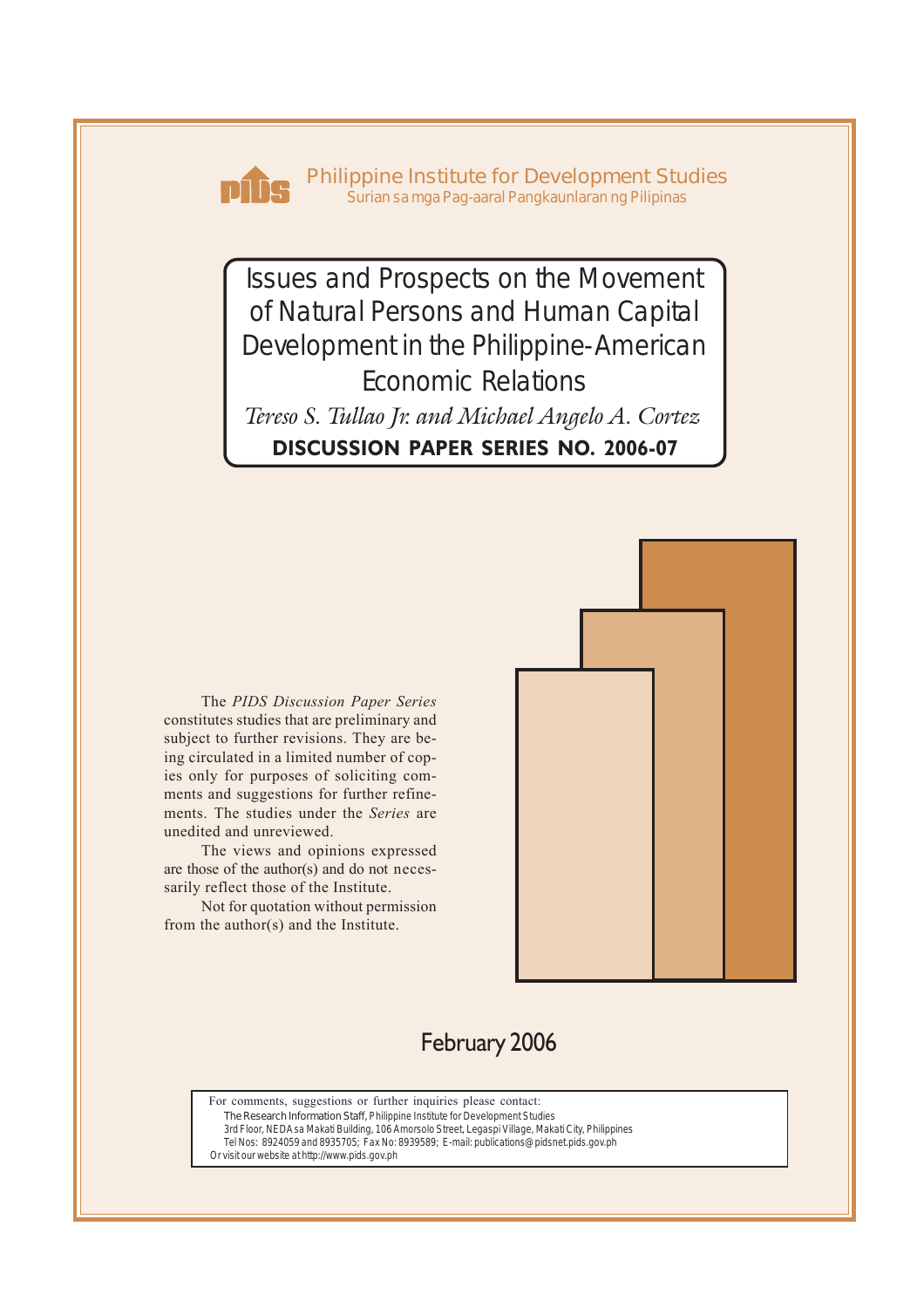Philippine Institute for Development Studies

Surian sa mga Pag-aaral Pangkaunlaran ng Pilipinas

# Issues and Prospects on the Movement of Natural Persons and Human Capital Development in the Philippine-American Economic Relations

*Tereso S. Tullao Jr. and Michael Angelo A. Cortez*

**DISCUSSION PAPER SERIES NO. 2006-07**

The *PIDS Discussion Paper Series* constitutes studies that are preliminary and subject to further revisions. They are being circulated in a limited number of copies only for purposes of soliciting comments and suggestions for further refinements. The studies under the *Series* are unedited and unreviewed.

The views and opinions expressed are those of the author(s) and do not necessarily reflect those of the Institute.

Not for quotation without permission from the author(s) and the Institute.

February 2006

For comments, suggestions or further inquiries please contact:

The Research Information Staff, Philippine Institute for Development Studies

3rd Floor, NEDA sa Makati Building, 106 Amorsolo Street, Legaspi Village, Makati City, Philippines

Tel Nos: 8924059 and 8935705; Fax No: 8939589; E-mail: publications@pidsnet.pids.gov.ph

Or visit our website at http://www.pids.gov.ph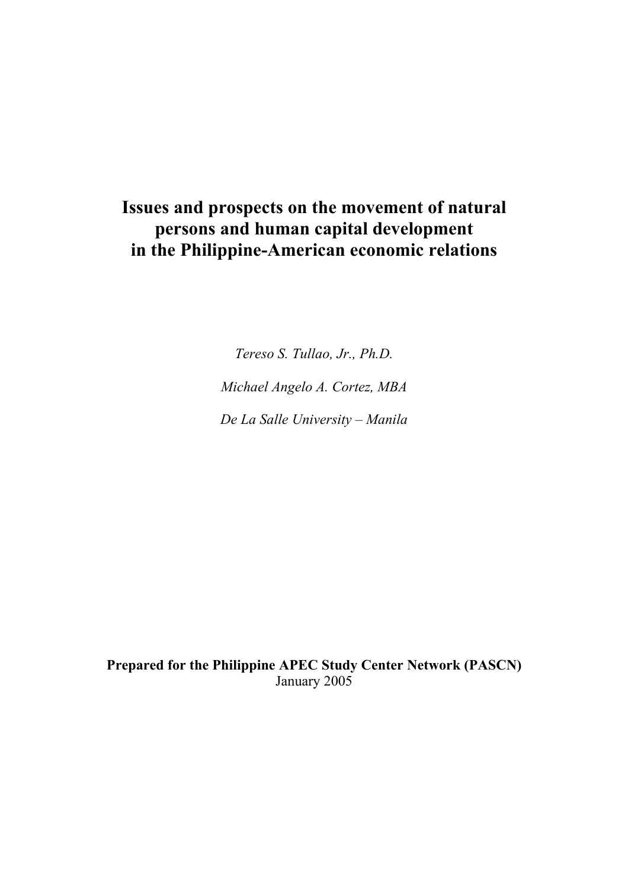# Issues and prospects on the movement of natural persons and human capital development in the Philippine-American economic relations

*Tereso S. Tullao, Jr., Ph.D.*

*Michael Angelo A. Cortez, MBA*

*De La Salle University – Manila*

**Prepared for the Philippine APEC Study Center Network (PASCN)**
January 2005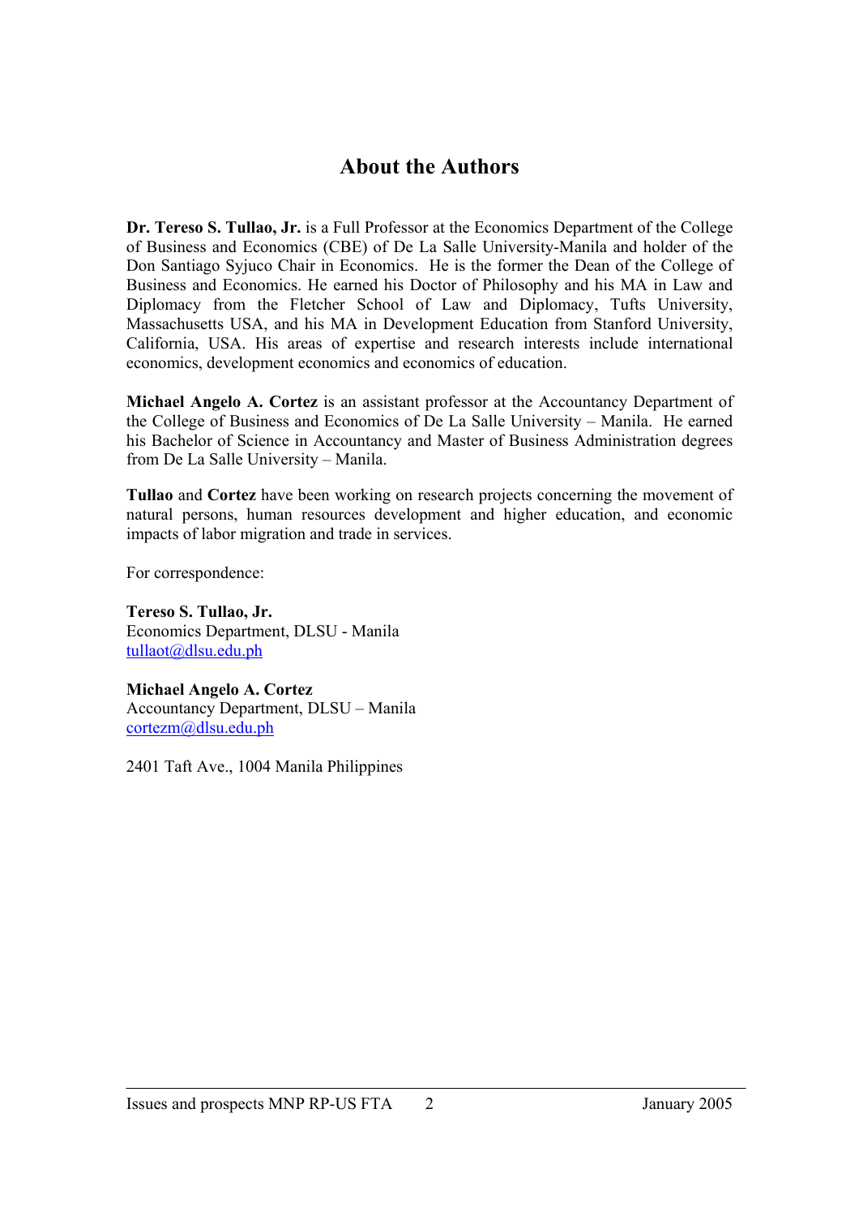# About the Authors

**Dr. Tereso S. Tullao, Jr.** is a Full Professor at the Economics Department of the College of Business and Economics (CBE) of De La Salle University-Manila and holder of the Don Santiago Syjuco Chair in Economics. He is the former the Dean of the College of Business and Economics. He earned his Doctor of Philosophy and his MA in Law and Diplomacy from the Fletcher School of Law and Diplomacy, Tufts University, Massachusetts USA, and his MA in Development Education from Stanford University, California, USA. His areas of expertise and research interests include international economics, development economics and economics of education.

**Michael Angelo A. Cortez** is an assistant professor at the Accountancy Department of the College of Business and Economics of De La Salle University – Manila. He earned his Bachelor of Science in Accountancy and Master of Business Administration degrees from De La Salle University – Manila.

**Tullao** and **Cortez** have been working on research projects concerning the movement of natural persons, human resources development and higher education, and economic impacts of labor migration and trade in services.

For correspondence:

**Tereso S. Tullao, Jr.**
Economics Department, DLSU - Manila
tullaot@dlsu.edu.ph

**Michael Angelo A. Cortez**
Accountancy Department, DLSU – Manila
cortezm@dlsu.edu.ph

2401 Taft Ave., 1004 Manila Philippines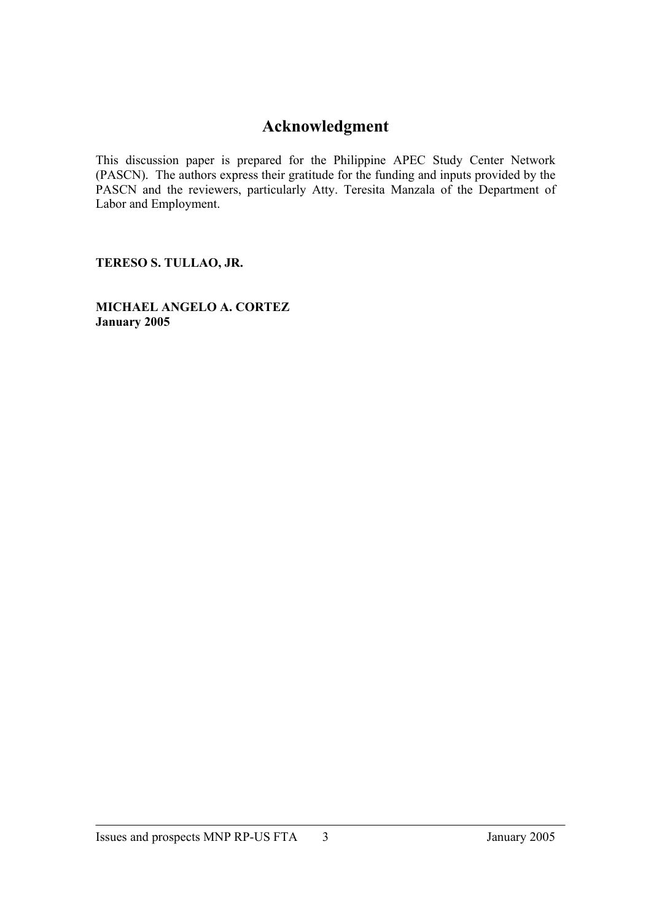# Acknowledgment

This discussion paper is prepared for the Philippine APEC Study Center Network (PASCN). The authors express their gratitude for the funding and inputs provided by the PASCN and the reviewers, particularly Atty. Teresita Manzala of the Department of Labor and Employment.

**TERESO S. TULLAO, JR.**

**MICHAEL ANGELO A. CORTEZ**
**January 2005**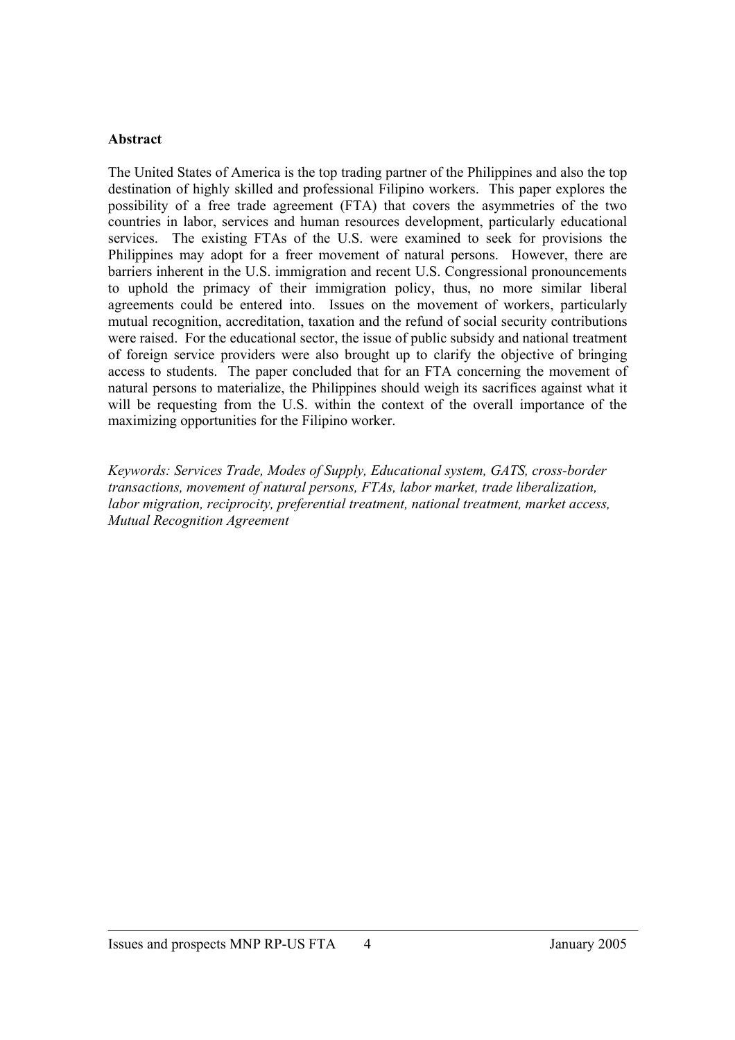**Abstract**

The United States of America is the top trading partner of the Philippines and also the top destination of highly skilled and professional Filipino workers. This paper explores the possibility of a free trade agreement (FTA) that covers the asymmetries of the two countries in labor, services and human resources development, particularly educational services. The existing FTAs of the U.S. were examined to seek for provisions the Philippines may adopt for a freer movement of natural persons. However, there are barriers inherent in the U.S. immigration and recent U.S. Congressional pronouncements to uphold the primacy of their immigration policy, thus, no more similar liberal agreements could be entered into. Issues on the movement of workers, particularly mutual recognition, accreditation, taxation and the refund of social security contributions were raised. For the educational sector, the issue of public subsidy and national treatment of foreign service providers were also brought up to clarify the objective of bringing access to students. The paper concluded that for an FTA concerning the movement of natural persons to materialize, the Philippines should weigh its sacrifices against what it will be requesting from the U.S. within the context of the overall importance of the maximizing opportunities for the Filipino worker.

*Keywords: Services Trade, Modes of Supply, Educational system, GATS, cross-border transactions, movement of natural persons, FTAs, labor market, trade liberalization, labor migration, reciprocity, preferential treatment, national treatment, market access, Mutual Recognition Agreement*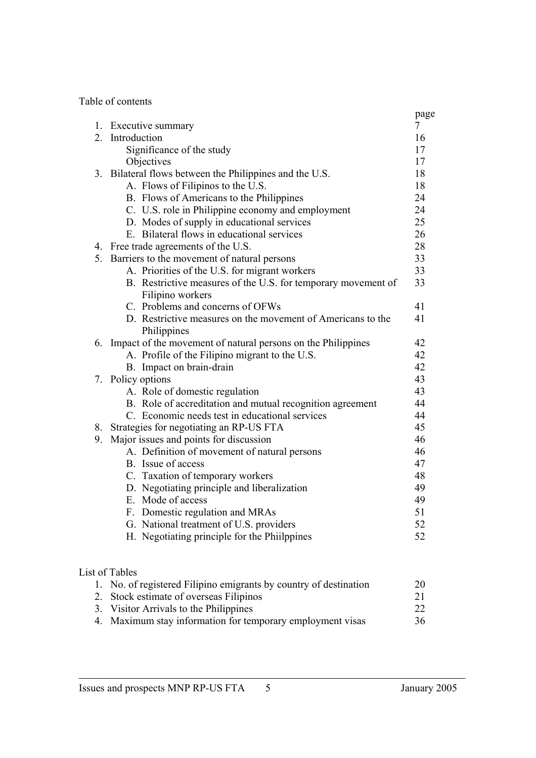Table of contents

| | | page |
|---|---|---|
| 1. | Executive summary | 7 |
| 2. | Introduction | 16 |
| | Significance of the study | 17 |
| | Objectives | 17 |
| 3. | Bilateral flows between the Philippines and the U.S. | 18 |
| | A. Flows of Filipinos to the U.S. | 18 |
| | B. Flows of Americans to the Philippines | 24 |
| | C. U.S. role in Philippine economy and employment | 24 |
| | D. Modes of supply in educational services | 25 |
| | E. Bilateral flows in educational services | 26 |
| 4. | Free trade agreements of the U.S. | 28 |
| 5. | Barriers to the movement of natural persons | 33 |
| | A. Priorities of the U.S. for migrant workers | 33 |
| | B. Restrictive measures of the U.S. for temporary movement of Filipino workers | 33 |
| | C. Problems and concerns of OFWs | 41 |
| | D. Restrictive measures on the movement of Americans to the Philippines | 41 |
| 6. | Impact of the movement of natural persons on the Philippines | 42 |
| | A. Profile of the Filipino migrant to the U.S. | 42 |
| | B. Impact on brain-drain | 42 |
| 7. | Policy options | 43 |
| | A. Role of domestic regulation | 43 |
| | B. Role of accreditation and mutual recognition agreement | 44 |
| | C. Economic needs test in educational services | 44 |
| 8. | Strategies for negotiating an RP-US FTA | 45 |
| 9. | Major issues and points for discussion | 46 |
| | A. Definition of movement of natural persons | 46 |
| | B. Issue of access | 47 |
| | C. Taxation of temporary workers | 48 |
| | D. Negotiating principle and liberalization | 49 |
| | E. Mode of access | 49 |
| | F. Domestic regulation and MRAs | 51 |
| | G. National treatment of U.S. providers | 52 |
| | H. Negotiating principle for the Phiilppines | 52 |

List of Tables

| | | |
|---|---|---|
| 1. | No. of registered Filipino emigrants by country of destination | 20 |
| 2. | Stock estimate of overseas Filipinos | 21 |
| 3. | Visitor Arrivals to the Philippines | 22 |
| 4. | Maximum stay information for temporary employment visas | 36 |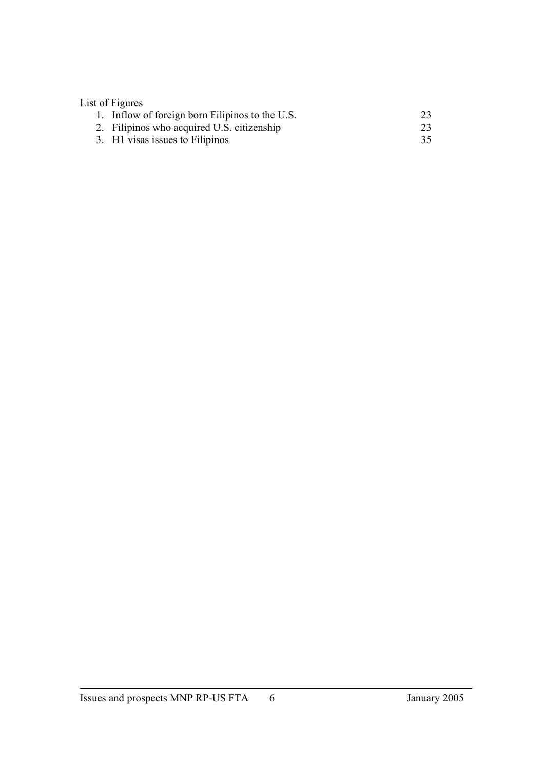List of Figures

1. Inflow of foreign born Filipinos to the U.S. 23
2. Filipinos who acquired U.S. citizenship 23
3. H1 visas issues to Filipinos 35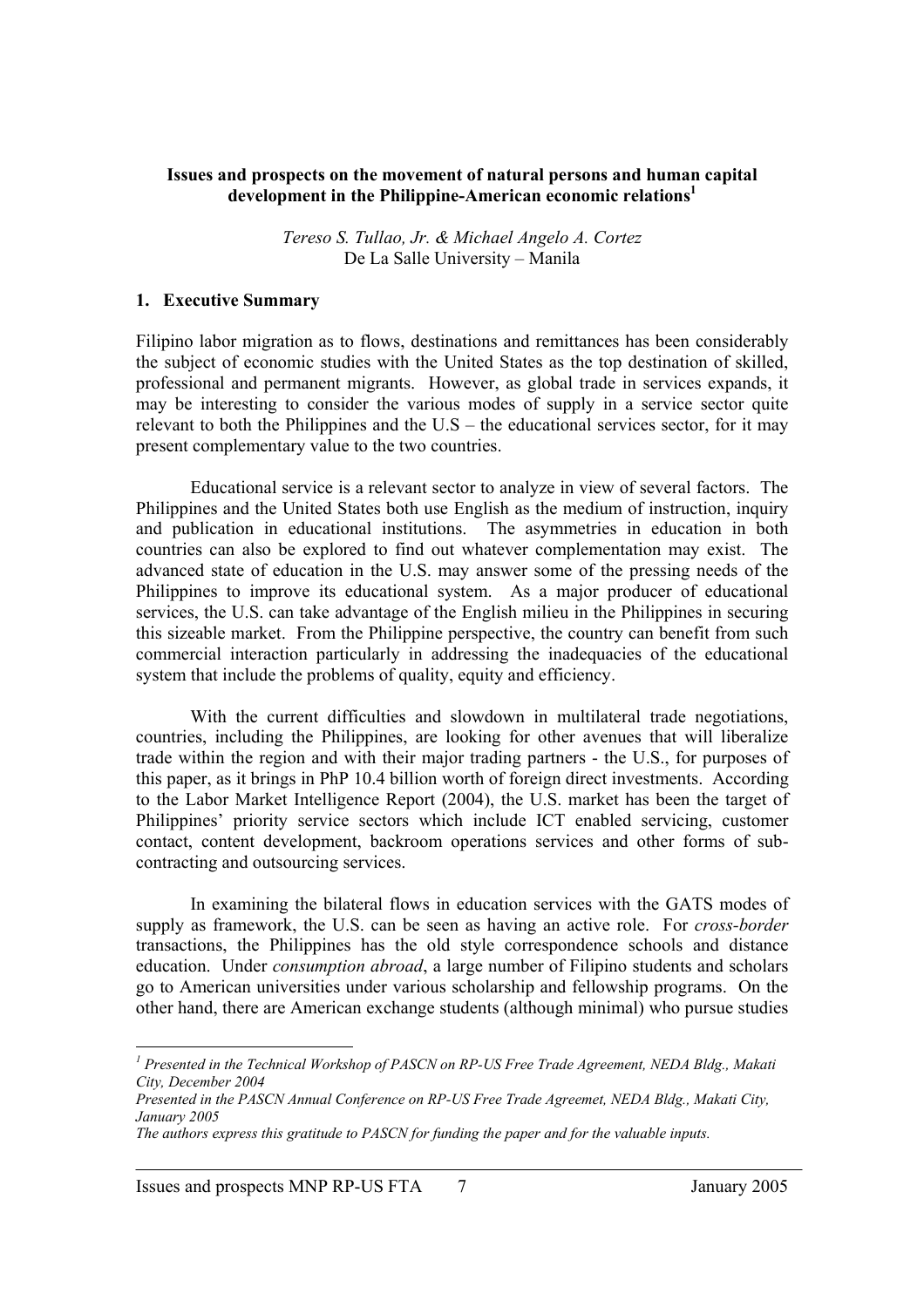**Issues and prospects on the movement of natural persons and human capital development in the Philippine-American economic relations[1]**

*Tereso S. Tullao, Jr. & Michael Angelo A. Cortez*
De La Salle University – Manila

## 1. Executive Summary

Filipino labor migration as to flows, destinations and remittances has been considerably the subject of economic studies with the United States as the top destination of skilled, professional and permanent migrants. However, as global trade in services expands, it may be interesting to consider the various modes of supply in a service sector quite relevant to both the Philippines and the U.S – the educational services sector, for it may present complementary value to the two countries.

Educational service is a relevant sector to analyze in view of several factors. The Philippines and the United States both use English as the medium of instruction, inquiry and publication in educational institutions. The asymmetries in education in both countries can also be explored to find out whatever complementation may exist. The advanced state of education in the U.S. may answer some of the pressing needs of the Philippines to improve its educational system. As a major producer of educational services, the U.S. can take advantage of the English milieu in the Philippines in securing this sizeable market. From the Philippine perspective, the country can benefit from such commercial interaction particularly in addressing the inadequacies of the educational system that include the problems of quality, equity and efficiency.

With the current difficulties and slowdown in multilateral trade negotiations, countries, including the Philippines, are looking for other avenues that will liberalize trade within the region and with their major trading partners - the U.S., for purposes of this paper, as it brings in PhP 10.4 billion worth of foreign direct investments. According to the Labor Market Intelligence Report (2004), the U.S. market has been the target of Philippines' priority service sectors which include ICT enabled servicing, customer contact, content development, backroom operations services and other forms of sub-contracting and outsourcing services.

In examining the bilateral flows in education services with the GATS modes of supply as framework, the U.S. can be seen as having an active role. For *cross-border* transactions, the Philippines has the old style correspondence schools and distance education. Under *consumption abroad*, a large number of Filipino students and scholars go to American universities under various scholarship and fellowship programs. On the other hand, there are American exchange students (although minimal) who pursue studies

---

*[1] Presented in the Technical Workshop of PASCN on RP-US Free Trade Agreement, NEDA Bldg., Makati City, December 2004*

*Presented in the PASCN Annual Conference on RP-US Free Trade Agreemet, NEDA Bldg., Makati City, January 2005*

*The authors express this gratitude to PASCN for funding the paper and for the valuable inputs.*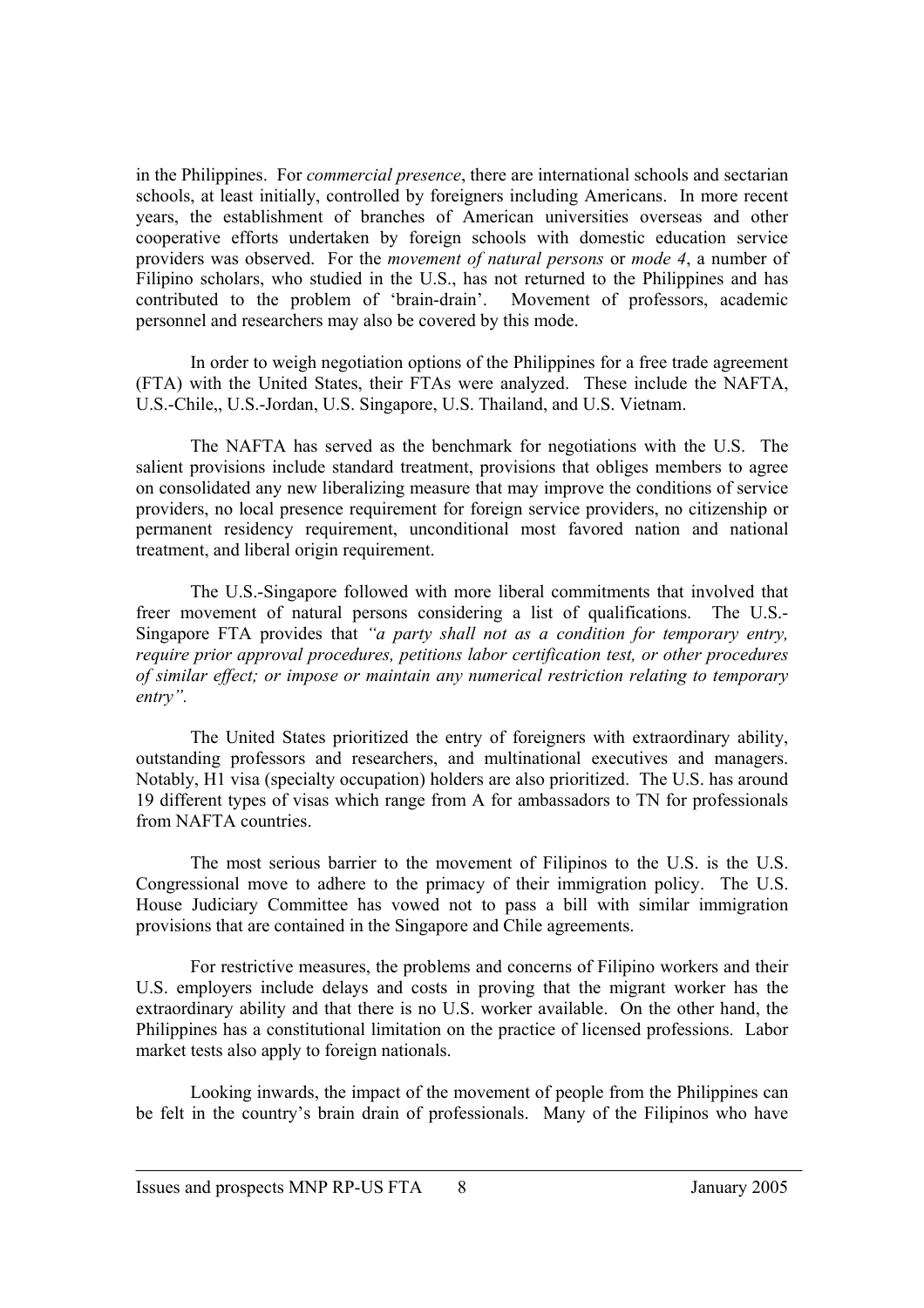in the Philippines. For *commercial presence*, there are international schools and sectarian schools, at least initially, controlled by foreigners including Americans. In more recent years, the establishment of branches of American universities overseas and other cooperative efforts undertaken by foreign schools with domestic education service providers was observed. For the *movement of natural persons* or *mode 4*, a number of Filipino scholars, who studied in the U.S., has not returned to the Philippines and has contributed to the problem of 'brain-drain'. Movement of professors, academic personnel and researchers may also be covered by this mode.

In order to weigh negotiation options of the Philippines for a free trade agreement (FTA) with the United States, their FTAs were analyzed. These include the NAFTA, U.S.-Chile,, U.S.-Jordan, U.S. Singapore, U.S. Thailand, and U.S. Vietnam.

The NAFTA has served as the benchmark for negotiations with the U.S. The salient provisions include standard treatment, provisions that obliges members to agree on consolidated any new liberalizing measure that may improve the conditions of service providers, no local presence requirement for foreign service providers, no citizenship or permanent residency requirement, unconditional most favored nation and national treatment, and liberal origin requirement.

The U.S.-Singapore followed with more liberal commitments that involved that freer movement of natural persons considering a list of qualifications. The U.S.-Singapore FTA provides that *"a party shall not as a condition for temporary entry, require prior approval procedures, petitions labor certification test, or other procedures of similar effect; or impose or maintain any numerical restriction relating to temporary entry".*

The United States prioritized the entry of foreigners with extraordinary ability, outstanding professors and researchers, and multinational executives and managers. Notably, H1 visa (specialty occupation) holders are also prioritized. The U.S. has around 19 different types of visas which range from A for ambassadors to TN for professionals from NAFTA countries.

The most serious barrier to the movement of Filipinos to the U.S. is the U.S. Congressional move to adhere to the primacy of their immigration policy. The U.S. House Judiciary Committee has vowed not to pass a bill with similar immigration provisions that are contained in the Singapore and Chile agreements.

For restrictive measures, the problems and concerns of Filipino workers and their U.S. employers include delays and costs in proving that the migrant worker has the extraordinary ability and that there is no U.S. worker available. On the other hand, the Philippines has a constitutional limitation on the practice of licensed professions. Labor market tests also apply to foreign nationals.

Looking inwards, the impact of the movement of people from the Philippines can be felt in the country's brain drain of professionals. Many of the Filipinos who have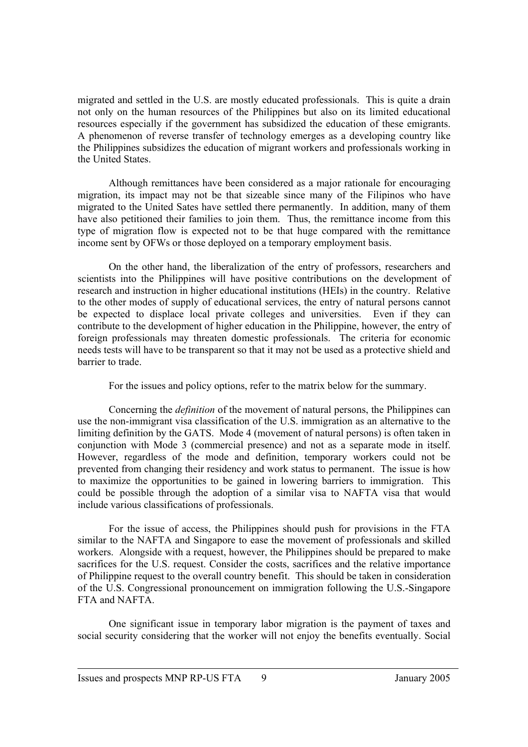migrated and settled in the U.S. are mostly educated professionals. This is quite a drain not only on the human resources of the Philippines but also on its limited educational resources especially if the government has subsidized the education of these emigrants. A phenomenon of reverse transfer of technology emerges as a developing country like the Philippines subsidizes the education of migrant workers and professionals working in the United States.

Although remittances have been considered as a major rationale for encouraging migration, its impact may not be that sizeable since many of the Filipinos who have migrated to the United Sates have settled there permanently. In addition, many of them have also petitioned their families to join them. Thus, the remittance income from this type of migration flow is expected not to be that huge compared with the remittance income sent by OFWs or those deployed on a temporary employment basis.

On the other hand, the liberalization of the entry of professors, researchers and scientists into the Philippines will have positive contributions on the development of research and instruction in higher educational institutions (HEIs) in the country. Relative to the other modes of supply of educational services, the entry of natural persons cannot be expected to displace local private colleges and universities. Even if they can contribute to the development of higher education in the Philippine, however, the entry of foreign professionals may threaten domestic professionals. The criteria for economic needs tests will have to be transparent so that it may not be used as a protective shield and barrier to trade.

For the issues and policy options, refer to the matrix below for the summary.

Concerning the *definition* of the movement of natural persons, the Philippines can use the non-immigrant visa classification of the U.S. immigration as an alternative to the limiting definition by the GATS. Mode 4 (movement of natural persons) is often taken in conjunction with Mode 3 (commercial presence) and not as a separate mode in itself. However, regardless of the mode and definition, temporary workers could not be prevented from changing their residency and work status to permanent. The issue is how to maximize the opportunities to be gained in lowering barriers to immigration. This could be possible through the adoption of a similar visa to NAFTA visa that would include various classifications of professionals.

For the issue of access, the Philippines should push for provisions in the FTA similar to the NAFTA and Singapore to ease the movement of professionals and skilled workers. Alongside with a request, however, the Philippines should be prepared to make sacrifices for the U.S. request. Consider the costs, sacrifices and the relative importance of Philippine request to the overall country benefit. This should be taken in consideration of the U.S. Congressional pronouncement on immigration following the U.S.-Singapore FTA and NAFTA.

One significant issue in temporary labor migration is the payment of taxes and social security considering that the worker will not enjoy the benefits eventually. Social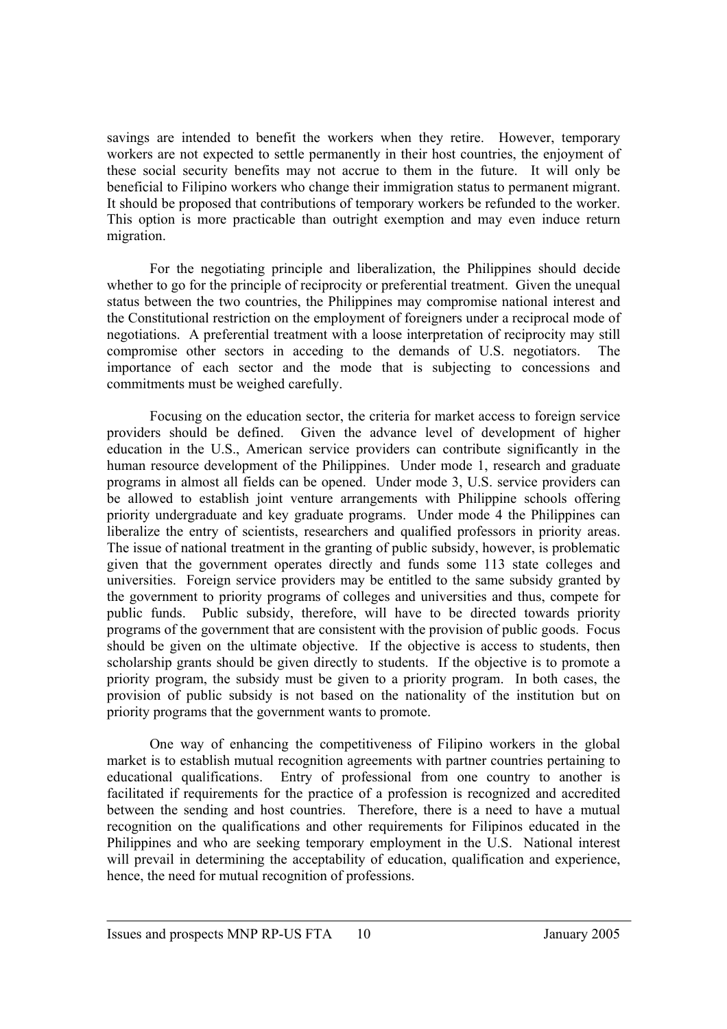savings are intended to benefit the workers when they retire. However, temporary workers are not expected to settle permanently in their host countries, the enjoyment of these social security benefits may not accrue to them in the future. It will only be beneficial to Filipino workers who change their immigration status to permanent migrant. It should be proposed that contributions of temporary workers be refunded to the worker. This option is more practicable than outright exemption and may even induce return migration.

For the negotiating principle and liberalization, the Philippines should decide whether to go for the principle of reciprocity or preferential treatment. Given the unequal status between the two countries, the Philippines may compromise national interest and the Constitutional restriction on the employment of foreigners under a reciprocal mode of negotiations. A preferential treatment with a loose interpretation of reciprocity may still compromise other sectors in acceding to the demands of U.S. negotiators. The importance of each sector and the mode that is subjecting to concessions and commitments must be weighed carefully.

Focusing on the education sector, the criteria for market access to foreign service providers should be defined. Given the advance level of development of higher education in the U.S., American service providers can contribute significantly in the human resource development of the Philippines. Under mode 1, research and graduate programs in almost all fields can be opened. Under mode 3, U.S. service providers can be allowed to establish joint venture arrangements with Philippine schools offering priority undergraduate and key graduate programs. Under mode 4 the Philippines can liberalize the entry of scientists, researchers and qualified professors in priority areas. The issue of national treatment in the granting of public subsidy, however, is problematic given that the government operates directly and funds some 113 state colleges and universities. Foreign service providers may be entitled to the same subsidy granted by the government to priority programs of colleges and universities and thus, compete for public funds. Public subsidy, therefore, will have to be directed towards priority programs of the government that are consistent with the provision of public goods. Focus should be given on the ultimate objective. If the objective is access to students, then scholarship grants should be given directly to students. If the objective is to promote a priority program, the subsidy must be given to a priority program. In both cases, the provision of public subsidy is not based on the nationality of the institution but on priority programs that the government wants to promote.

One way of enhancing the competitiveness of Filipino workers in the global market is to establish mutual recognition agreements with partner countries pertaining to educational qualifications. Entry of professional from one country to another is facilitated if requirements for the practice of a profession is recognized and accredited between the sending and host countries. Therefore, there is a need to have a mutual recognition on the qualifications and other requirements for Filipinos educated in the Philippines and who are seeking temporary employment in the U.S. National interest will prevail in determining the acceptability of education, qualification and experience, hence, the need for mutual recognition of professions.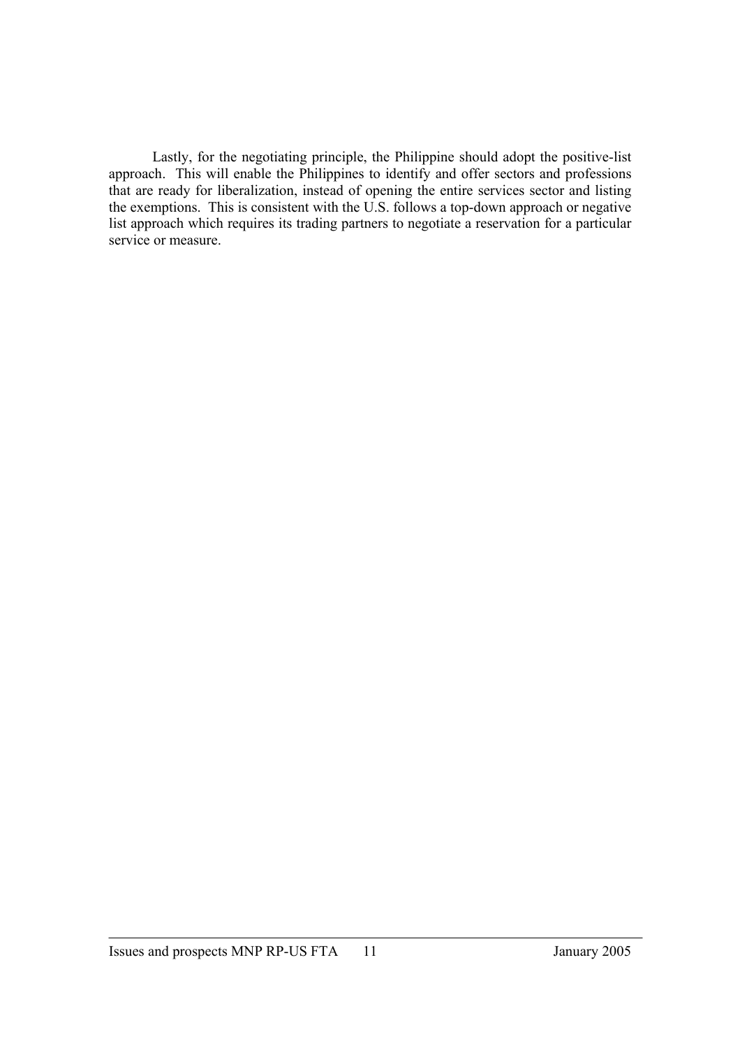Lastly, for the negotiating principle, the Philippine should adopt the positive-list approach. This will enable the Philippines to identify and offer sectors and professions that are ready for liberalization, instead of opening the entire services sector and listing the exemptions. This is consistent with the U.S. follows a top-down approach or negative list approach which requires its trading partners to negotiate a reservation for a particular service or measure.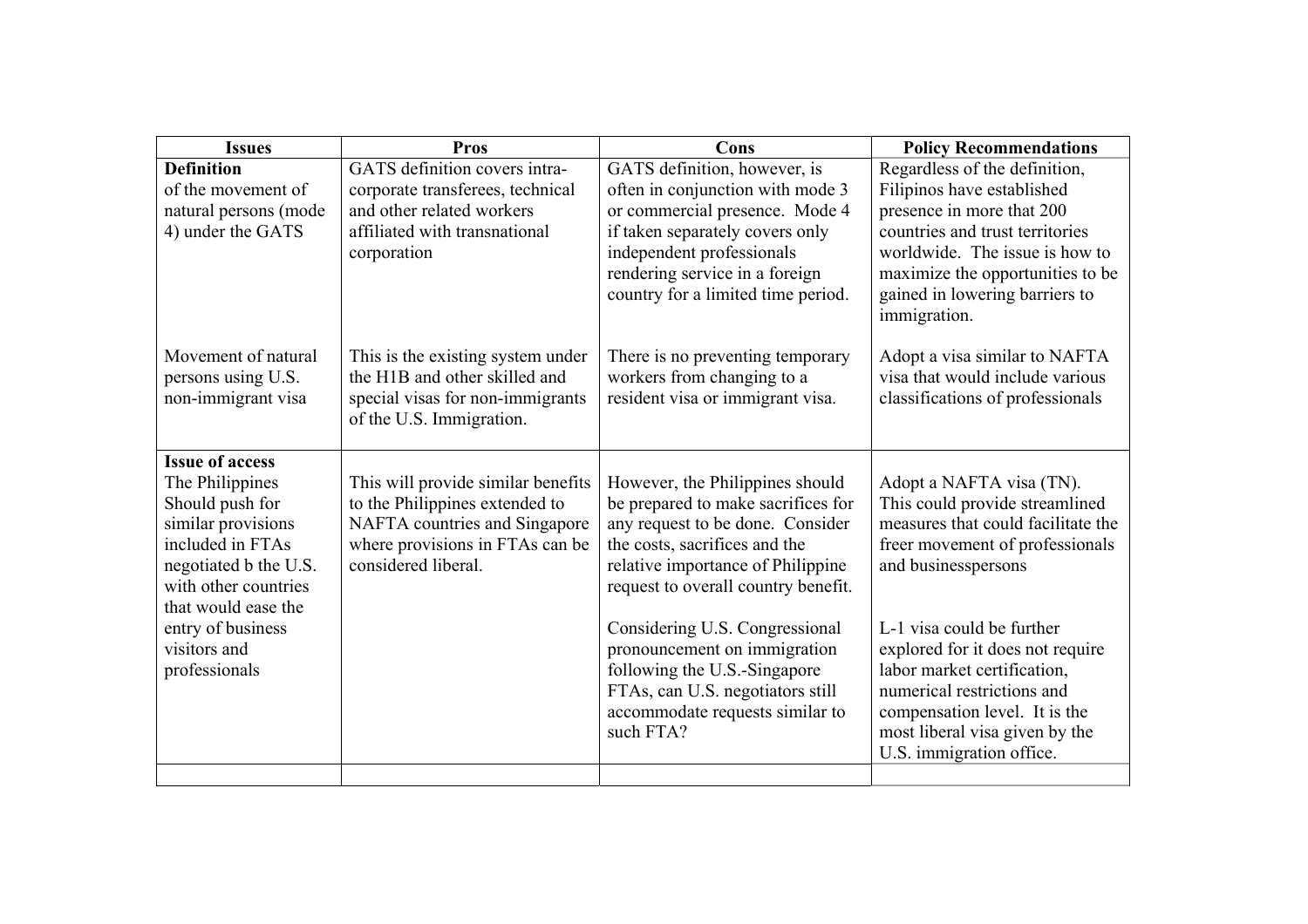| Issues | Pros | Cons | Policy Recommendations |
|---|---|---|---|
| **Definition** of the movement of natural persons (mode 4) under the GATS | GATS definition covers intra-corporate transferees, technical and other related workers affiliated with transnational corporation | GATS definition, however, is often in conjunction with mode 3 or commercial presence. Mode 4 if taken separately covers only independent professionals rendering service in a foreign country for a limited time period. | Regardless of the definition, Filipinos have established presence in more that 200 countries and trust territories worldwide. The issue is how to maximize the opportunities to be gained in lowering barriers to immigration. |
| Movement of natural persons using U.S. non-immigrant visa | This is the existing system under the H1B and other skilled and special visas for non-immigrants of the U.S. Immigration. | There is no preventing temporary workers from changing to a resident visa or immigrant visa. | Adopt a visa similar to NAFTA visa that would include various classifications of professionals |
| **Issue of access** The Philippines Should push for similar provisions included in FTAs negotiated b the U.S. with other countries that would ease the entry of business visitors and professionals | This will provide similar benefits to the Philippines extended to NAFTA countries and Singapore where provisions in FTAs can be considered liberal. | However, the Philippines should be prepared to make sacrifices for any request to be done. Consider the costs, sacrifices and the relative importance of Philippine request to overall country benefit.<br><br>Considering U.S. Congressional pronouncement on immigration following the U.S.-Singapore FTAs, can U.S. negotiators still accommodate requests similar to such FTA? | Adopt a NAFTA visa (TN). This could provide streamlined measures that could facilitate the freer movement of professionals and businesspersons<br><br>L-1 visa could be further explored for it does not require labor market certification, numerical restrictions and compensation level. It is the most liberal visa given by the U.S. immigration office. |
| | | | |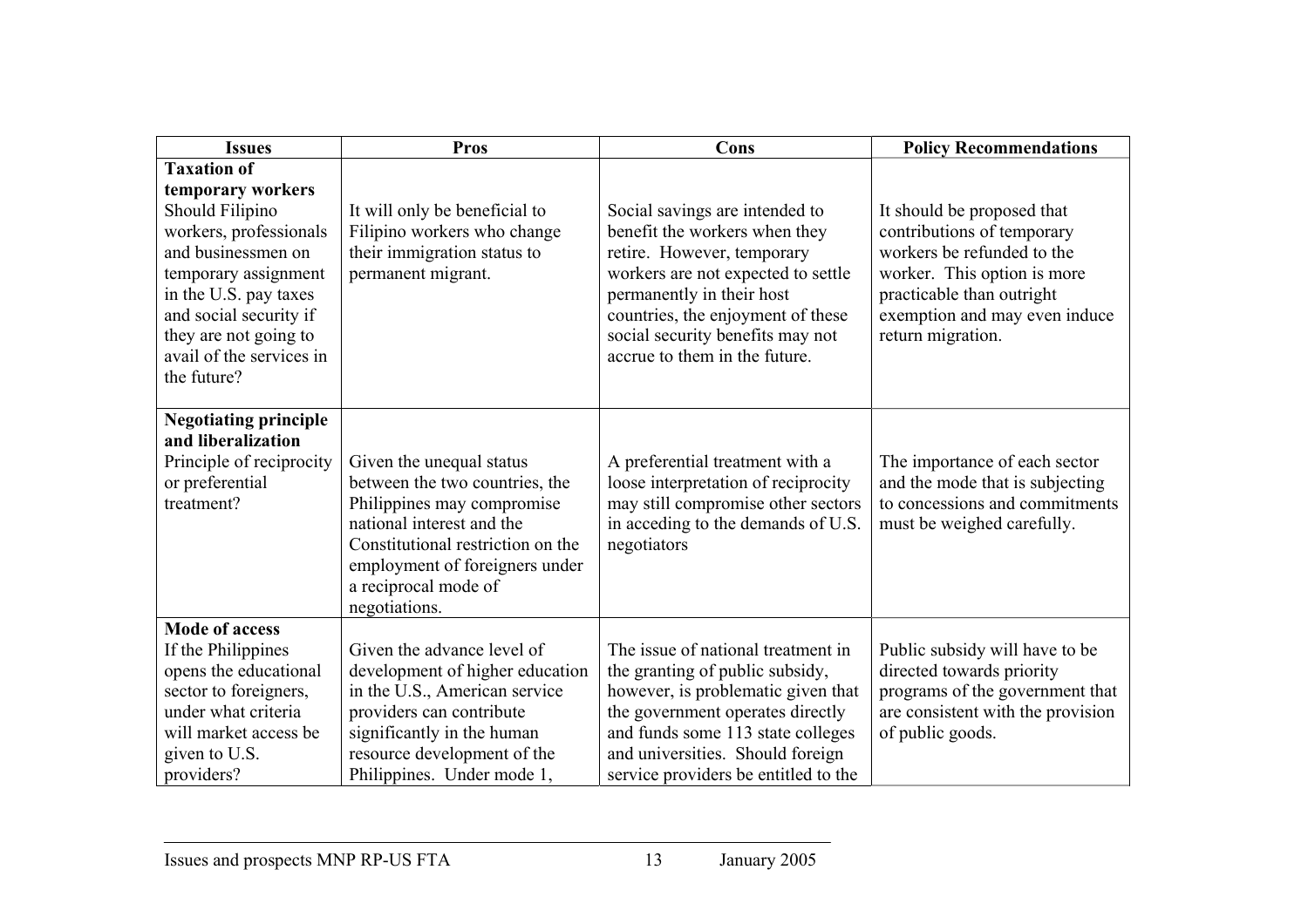| Issues | Pros | Cons | Policy Recommendations |
|---|---|---|---|
| **Taxation of temporary workers** Should Filipino workers, professionals and businessmen on temporary assignment in the U.S. pay taxes and social security if they are not going to avail of the services in the future? | It will only be beneficial to Filipino workers who change their immigration status to permanent migrant. | Social savings are intended to benefit the workers when they retire. However, temporary workers are not expected to settle permanently in their host countries, the enjoyment of these social security benefits may not accrue to them in the future. | It should be proposed that contributions of temporary workers be refunded to the worker. This option is more practicable than outright exemption and may even induce return migration. |
| **Negotiating principle and liberalization** Principle of reciprocity or preferential treatment? | Given the unequal status between the two countries, the Philippines may compromise national interest and the Constitutional restriction on the employment of foreigners under a reciprocal mode of negotiations. | A preferential treatment with a loose interpretation of reciprocity may still compromise other sectors in acceding to the demands of U.S. negotiators | The importance of each sector and the mode that is subjecting to concessions and commitments must be weighed carefully. |
| **Mode of access** If the Philippines opens the educational sector to foreigners, under what criteria will market access be given to U.S. providers? | Given the advance level of development of higher education in the U.S., American service providers can contribute significantly in the human resource development of the Philippines. Under mode 1, | The issue of national treatment in the granting of public subsidy, however, is problematic given that the government operates directly and funds some 113 state colleges and universities. Should foreign service providers be entitled to the | Public subsidy will have to be directed towards priority programs of the government that are consistent with the provision of public goods. |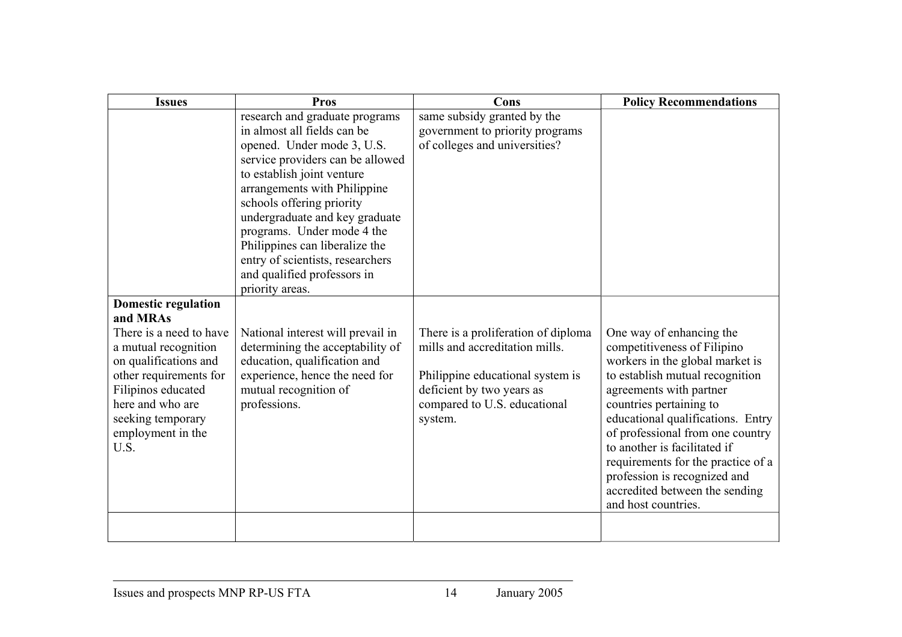| Issues | Pros | Cons | Policy Recommendations |
|---|---|---|---|
| | research and graduate programs in almost all fields can be opened. Under mode 3, U.S. service providers can be allowed to establish joint venture arrangements with Philippine schools offering priority undergraduate and key graduate programs. Under mode 4 the Philippines can liberalize the entry of scientists, researchers and qualified professors in priority areas. | same subsidy granted by the government to priority programs of colleges and universities? | |
| **Domestic regulation and MRAs** There is a need to have a mutual recognition on qualifications and other requirements for Filipinos educated here and who are seeking temporary employment in the U.S. | National interest will prevail in determining the acceptability of education, qualification and experience, hence the need for mutual recognition of professions. | There is a proliferation of diploma mills and accreditation mills. Philippine educational system is deficient by two years as compared to U.S. educational system. | One way of enhancing the competitiveness of Filipino workers in the global market is to establish mutual recognition agreements with partner countries pertaining to educational qualifications. Entry of professional from one country to another is facilitated if requirements for the practice of a profession is recognized and accredited between the sending and host countries. |
| | | | |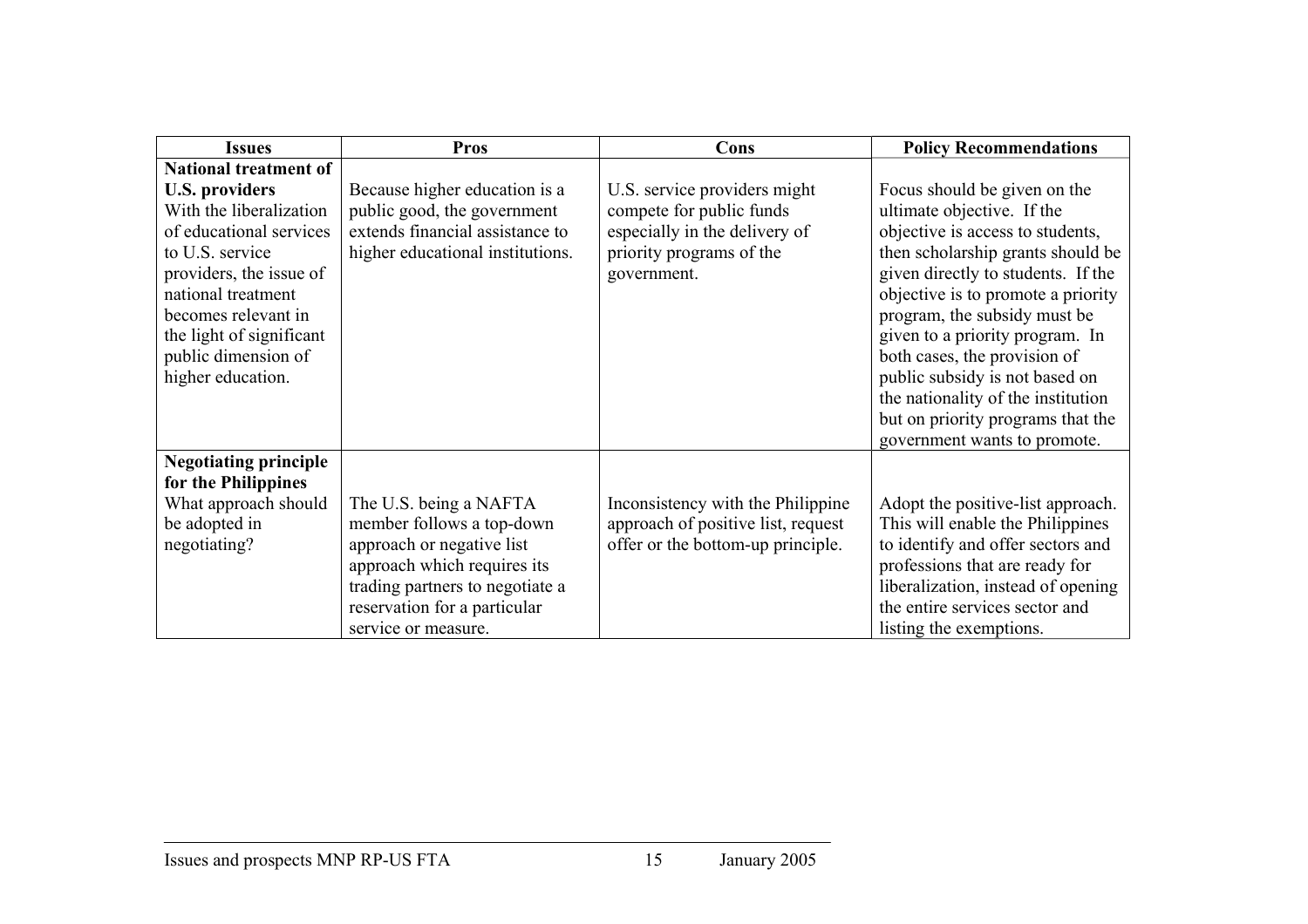| Issues | Pros | Cons | Policy Recommendations |
|---|---|---|---|
| **National treatment of U.S. providers** With the liberalization of educational services to U.S. service providers, the issue of national treatment becomes relevant in the light of significant public dimension of higher education. | Because higher education is a public good, the government extends financial assistance to higher educational institutions. | U.S. service providers might compete for public funds especially in the delivery of priority programs of the government. | Focus should be given on the ultimate objective. If the objective is access to students, then scholarship grants should be given directly to students. If the objective is to promote a priority program, the subsidy must be given to a priority program. In both cases, the provision of public subsidy is not based on the nationality of the institution but on priority programs that the government wants to promote. |
| **Negotiating principle for the Philippines** What approach should be adopted in negotiating? | The U.S. being a NAFTA member follows a top-down approach or negative list approach which requires its trading partners to negotiate a reservation for a particular service or measure. | Inconsistency with the Philippine approach of positive list, request offer or the bottom-up principle. | Adopt the positive-list approach. This will enable the Philippines to identify and offer sectors and professions that are ready for liberalization, instead of opening the entire services sector and listing the exemptions. |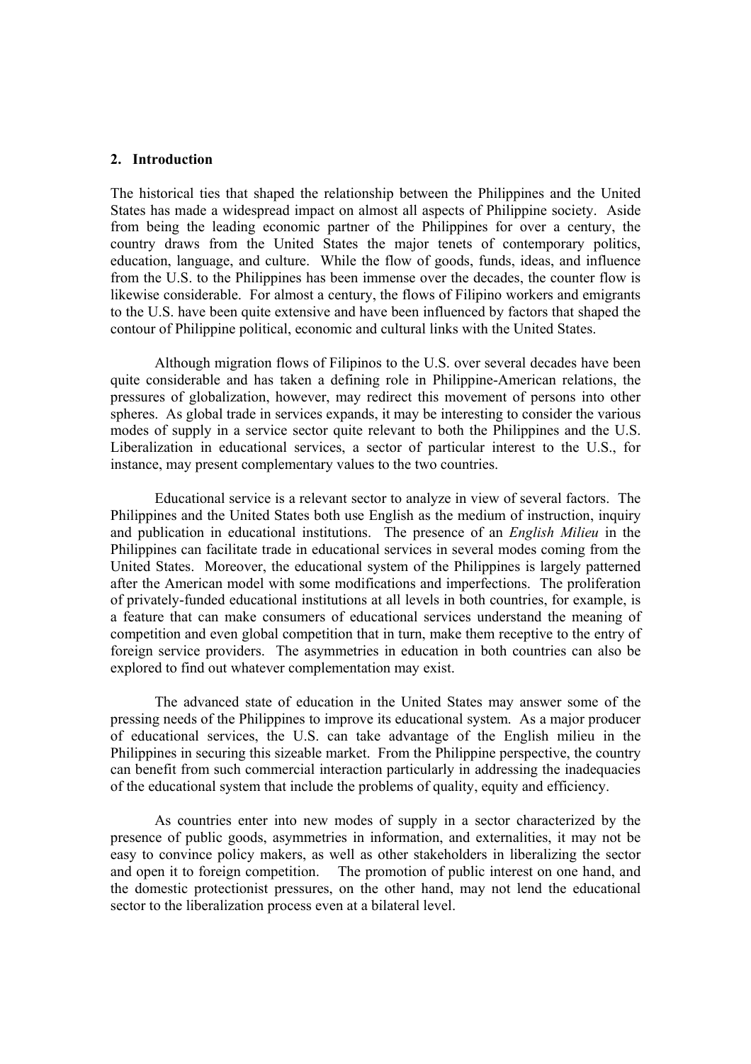## 2. Introduction

The historical ties that shaped the relationship between the Philippines and the United States has made a widespread impact on almost all aspects of Philippine society. Aside from being the leading economic partner of the Philippines for over a century, the country draws from the United States the major tenets of contemporary politics, education, language, and culture. While the flow of goods, funds, ideas, and influence from the U.S. to the Philippines has been immense over the decades, the counter flow is likewise considerable. For almost a century, the flows of Filipino workers and emigrants to the U.S. have been quite extensive and have been influenced by factors that shaped the contour of Philippine political, economic and cultural links with the United States.

Although migration flows of Filipinos to the U.S. over several decades have been quite considerable and has taken a defining role in Philippine-American relations, the pressures of globalization, however, may redirect this movement of persons into other spheres. As global trade in services expands, it may be interesting to consider the various modes of supply in a service sector quite relevant to both the Philippines and the U.S. Liberalization in educational services, a sector of particular interest to the U.S., for instance, may present complementary values to the two countries.

Educational service is a relevant sector to analyze in view of several factors. The Philippines and the United States both use English as the medium of instruction, inquiry and publication in educational institutions. The presence of an *English Milieu* in the Philippines can facilitate trade in educational services in several modes coming from the United States. Moreover, the educational system of the Philippines is largely patterned after the American model with some modifications and imperfections. The proliferation of privately-funded educational institutions at all levels in both countries, for example, is a feature that can make consumers of educational services understand the meaning of competition and even global competition that in turn, make them receptive to the entry of foreign service providers. The asymmetries in education in both countries can also be explored to find out whatever complementation may exist.

The advanced state of education in the United States may answer some of the pressing needs of the Philippines to improve its educational system. As a major producer of educational services, the U.S. can take advantage of the English milieu in the Philippines in securing this sizeable market. From the Philippine perspective, the country can benefit from such commercial interaction particularly in addressing the inadequacies of the educational system that include the problems of quality, equity and efficiency.

As countries enter into new modes of supply in a sector characterized by the presence of public goods, asymmetries in information, and externalities, it may not be easy to convince policy makers, as well as other stakeholders in liberalizing the sector and open it to foreign competition. The promotion of public interest on one hand, and the domestic protectionist pressures, on the other hand, may not lend the educational sector to the liberalization process even at a bilateral level.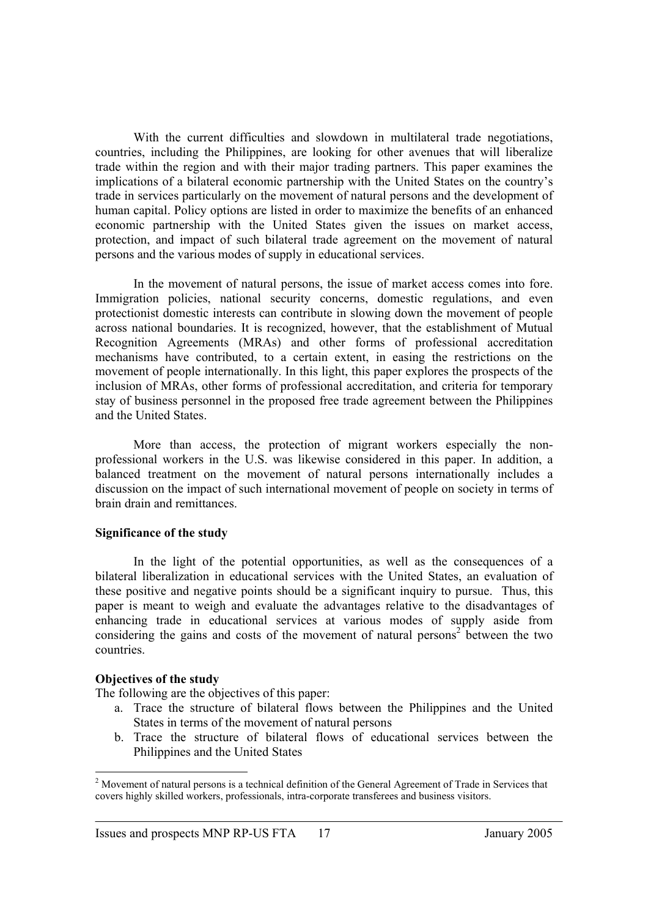With the current difficulties and slowdown in multilateral trade negotiations, countries, including the Philippines, are looking for other avenues that will liberalize trade within the region and with their major trading partners. This paper examines the implications of a bilateral economic partnership with the United States on the country's trade in services particularly on the movement of natural persons and the development of human capital. Policy options are listed in order to maximize the benefits of an enhanced economic partnership with the United States given the issues on market access, protection, and impact of such bilateral trade agreement on the movement of natural persons and the various modes of supply in educational services.

In the movement of natural persons, the issue of market access comes into fore. Immigration policies, national security concerns, domestic regulations, and even protectionist domestic interests can contribute in slowing down the movement of people across national boundaries. It is recognized, however, that the establishment of Mutual Recognition Agreements (MRAs) and other forms of professional accreditation mechanisms have contributed, to a certain extent, in easing the restrictions on the movement of people internationally. In this light, this paper explores the prospects of the inclusion of MRAs, other forms of professional accreditation, and criteria for temporary stay of business personnel in the proposed free trade agreement between the Philippines and the United States.

More than access, the protection of migrant workers especially the non-professional workers in the U.S. was likewise considered in this paper. In addition, a balanced treatment on the movement of natural persons internationally includes a discussion on the impact of such international movement of people on society in terms of brain drain and remittances.

**Significance of the study**

In the light of the potential opportunities, as well as the consequences of a bilateral liberalization in educational services with the United States, an evaluation of these positive and negative points should be a significant inquiry to pursue. Thus, this paper is meant to weigh and evaluate the advantages relative to the disadvantages of enhancing trade in educational services at various modes of supply aside from considering the gains and costs of the movement of natural persons[2] between the two countries.

**Objectives of the study**

The following are the objectives of this paper:

a. Trace the structure of bilateral flows between the Philippines and the United States in terms of the movement of natural persons
b. Trace the structure of bilateral flows of educational services between the Philippines and the United States

[2] Movement of natural persons is a technical definition of the General Agreement of Trade in Services that covers highly skilled workers, professionals, intra-corporate transferees and business visitors.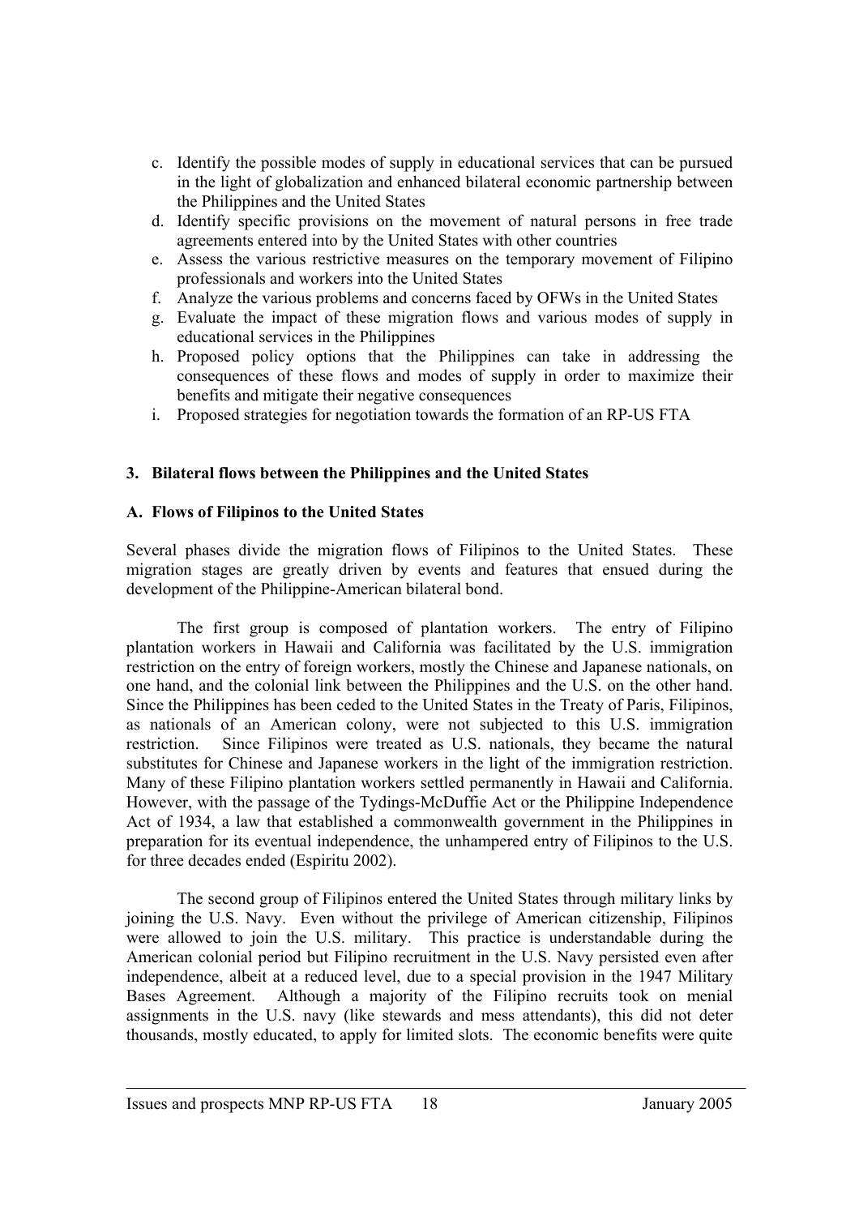c. Identify the possible modes of supply in educational services that can be pursued in the light of globalization and enhanced bilateral economic partnership between the Philippines and the United States
d. Identify specific provisions on the movement of natural persons in free trade agreements entered into by the United States with other countries
e. Assess the various restrictive measures on the temporary movement of Filipino professionals and workers into the United States
f. Analyze the various problems and concerns faced by OFWs in the United States
g. Evaluate the impact of these migration flows and various modes of supply in educational services in the Philippines
h. Proposed policy options that the Philippines can take in addressing the consequences of these flows and modes of supply in order to maximize their benefits and mitigate their negative consequences
i. Proposed strategies for negotiation towards the formation of an RP-US FTA

## 3. Bilateral flows between the Philippines and the United States

### A. Flows of Filipinos to the United States

Several phases divide the migration flows of Filipinos to the United States. These migration stages are greatly driven by events and features that ensued during the development of the Philippine-American bilateral bond.

The first group is composed of plantation workers. The entry of Filipino plantation workers in Hawaii and California was facilitated by the U.S. immigration restriction on the entry of foreign workers, mostly the Chinese and Japanese nationals, on one hand, and the colonial link between the Philippines and the U.S. on the other hand. Since the Philippines has been ceded to the United States in the Treaty of Paris, Filipinos, as nationals of an American colony, were not subjected to this U.S. immigration restriction. Since Filipinos were treated as U.S. nationals, they became the natural substitutes for Chinese and Japanese workers in the light of the immigration restriction. Many of these Filipino plantation workers settled permanently in Hawaii and California. However, with the passage of the Tydings-McDuffie Act or the Philippine Independence Act of 1934, a law that established a commonwealth government in the Philippines in preparation for its eventual independence, the unhampered entry of Filipinos to the U.S. for three decades ended (Espiritu 2002).

The second group of Filipinos entered the United States through military links by joining the U.S. Navy. Even without the privilege of American citizenship, Filipinos were allowed to join the U.S. military. This practice is understandable during the American colonial period but Filipino recruitment in the U.S. Navy persisted even after independence, albeit at a reduced level, due to a special provision in the 1947 Military Bases Agreement. Although a majority of the Filipino recruits took on menial assignments in the U.S. navy (like stewards and mess attendants), this did not deter thousands, mostly educated, to apply for limited slots. The economic benefits were quite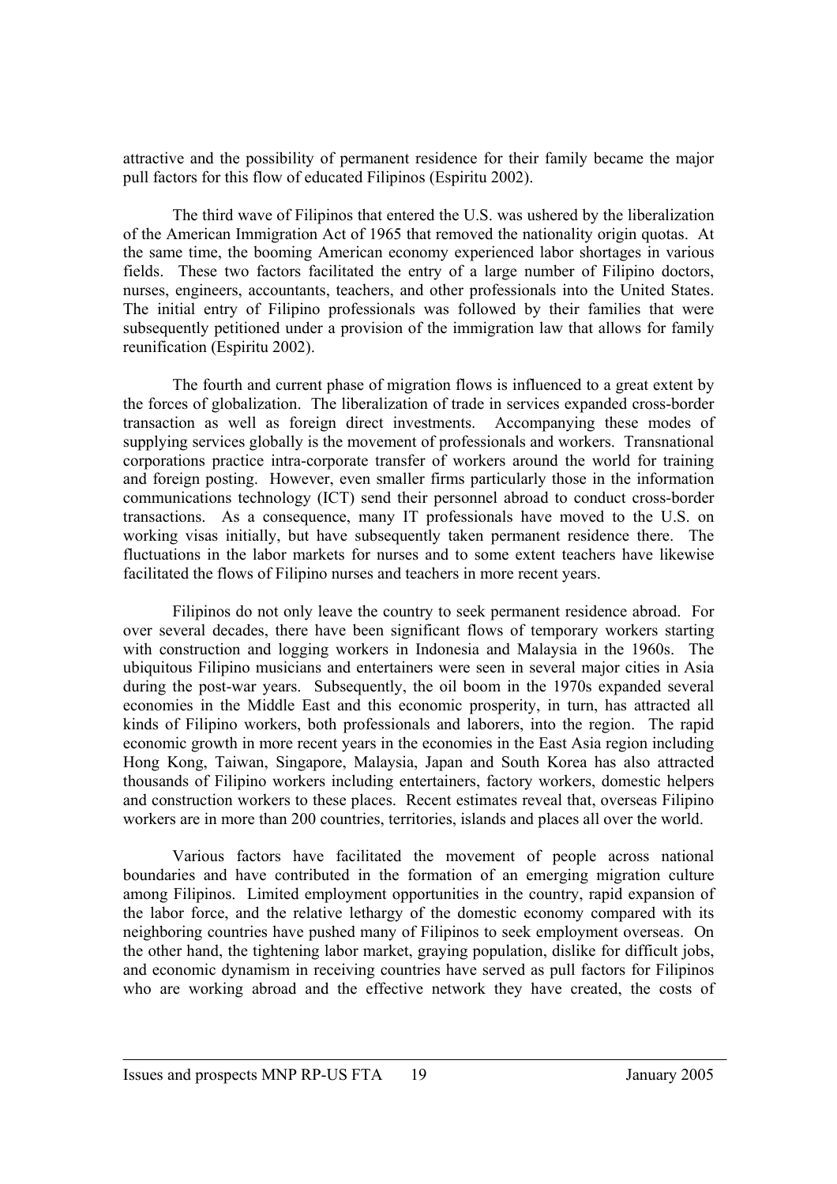attractive and the possibility of permanent residence for their family became the major pull factors for this flow of educated Filipinos (Espiritu 2002).

The third wave of Filipinos that entered the U.S. was ushered by the liberalization of the American Immigration Act of 1965 that removed the nationality origin quotas. At the same time, the booming American economy experienced labor shortages in various fields. These two factors facilitated the entry of a large number of Filipino doctors, nurses, engineers, accountants, teachers, and other professionals into the United States. The initial entry of Filipino professionals was followed by their families that were subsequently petitioned under a provision of the immigration law that allows for family reunification (Espiritu 2002).

The fourth and current phase of migration flows is influenced to a great extent by the forces of globalization. The liberalization of trade in services expanded cross-border transaction as well as foreign direct investments. Accompanying these modes of supplying services globally is the movement of professionals and workers. Transnational corporations practice intra-corporate transfer of workers around the world for training and foreign posting. However, even smaller firms particularly those in the information communications technology (ICT) send their personnel abroad to conduct cross-border transactions. As a consequence, many IT professionals have moved to the U.S. on working visas initially, but have subsequently taken permanent residence there. The fluctuations in the labor markets for nurses and to some extent teachers have likewise facilitated the flows of Filipino nurses and teachers in more recent years.

Filipinos do not only leave the country to seek permanent residence abroad. For over several decades, there have been significant flows of temporary workers starting with construction and logging workers in Indonesia and Malaysia in the 1960s. The ubiquitous Filipino musicians and entertainers were seen in several major cities in Asia during the post-war years. Subsequently, the oil boom in the 1970s expanded several economies in the Middle East and this economic prosperity, in turn, has attracted all kinds of Filipino workers, both professionals and laborers, into the region. The rapid economic growth in more recent years in the economies in the East Asia region including Hong Kong, Taiwan, Singapore, Malaysia, Japan and South Korea has also attracted thousands of Filipino workers including entertainers, factory workers, domestic helpers and construction workers to these places. Recent estimates reveal that, overseas Filipino workers are in more than 200 countries, territories, islands and places all over the world.

Various factors have facilitated the movement of people across national boundaries and have contributed in the formation of an emerging migration culture among Filipinos. Limited employment opportunities in the country, rapid expansion of the labor force, and the relative lethargy of the domestic economy compared with its neighboring countries have pushed many of Filipinos to seek employment overseas. On the other hand, the tightening labor market, graying population, dislike for difficult jobs, and economic dynamism in receiving countries have served as pull factors for Filipinos who are working abroad and the effective network they have created, the costs of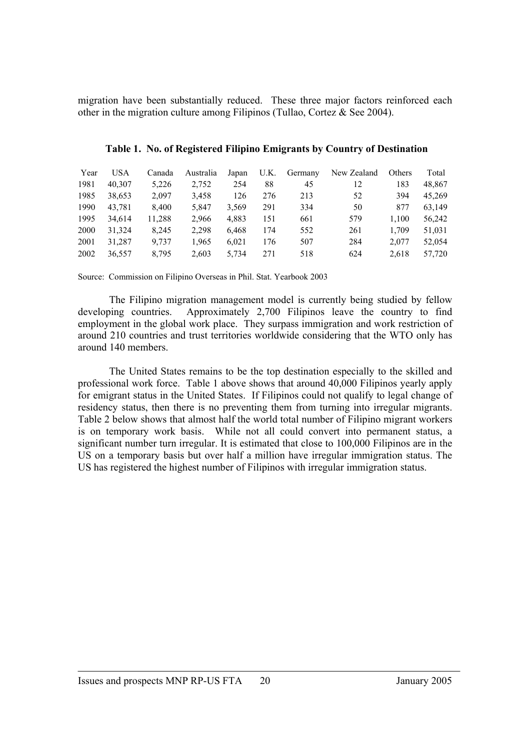migration have been substantially reduced. These three major factors reinforced each other in the migration culture among Filipinos (Tullao, Cortez & See 2004).

**Table 1. No. of Registered Filipino Emigrants by Country of Destination**

| Year | USA | Canada | Australia | Japan | U.K. | Germany | New Zealand | Others | Total |
|---|---|---|---|---|---|---|---|---|---|
| 1981 | 40,307 | 5,226 | 2,752 | 254 | 88 | 45 | 12 | 183 | 48,867 |
| 1985 | 38,653 | 2,097 | 3,458 | 126 | 276 | 213 | 52 | 394 | 45,269 |
| 1990 | 43,781 | 8,400 | 5,847 | 3,569 | 291 | 334 | 50 | 877 | 63,149 |
| 1995 | 34,614 | 11,288 | 2,966 | 4,883 | 151 | 661 | 579 | 1,100 | 56,242 |
| 2000 | 31,324 | 8,245 | 2,298 | 6,468 | 174 | 552 | 261 | 1,709 | 51,031 |
| 2001 | 31,287 | 9,737 | 1,965 | 6,021 | 176 | 507 | 284 | 2,077 | 52,054 |
| 2002 | 36,557 | 8,795 | 2,603 | 5,734 | 271 | 518 | 624 | 2,618 | 57,720 |

Source: Commission on Filipino Overseas in Phil. Stat. Yearbook 2003

The Filipino migration management model is currently being studied by fellow developing countries. Approximately 2,700 Filipinos leave the country to find employment in the global work place. They surpass immigration and work restriction of around 210 countries and trust territories worldwide considering that the WTO only has around 140 members.

The United States remains to be the top destination especially to the skilled and professional work force. Table 1 above shows that around 40,000 Filipinos yearly apply for emigrant status in the United States. If Filipinos could not qualify to legal change of residency status, then there is no preventing them from turning into irregular migrants. Table 2 below shows that almost half the world total number of Filipino migrant workers is on temporary work basis. While not all could convert into permanent status, a significant number turn irregular. It is estimated that close to 100,000 Filipinos are in the US on a temporary basis but over half a million have irregular immigration status. The US has registered the highest number of Filipinos with irregular immigration status.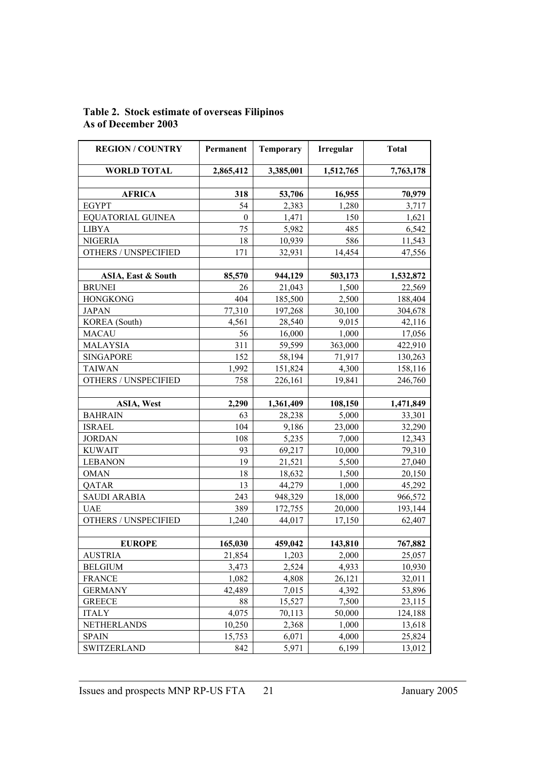**Table 2. Stock estimate of overseas Filipinos**
**As of December 2003**

| REGION / COUNTRY | Permanent | Temporary | Irregular | Total |
|---|---|---|---|---|
| **WORLD TOTAL** | **2,865,412** | **3,385,001** | **1,512,765** | **7,763,178** |
| | | | | |
| **AFRICA** | **318** | **53,706** | **16,955** | **70,979** |
| EGYPT | 54 | 2,383 | 1,280 | 3,717 |
| EQUATORIAL GUINEA | 0 | 1,471 | 150 | 1,621 |
| LIBYA | 75 | 5,982 | 485 | 6,542 |
| NIGERIA | 18 | 10,939 | 586 | 11,543 |
| OTHERS / UNSPECIFIED | 171 | 32,931 | 14,454 | 47,556 |
| | | | | |
| **ASIA, East & South** | **85,570** | **944,129** | **503,173** | **1,532,872** |
| BRUNEI | 26 | 21,043 | 1,500 | 22,569 |
| HONGKONG | 404 | 185,500 | 2,500 | 188,404 |
| JAPAN | 77,310 | 197,268 | 30,100 | 304,678 |
| KOREA (South) | 4,561 | 28,540 | 9,015 | 42,116 |
| MACAU | 56 | 16,000 | 1,000 | 17,056 |
| MALAYSIA | 311 | 59,599 | 363,000 | 422,910 |
| SINGAPORE | 152 | 58,194 | 71,917 | 130,263 |
| TAIWAN | 1,992 | 151,824 | 4,300 | 158,116 |
| OTHERS / UNSPECIFIED | 758 | 226,161 | 19,841 | 246,760 |
| | | | | |
| **ASIA, West** | **2,290** | **1,361,409** | **108,150** | **1,471,849** |
| BAHRAIN | 63 | 28,238 | 5,000 | 33,301 |
| ISRAEL | 104 | 9,186 | 23,000 | 32,290 |
| JORDAN | 108 | 5,235 | 7,000 | 12,343 |
| KUWAIT | 93 | 69,217 | 10,000 | 79,310 |
| LEBANON | 19 | 21,521 | 5,500 | 27,040 |
| OMAN | 18 | 18,632 | 1,500 | 20,150 |
| QATAR | 13 | 44,279 | 1,000 | 45,292 |
| SAUDI ARABIA | 243 | 948,329 | 18,000 | 966,572 |
| UAE | 389 | 172,755 | 20,000 | 193,144 |
| OTHERS / UNSPECIFIED | 1,240 | 44,017 | 17,150 | 62,407 |
| | | | | |
| **EUROPE** | **165,030** | **459,042** | **143,810** | **767,882** |
| AUSTRIA | 21,854 | 1,203 | 2,000 | 25,057 |
| BELGIUM | 3,473 | 2,524 | 4,933 | 10,930 |
| FRANCE | 1,082 | 4,808 | 26,121 | 32,011 |
| GERMANY | 42,489 | 7,015 | 4,392 | 53,896 |
| GREECE | 88 | 15,527 | 7,500 | 23,115 |
| ITALY | 4,075 | 70,113 | 50,000 | 124,188 |
| NETHERLANDS | 10,250 | 2,368 | 1,000 | 13,618 |
| SPAIN | 15,753 | 6,071 | 4,000 | 25,824 |
| SWITZERLAND | 842 | 5,971 | 6,199 | 13,012 |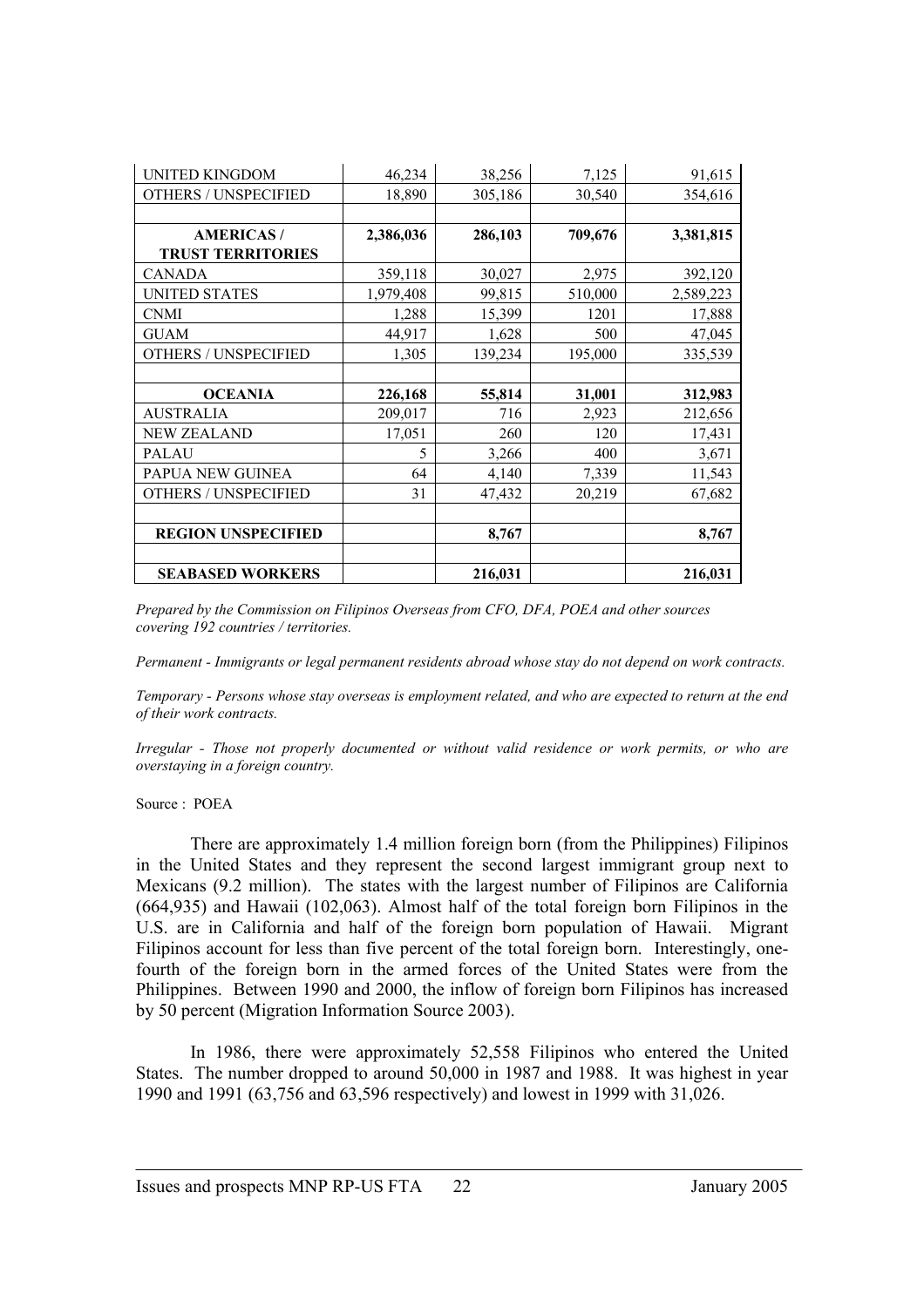| | | | | |
|---|---|---|---|---|
| UNITED KINGDOM | 46,234 | 38,256 | 7,125 | 91,615 |
| OTHERS / UNSPECIFIED | 18,890 | 305,186 | 30,540 | 354,616 |
| | | | | |
| **AMERICAS / TRUST TERRITORIES** | **2,386,036** | **286,103** | **709,676** | **3,381,815** |
| CANADA | 359,118 | 30,027 | 2,975 | 392,120 |
| UNITED STATES | 1,979,408 | 99,815 | 510,000 | 2,589,223 |
| CNMI | 1,288 | 15,399 | 1201 | 17,888 |
| GUAM | 44,917 | 1,628 | 500 | 47,045 |
| OTHERS / UNSPECIFIED | 1,305 | 139,234 | 195,000 | 335,539 |
| | | | | |
| **OCEANIA** | **226,168** | **55,814** | **31,001** | **312,983** |
| AUSTRALIA | 209,017 | 716 | 2,923 | 212,656 |
| NEW ZEALAND | 17,051 | 260 | 120 | 17,431 |
| PALAU | 5 | 3,266 | 400 | 3,671 |
| PAPUA NEW GUINEA | 64 | 4,140 | 7,339 | 11,543 |
| OTHERS / UNSPECIFIED | 31 | 47,432 | 20,219 | 67,682 |
| | | | | |
| **REGION UNSPECIFIED** | | **8,767** | | **8,767** |
| | | | | |
| **SEABASED WORKERS** | | **216,031** | | **216,031** |

*Prepared by the Commission on Filipinos Overseas from CFO, DFA, POEA and other sources covering 192 countries / territories.*

*Permanent - Immigrants or legal permanent residents abroad whose stay do not depend on work contracts.*

*Temporary - Persons whose stay overseas is employment related, and who are expected to return at the end of their work contracts.*

*Irregular - Those not properly documented or without valid residence or work permits, or who are overstaying in a foreign country.*

Source : POEA

There are approximately 1.4 million foreign born (from the Philippines) Filipinos in the United States and they represent the second largest immigrant group next to Mexicans (9.2 million). The states with the largest number of Filipinos are California (664,935) and Hawaii (102,063). Almost half of the total foreign born Filipinos in the U.S. are in California and half of the foreign born population of Hawaii. Migrant Filipinos account for less than five percent of the total foreign born. Interestingly, one-fourth of the foreign born in the armed forces of the United States were from the Philippines. Between 1990 and 2000, the inflow of foreign born Filipinos has increased by 50 percent (Migration Information Source 2003).

In 1986, there were approximately 52,558 Filipinos who entered the United States. The number dropped to around 50,000 in 1987 and 1988. It was highest in year 1990 and 1991 (63,756 and 63,596 respectively) and lowest in 1999 with 31,026.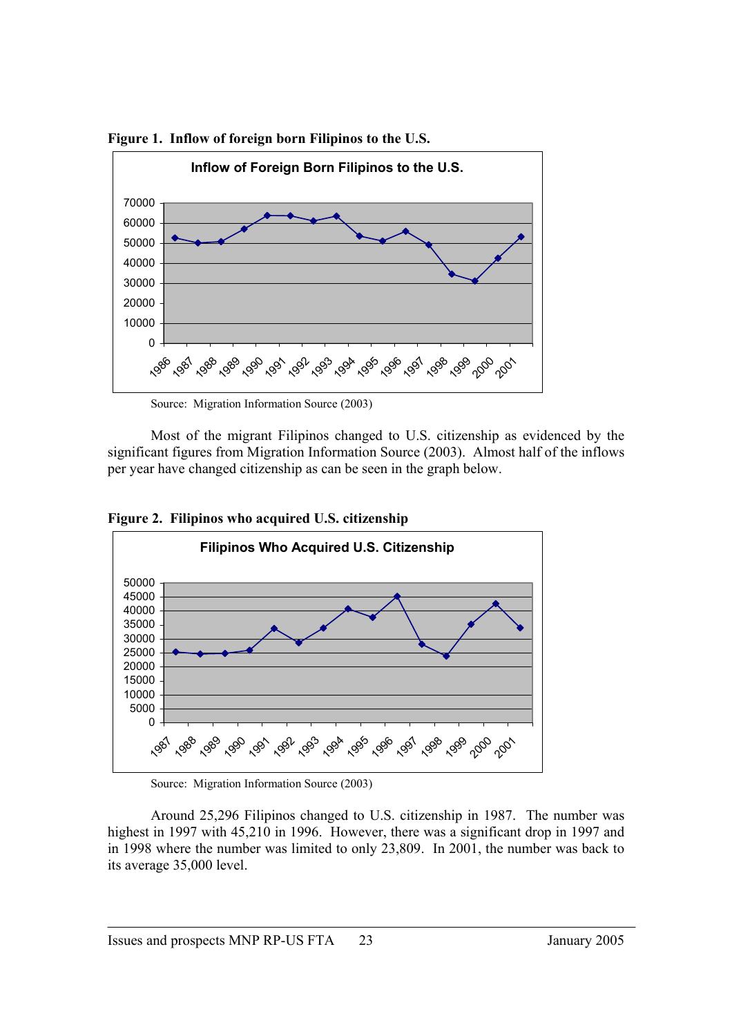**Figure 1. Inflow of foreign born Filipinos to the U.S.**

Inflow of Foreign Born Filipinos to the U.S.

70000
60000
50000
40000
30000
20000
10000
0

1986 1987 1988 1989 1990 1991 1992 1993 1994 1995 1996 1997 1998 1999 2000 2001

Source: Migration Information Source (2003)

Most of the migrant Filipinos changed to U.S. citizenship as evidenced by the significant figures from Migration Information Source (2003). Almost half of the inflows per year have changed citizenship as can be seen in the graph below.

**Figure 2. Filipinos who acquired U.S. citizenship**

Filipinos Who Acquired U.S. Citizenship

50000
45000
40000
35000
30000
25000
20000
15000
10000
5000
0

1987 1988 1989 1990 1991 1992 1993 1994 1995 1996 1997 1998 1999 2000 2001

Source: Migration Information Source (2003)

Around 25,296 Filipinos changed to U.S. citizenship in 1987. The number was highest in 1997 with 45,210 in 1996. However, there was a significant drop in 1997 and in 1998 where the number was limited to only 23,809. In 2001, the number was back to its average 35,000 level.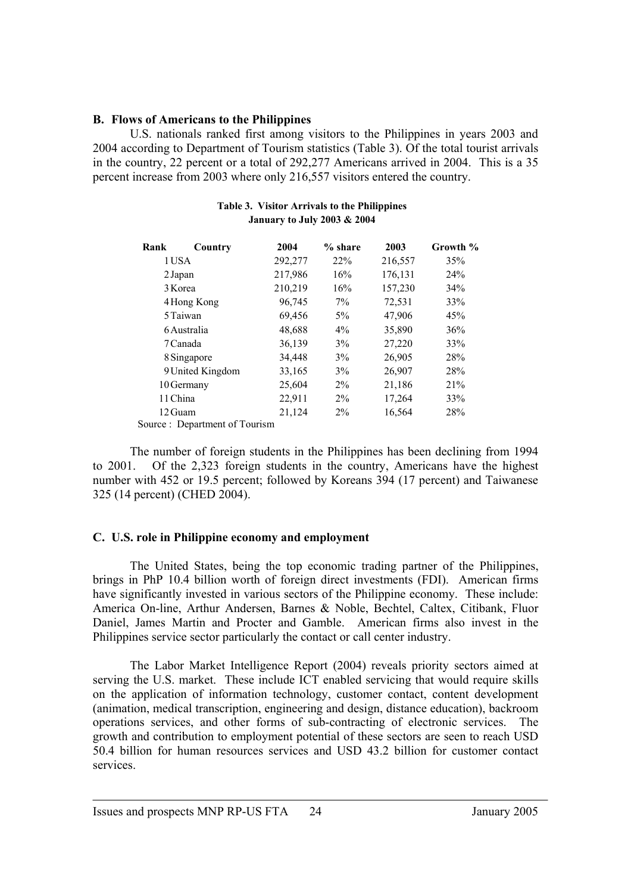### B. Flows of Americans to the Philippines

U.S. nationals ranked first among visitors to the Philippines in years 2003 and 2004 according to Department of Tourism statistics (Table 3). Of the total tourist arrivals in the country, 22 percent or a total of 292,277 Americans arrived in 2004. This is a 35 percent increase from 2003 where only 216,557 visitors entered the country.

**Table 3. Visitor Arrivals to the Philippines**
**January to July 2003 & 2004**

| Rank | Country | 2004 | % share | 2003 | Growth % |
|---|---|---|---|---|---|
| 1 | USA | 292,277 | 22% | 216,557 | 35% |
| 2 | Japan | 217,986 | 16% | 176,131 | 24% |
| 3 | Korea | 210,219 | 16% | 157,230 | 34% |
| 4 | Hong Kong | 96,745 | 7% | 72,531 | 33% |
| 5 | Taiwan | 69,456 | 5% | 47,906 | 45% |
| 6 | Australia | 48,688 | 4% | 35,890 | 36% |
| 7 | Canada | 36,139 | 3% | 27,220 | 33% |
| 8 | Singapore | 34,448 | 3% | 26,905 | 28% |
| 9 | United Kingdom | 33,165 | 3% | 26,907 | 28% |
| 10 | Germany | 25,604 | 2% | 21,186 | 21% |
| 11 | China | 22,911 | 2% | 17,264 | 33% |
| 12 | Guam | 21,124 | 2% | 16,564 | 28% |

Source : Department of Tourism

The number of foreign students in the Philippines has been declining from 1994 to 2001. Of the 2,323 foreign students in the country, Americans have the highest number with 452 or 19.5 percent; followed by Koreans 394 (17 percent) and Taiwanese 325 (14 percent) (CHED 2004).

### C. U.S. role in Philippine economy and employment

The United States, being the top economic trading partner of the Philippines, brings in PhP 10.4 billion worth of foreign direct investments (FDI). American firms have significantly invested in various sectors of the Philippine economy. These include: America On-line, Arthur Andersen, Barnes & Noble, Bechtel, Caltex, Citibank, Fluor Daniel, James Martin and Procter and Gamble. American firms also invest in the Philippines service sector particularly the contact or call center industry.

The Labor Market Intelligence Report (2004) reveals priority sectors aimed at serving the U.S. market. These include ICT enabled servicing that would require skills on the application of information technology, customer contact, content development (animation, medical transcription, engineering and design, distance education), backroom operations services, and other forms of sub-contracting of electronic services. The growth and contribution to employment potential of these sectors are seen to reach USD 50.4 billion for human resources services and USD 43.2 billion for customer contact services.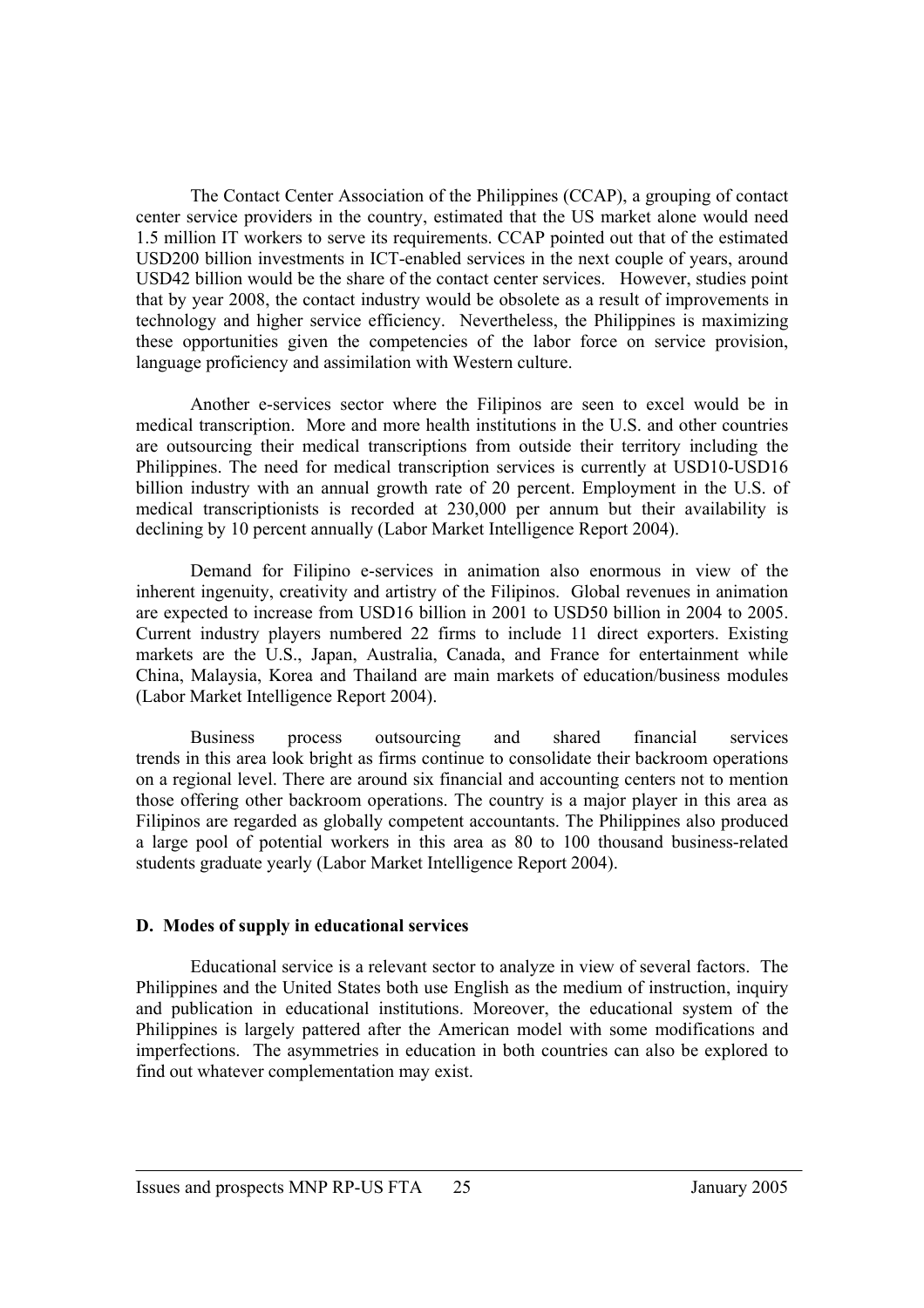The Contact Center Association of the Philippines (CCAP), a grouping of contact center service providers in the country, estimated that the US market alone would need 1.5 million IT workers to serve its requirements. CCAP pointed out that of the estimated USD200 billion investments in ICT-enabled services in the next couple of years, around USD42 billion would be the share of the contact center services. However, studies point that by year 2008, the contact industry would be obsolete as a result of improvements in technology and higher service efficiency. Nevertheless, the Philippines is maximizing these opportunities given the competencies of the labor force on service provision, language proficiency and assimilation with Western culture.

Another e-services sector where the Filipinos are seen to excel would be in medical transcription. More and more health institutions in the U.S. and other countries are outsourcing their medical transcriptions from outside their territory including the Philippines. The need for medical transcription services is currently at USD10-USD16 billion industry with an annual growth rate of 20 percent. Employment in the U.S. of medical transcriptionists is recorded at 230,000 per annum but their availability is declining by 10 percent annually (Labor Market Intelligence Report 2004).

Demand for Filipino e-services in animation also enormous in view of the inherent ingenuity, creativity and artistry of the Filipinos. Global revenues in animation are expected to increase from USD16 billion in 2001 to USD50 billion in 2004 to 2005. Current industry players numbered 22 firms to include 11 direct exporters. Existing markets are the U.S., Japan, Australia, Canada, and France for entertainment while China, Malaysia, Korea and Thailand are main markets of education/business modules (Labor Market Intelligence Report 2004).

Business process outsourcing and shared financial services trends in this area look bright as firms continue to consolidate their backroom operations on a regional level. There are around six financial and accounting centers not to mention those offering other backroom operations. The country is a major player in this area as Filipinos are regarded as globally competent accountants. The Philippines also produced a large pool of potential workers in this area as 80 to 100 thousand business-related students graduate yearly (Labor Market Intelligence Report 2004).

**D. Modes of supply in educational services**

Educational service is a relevant sector to analyze in view of several factors. The Philippines and the United States both use English as the medium of instruction, inquiry and publication in educational institutions. Moreover, the educational system of the Philippines is largely pattered after the American model with some modifications and imperfections. The asymmetries in education in both countries can also be explored to find out whatever complementation may exist.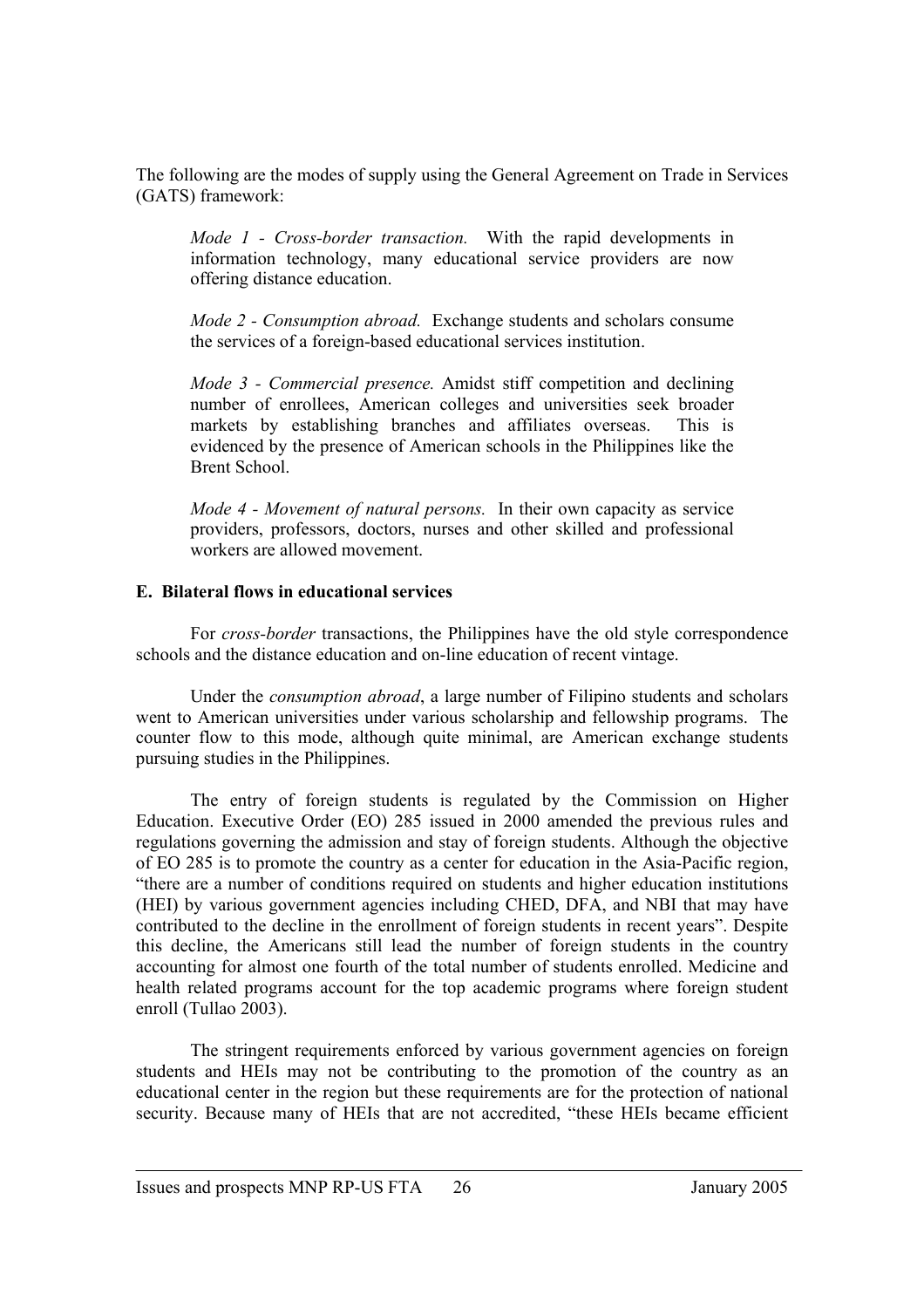The following are the modes of supply using the General Agreement on Trade in Services (GATS) framework:

> *Mode 1 - Cross-border transaction.* With the rapid developments in information technology, many educational service providers are now offering distance education.
>
> *Mode 2 - Consumption abroad.* Exchange students and scholars consume the services of a foreign-based educational services institution.
>
> *Mode 3 - Commercial presence.* Amidst stiff competition and declining number of enrollees, American colleges and universities seek broader markets by establishing branches and affiliates overseas. This is evidenced by the presence of American schools in the Philippines like the Brent School.
>
> *Mode 4 - Movement of natural persons.* In their own capacity as service providers, professors, doctors, nurses and other skilled and professional workers are allowed movement.

**E. Bilateral flows in educational services**

For *cross-border* transactions, the Philippines have the old style correspondence schools and the distance education and on-line education of recent vintage.

Under the *consumption abroad*, a large number of Filipino students and scholars went to American universities under various scholarship and fellowship programs. The counter flow to this mode, although quite minimal, are American exchange students pursuing studies in the Philippines.

The entry of foreign students is regulated by the Commission on Higher Education. Executive Order (EO) 285 issued in 2000 amended the previous rules and regulations governing the admission and stay of foreign students. Although the objective of EO 285 is to promote the country as a center for education in the Asia-Pacific region, "there are a number of conditions required on students and higher education institutions (HEI) by various government agencies including CHED, DFA, and NBI that may have contributed to the decline in the enrollment of foreign students in recent years". Despite this decline, the Americans still lead the number of foreign students in the country accounting for almost one fourth of the total number of students enrolled. Medicine and health related programs account for the top academic programs where foreign student enroll (Tullao 2003).

The stringent requirements enforced by various government agencies on foreign students and HEIs may not be contributing to the promotion of the country as an educational center in the region but these requirements are for the protection of national security. Because many of HEIs that are not accredited, "these HEIs became efficient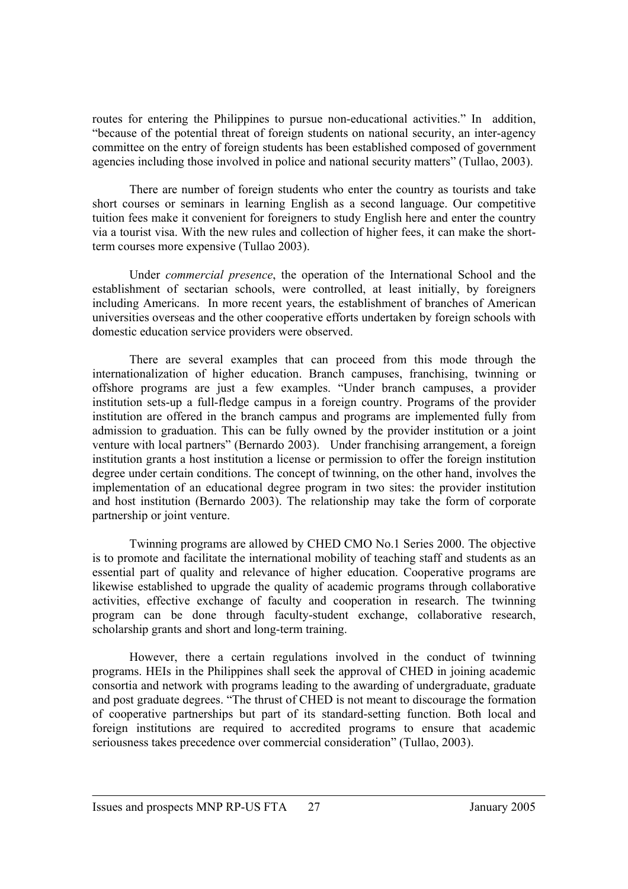routes for entering the Philippines to pursue non-educational activities." In addition, "because of the potential threat of foreign students on national security, an inter-agency committee on the entry of foreign students has been established composed of government agencies including those involved in police and national security matters" (Tullao, 2003).

There are number of foreign students who enter the country as tourists and take short courses or seminars in learning English as a second language. Our competitive tuition fees make it convenient for foreigners to study English here and enter the country via a tourist visa. With the new rules and collection of higher fees, it can make the short-term courses more expensive (Tullao 2003).

Under *commercial presence*, the operation of the International School and the establishment of sectarian schools, were controlled, at least initially, by foreigners including Americans. In more recent years, the establishment of branches of American universities overseas and the other cooperative efforts undertaken by foreign schools with domestic education service providers were observed.

There are several examples that can proceed from this mode through the internationalization of higher education. Branch campuses, franchising, twinning or offshore programs are just a few examples. "Under branch campuses, a provider institution sets-up a full-fledge campus in a foreign country. Programs of the provider institution are offered in the branch campus and programs are implemented fully from admission to graduation. This can be fully owned by the provider institution or a joint venture with local partners" (Bernardo 2003). Under franchising arrangement, a foreign institution grants a host institution a license or permission to offer the foreign institution degree under certain conditions. The concept of twinning, on the other hand, involves the implementation of an educational degree program in two sites: the provider institution and host institution (Bernardo 2003). The relationship may take the form of corporate partnership or joint venture.

Twinning programs are allowed by CHED CMO No.1 Series 2000. The objective is to promote and facilitate the international mobility of teaching staff and students as an essential part of quality and relevance of higher education. Cooperative programs are likewise established to upgrade the quality of academic programs through collaborative activities, effective exchange of faculty and cooperation in research. The twinning program can be done through faculty-student exchange, collaborative research, scholarship grants and short and long-term training.

However, there a certain regulations involved in the conduct of twinning programs. HEIs in the Philippines shall seek the approval of CHED in joining academic consortia and network with programs leading to the awarding of undergraduate, graduate and post graduate degrees. "The thrust of CHED is not meant to discourage the formation of cooperative partnerships but part of its standard-setting function. Both local and foreign institutions are required to accredited programs to ensure that academic seriousness takes precedence over commercial consideration" (Tullao, 2003).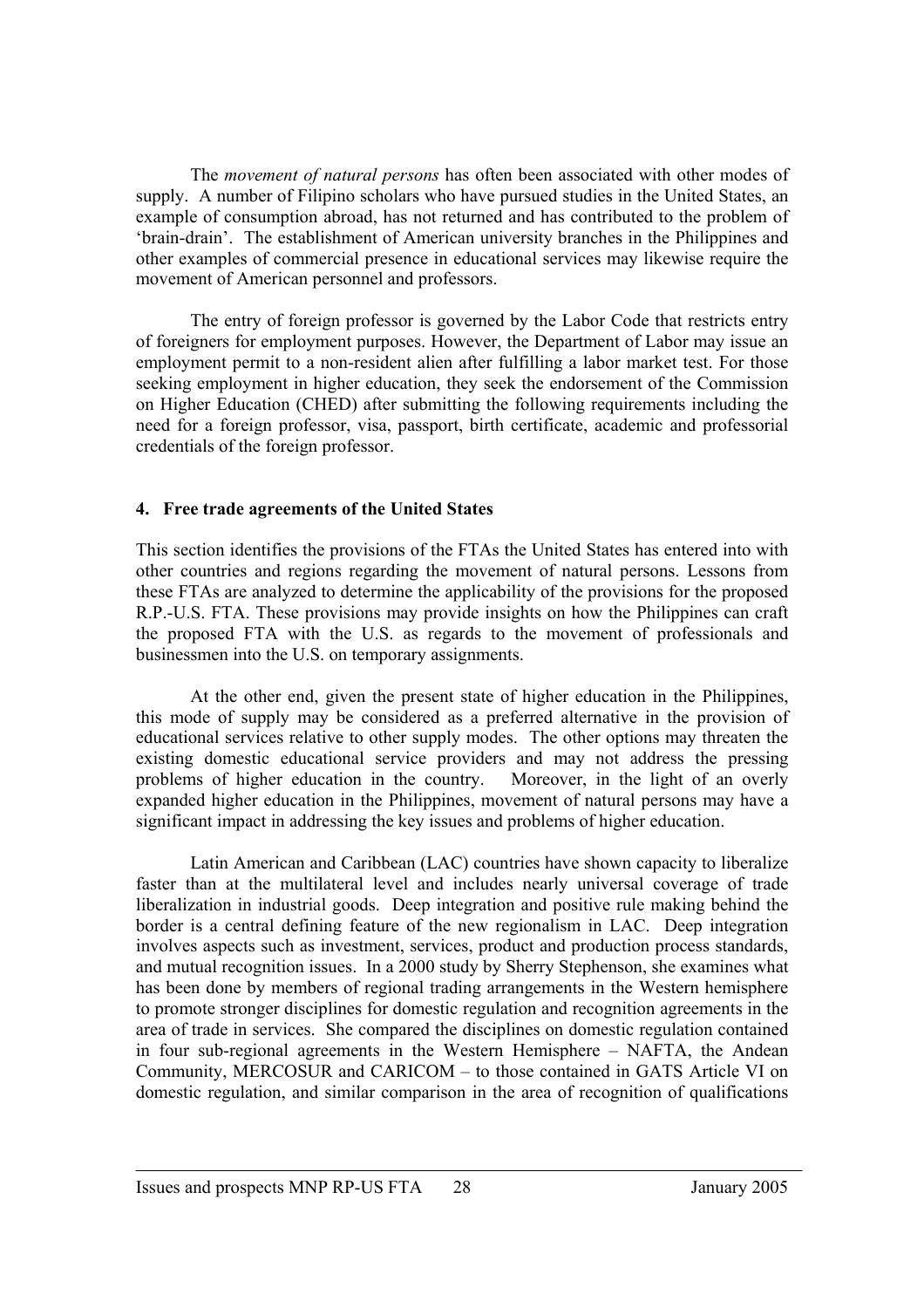The *movement of natural persons* has often been associated with other modes of supply. A number of Filipino scholars who have pursued studies in the United States, an example of consumption abroad, has not returned and has contributed to the problem of 'brain-drain'. The establishment of American university branches in the Philippines and other examples of commercial presence in educational services may likewise require the movement of American personnel and professors.

The entry of foreign professor is governed by the Labor Code that restricts entry of foreigners for employment purposes. However, the Department of Labor may issue an employment permit to a non-resident alien after fulfilling a labor market test. For those seeking employment in higher education, they seek the endorsement of the Commission on Higher Education (CHED) after submitting the following requirements including the need for a foreign professor, visa, passport, birth certificate, academic and professorial credentials of the foreign professor.

## 4. Free trade agreements of the United States

This section identifies the provisions of the FTAs the United States has entered into with other countries and regions regarding the movement of natural persons. Lessons from these FTAs are analyzed to determine the applicability of the provisions for the proposed R.P.-U.S. FTA. These provisions may provide insights on how the Philippines can craft the proposed FTA with the U.S. as regards to the movement of professionals and businessmen into the U.S. on temporary assignments.

At the other end, given the present state of higher education in the Philippines, this mode of supply may be considered as a preferred alternative in the provision of educational services relative to other supply modes. The other options may threaten the existing domestic educational service providers and may not address the pressing problems of higher education in the country. Moreover, in the light of an overly expanded higher education in the Philippines, movement of natural persons may have a significant impact in addressing the key issues and problems of higher education.

Latin American and Caribbean (LAC) countries have shown capacity to liberalize faster than at the multilateral level and includes nearly universal coverage of trade liberalization in industrial goods. Deep integration and positive rule making behind the border is a central defining feature of the new regionalism in LAC. Deep integration involves aspects such as investment, services, product and production process standards, and mutual recognition issues. In a 2000 study by Sherry Stephenson, she examines what has been done by members of regional trading arrangements in the Western hemisphere to promote stronger disciplines for domestic regulation and recognition agreements in the area of trade in services. She compared the disciplines on domestic regulation contained in four sub-regional agreements in the Western Hemisphere – NAFTA, the Andean Community, MERCOSUR and CARICOM – to those contained in GATS Article VI on domestic regulation, and similar comparison in the area of recognition of qualifications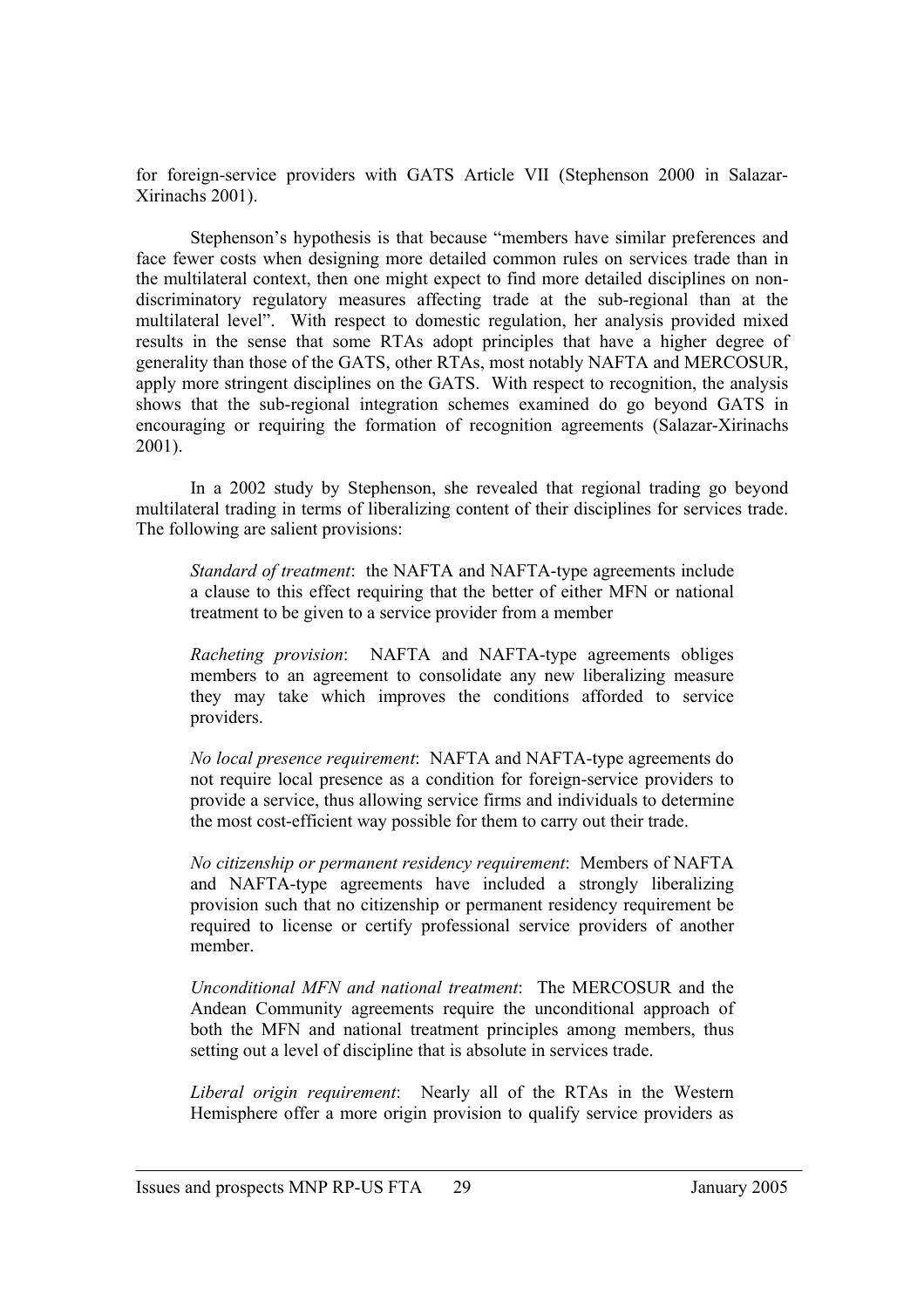for foreign-service providers with GATS Article VII (Stephenson 2000 in Salazar-Xirinachs 2001).

Stephenson's hypothesis is that because "members have similar preferences and face fewer costs when designing more detailed common rules on services trade than in the multilateral context, then one might expect to find more detailed disciplines on non-discriminatory regulatory measures affecting trade at the sub-regional than at the multilateral level". With respect to domestic regulation, her analysis provided mixed results in the sense that some RTAs adopt principles that have a higher degree of generality than those of the GATS, other RTAs, most notably NAFTA and MERCOSUR, apply more stringent disciplines on the GATS. With respect to recognition, the analysis shows that the sub-regional integration schemes examined do go beyond GATS in encouraging or requiring the formation of recognition agreements (Salazar-Xirinachs 2001).

In a 2002 study by Stephenson, she revealed that regional trading go beyond multilateral trading in terms of liberalizing content of their disciplines for services trade. The following are salient provisions:

> *Standard of treatment*: the NAFTA and NAFTA-type agreements include a clause to this effect requiring that the better of either MFN or national treatment to be given to a service provider from a member
>
> *Racheting provision*: NAFTA and NAFTA-type agreements obliges members to an agreement to consolidate any new liberalizing measure they may take which improves the conditions afforded to service providers.
>
> *No local presence requirement*: NAFTA and NAFTA-type agreements do not require local presence as a condition for foreign-service providers to provide a service, thus allowing service firms and individuals to determine the most cost-efficient way possible for them to carry out their trade.
>
> *No citizenship or permanent residency requirement*: Members of NAFTA and NAFTA-type agreements have included a strongly liberalizing provision such that no citizenship or permanent residency requirement be required to license or certify professional service providers of another member.
>
> *Unconditional MFN and national treatment*: The MERCOSUR and the Andean Community agreements require the unconditional approach of both the MFN and national treatment principles among members, thus setting out a level of discipline that is absolute in services trade.
>
> *Liberal origin requirement*: Nearly all of the RTAs in the Western Hemisphere offer a more origin provision to qualify service providers as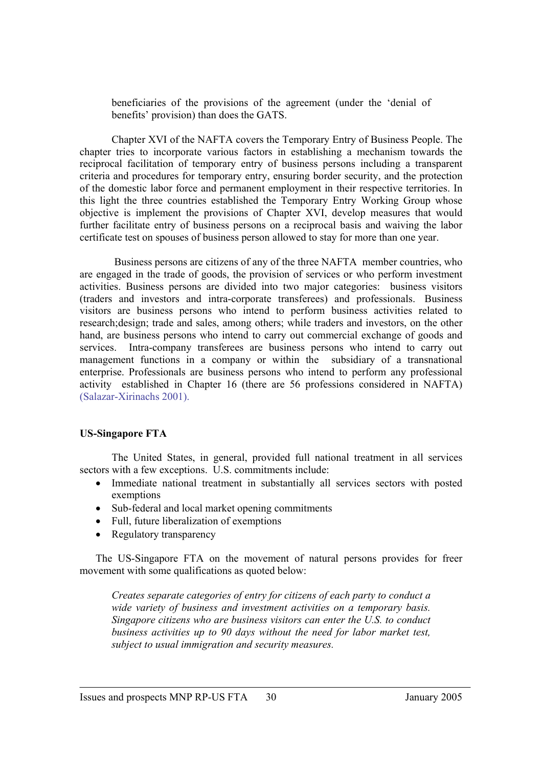beneficiaries of the provisions of the agreement (under the 'denial of benefits' provision) than does the GATS.

Chapter XVI of the NAFTA covers the Temporary Entry of Business People. The chapter tries to incorporate various factors in establishing a mechanism towards the reciprocal facilitation of temporary entry of business persons including a transparent criteria and procedures for temporary entry, ensuring border security, and the protection of the domestic labor force and permanent employment in their respective territories. In this light the three countries established the Temporary Entry Working Group whose objective is implement the provisions of Chapter XVI, develop measures that would further facilitate entry of business persons on a reciprocal basis and waiving the labor certificate test on spouses of business person allowed to stay for more than one year.

Business persons are citizens of any of the three NAFTA member countries, who are engaged in the trade of goods, the provision of services or who perform investment activities. Business persons are divided into two major categories: business visitors (traders and investors and intra-corporate transferees) and professionals. Business visitors are business persons who intend to perform business activities related to research;design; trade and sales, among others; while traders and investors, on the other hand, are business persons who intend to carry out commercial exchange of goods and services. Intra-company transferees are business persons who intend to carry out management functions in a company or within the subsidiary of a transnational enterprise. Professionals are business persons who intend to perform any professional activity established in Chapter 16 (there are 56 professions considered in NAFTA) (Salazar-Xirinachs 2001).

**US-Singapore FTA**

The United States, in general, provided full national treatment in all services sectors with a few exceptions. U.S. commitments include:

- Immediate national treatment in substantially all services sectors with posted exemptions
- Sub-federal and local market opening commitments
- Full, future liberalization of exemptions
- Regulatory transparency

The US-Singapore FTA on the movement of natural persons provides for freer movement with some qualifications as quoted below:

> *Creates separate categories of entry for citizens of each party to conduct a wide variety of business and investment activities on a temporary basis. Singapore citizens who are business visitors can enter the U.S. to conduct business activities up to 90 days without the need for labor market test, subject to usual immigration and security measures.*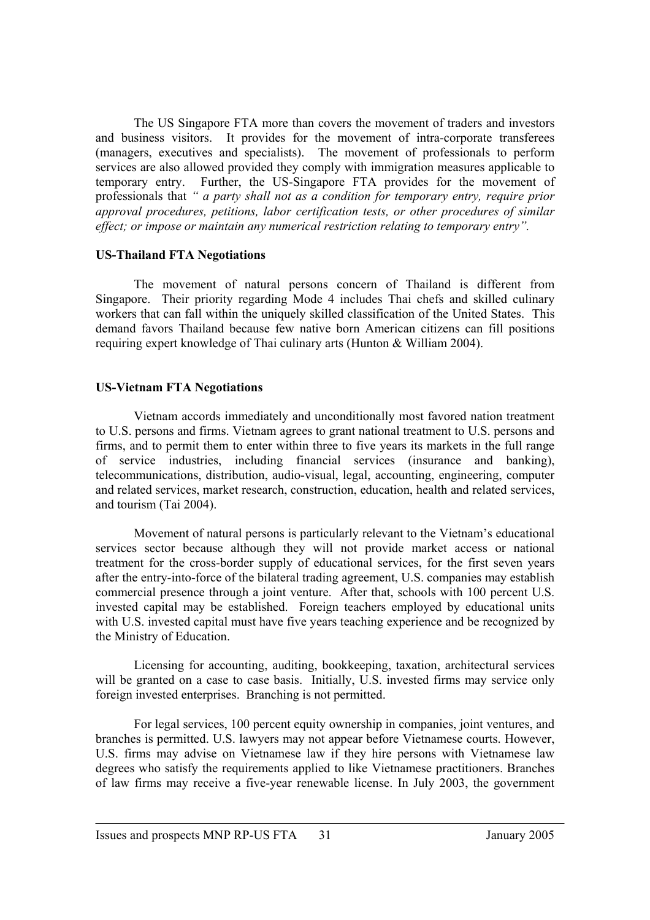The US Singapore FTA more than covers the movement of traders and investors and business visitors. It provides for the movement of intra-corporate transferees (managers, executives and specialists). The movement of professionals to perform services are also allowed provided they comply with immigration measures applicable to temporary entry. Further, the US-Singapore FTA provides for the movement of professionals that *" a party shall not as a condition for temporary entry, require prior approval procedures, petitions, labor certification tests, or other procedures of similar effect; or impose or maintain any numerical restriction relating to temporary entry".*

**US-Thailand FTA Negotiations**

The movement of natural persons concern of Thailand is different from Singapore. Their priority regarding Mode 4 includes Thai chefs and skilled culinary workers that can fall within the uniquely skilled classification of the United States. This demand favors Thailand because few native born American citizens can fill positions requiring expert knowledge of Thai culinary arts (Hunton & William 2004).

**US-Vietnam FTA Negotiations**

Vietnam accords immediately and unconditionally most favored nation treatment to U.S. persons and firms. Vietnam agrees to grant national treatment to U.S. persons and firms, and to permit them to enter within three to five years its markets in the full range of service industries, including financial services (insurance and banking), telecommunications, distribution, audio-visual, legal, accounting, engineering, computer and related services, market research, construction, education, health and related services, and tourism (Tai 2004).

Movement of natural persons is particularly relevant to the Vietnam's educational services sector because although they will not provide market access or national treatment for the cross-border supply of educational services, for the first seven years after the entry-into-force of the bilateral trading agreement, U.S. companies may establish commercial presence through a joint venture. After that, schools with 100 percent U.S. invested capital may be established. Foreign teachers employed by educational units with U.S. invested capital must have five years teaching experience and be recognized by the Ministry of Education.

Licensing for accounting, auditing, bookkeeping, taxation, architectural services will be granted on a case to case basis. Initially, U.S. invested firms may service only foreign invested enterprises. Branching is not permitted.

For legal services, 100 percent equity ownership in companies, joint ventures, and branches is permitted. U.S. lawyers may not appear before Vietnamese courts. However, U.S. firms may advise on Vietnamese law if they hire persons with Vietnamese law degrees who satisfy the requirements applied to like Vietnamese practitioners. Branches of law firms may receive a five-year renewable license. In July 2003, the government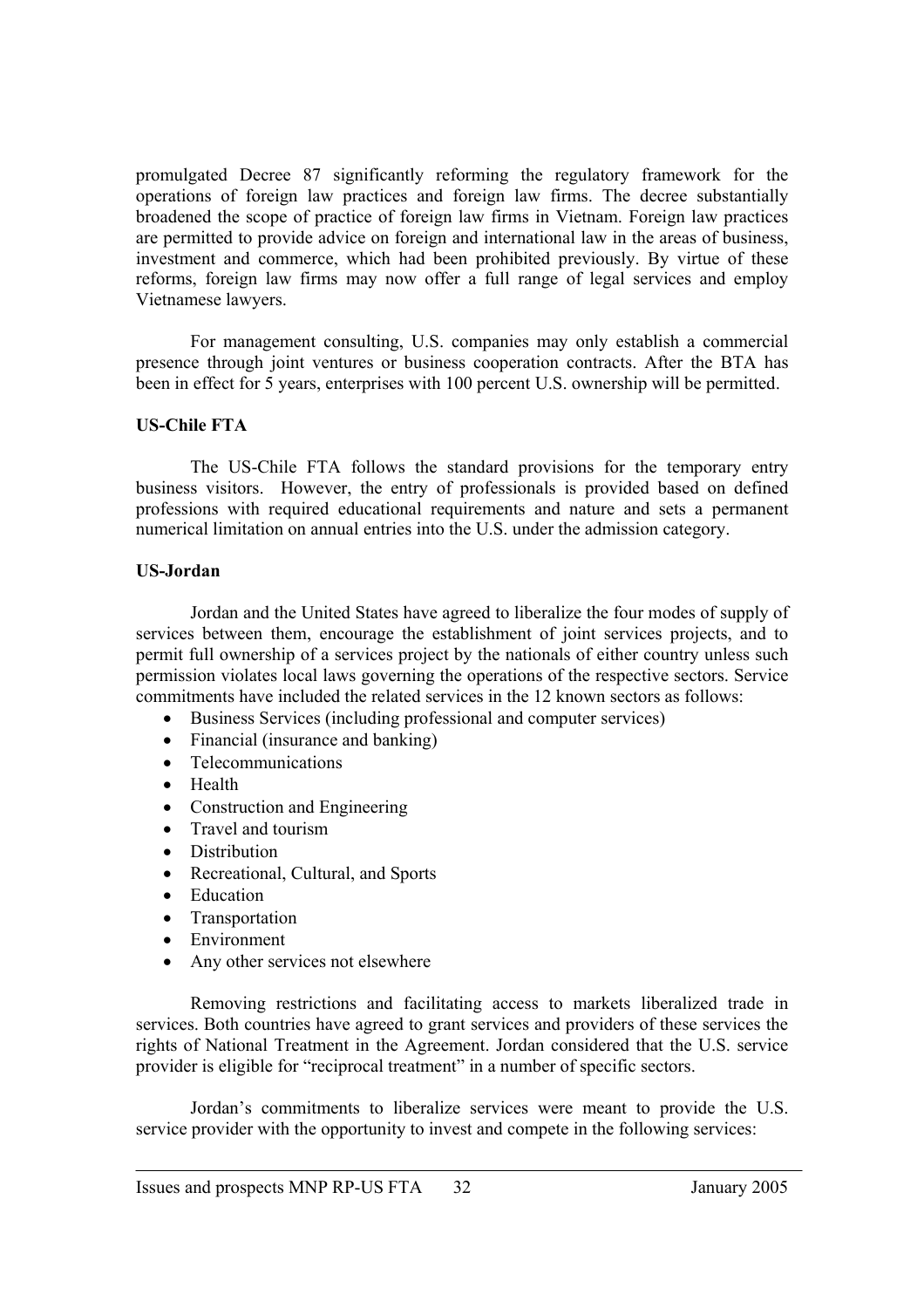promulgated Decree 87 significantly reforming the regulatory framework for the operations of foreign law practices and foreign law firms. The decree substantially broadened the scope of practice of foreign law firms in Vietnam. Foreign law practices are permitted to provide advice on foreign and international law in the areas of business, investment and commerce, which had been prohibited previously. By virtue of these reforms, foreign law firms may now offer a full range of legal services and employ Vietnamese lawyers.

For management consulting, U.S. companies may only establish a commercial presence through joint ventures or business cooperation contracts. After the BTA has been in effect for 5 years, enterprises with 100 percent U.S. ownership will be permitted.

**US-Chile FTA**

The US-Chile FTA follows the standard provisions for the temporary entry business visitors. However, the entry of professionals is provided based on defined professions with required educational requirements and nature and sets a permanent numerical limitation on annual entries into the U.S. under the admission category.

**US-Jordan**

Jordan and the United States have agreed to liberalize the four modes of supply of services between them, encourage the establishment of joint services projects, and to permit full ownership of a services project by the nationals of either country unless such permission violates local laws governing the operations of the respective sectors. Service commitments have included the related services in the 12 known sectors as follows:

- Business Services (including professional and computer services)
- Financial (insurance and banking)
- Telecommunications
- Health
- Construction and Engineering
- Travel and tourism
- Distribution
- Recreational, Cultural, and Sports
- Education
- Transportation
- Environment
- Any other services not elsewhere

Removing restrictions and facilitating access to markets liberalized trade in services. Both countries have agreed to grant services and providers of these services the rights of National Treatment in the Agreement. Jordan considered that the U.S. service provider is eligible for "reciprocal treatment" in a number of specific sectors.

Jordan's commitments to liberalize services were meant to provide the U.S. service provider with the opportunity to invest and compete in the following services: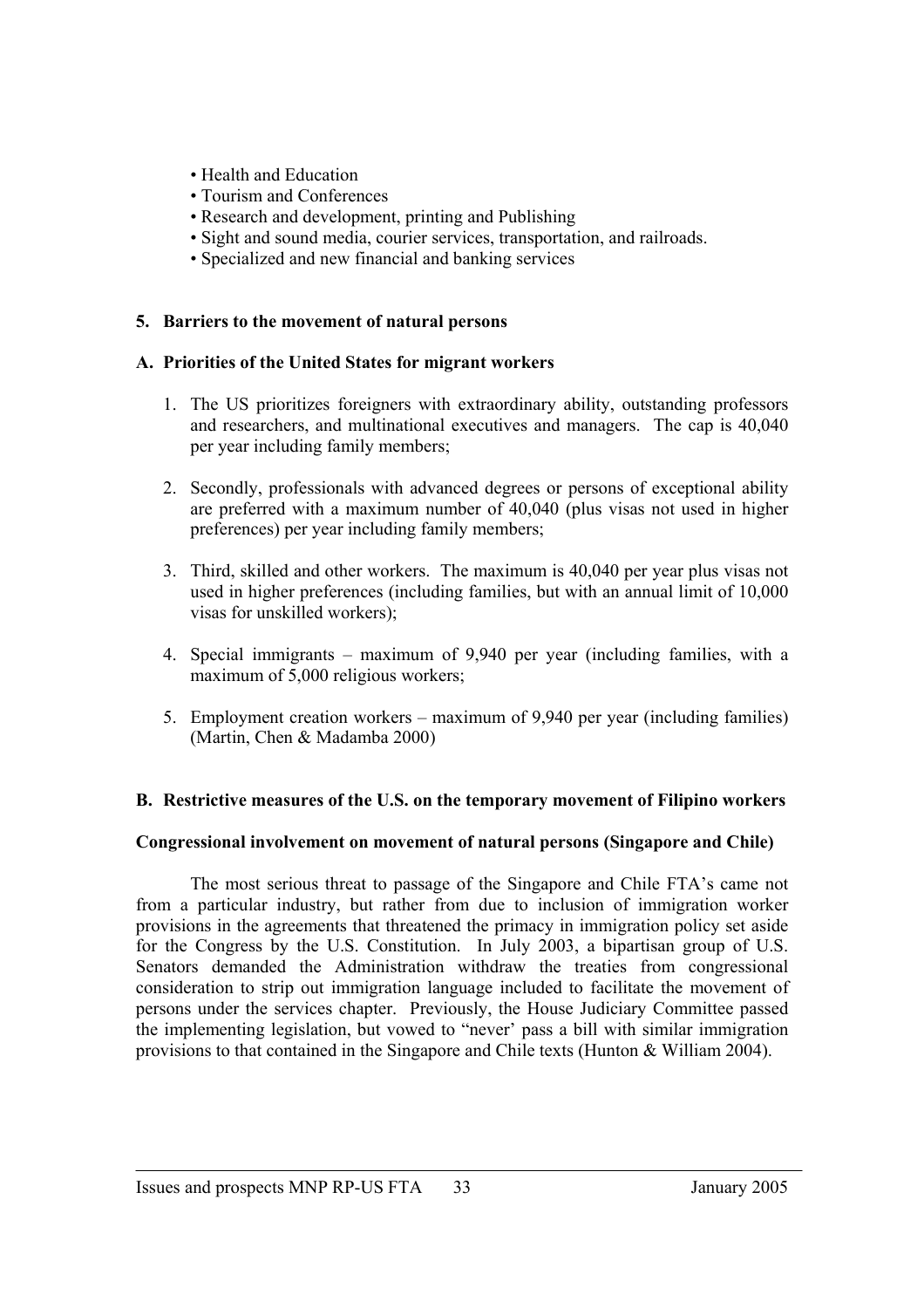- Health and Education
- Tourism and Conferences
- Research and development, printing and Publishing
- Sight and sound media, courier services, transportation, and railroads.
- Specialized and new financial and banking services

## 5. Barriers to the movement of natural persons

### A. Priorities of the United States for migrant workers

1. The US prioritizes foreigners with extraordinary ability, outstanding professors and researchers, and multinational executives and managers. The cap is 40,040 per year including family members;
2. Secondly, professionals with advanced degrees or persons of exceptional ability are preferred with a maximum number of 40,040 (plus visas not used in higher preferences) per year including family members;
3. Third, skilled and other workers. The maximum is 40,040 per year plus visas not used in higher preferences (including families, but with an annual limit of 10,000 visas for unskilled workers);
4. Special immigrants – maximum of 9,940 per year (including families, with a maximum of 5,000 religious workers;
5. Employment creation workers – maximum of 9,940 per year (including families) (Martin, Chen & Madamba 2000)

### B. Restrictive measures of the U.S. on the temporary movement of Filipino workers

**Congressional involvement on movement of natural persons (Singapore and Chile)**

The most serious threat to passage of the Singapore and Chile FTA's came not from a particular industry, but rather from due to inclusion of immigration worker provisions in the agreements that threatened the primacy in immigration policy set aside for the Congress by the U.S. Constitution. In July 2003, a bipartisan group of U.S. Senators demanded the Administration withdraw the treaties from congressional consideration to strip out immigration language included to facilitate the movement of persons under the services chapter. Previously, the House Judiciary Committee passed the implementing legislation, but vowed to "never' pass a bill with similar immigration provisions to that contained in the Singapore and Chile texts (Hunton & William 2004).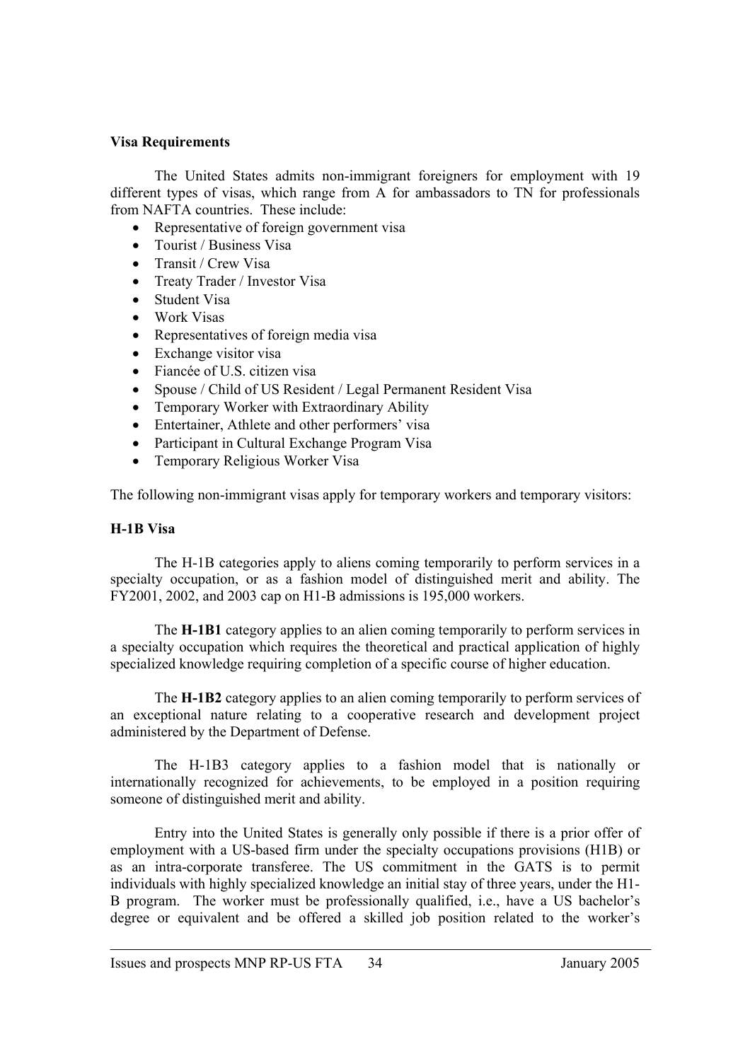**Visa Requirements**

The United States admits non-immigrant foreigners for employment with 19 different types of visas, which range from A for ambassadors to TN for professionals from NAFTA countries. These include:

- Representative of foreign government visa
- Tourist / Business Visa
- Transit / Crew Visa
- Treaty Trader / Investor Visa
- Student Visa
- Work Visas
- Representatives of foreign media visa
- Exchange visitor visa
- Fiancée of U.S. citizen visa
- Spouse / Child of US Resident / Legal Permanent Resident Visa
- Temporary Worker with Extraordinary Ability
- Entertainer, Athlete and other performers' visa
- Participant in Cultural Exchange Program Visa
- Temporary Religious Worker Visa

The following non-immigrant visas apply for temporary workers and temporary visitors:

**H-1B Visa**

The H-1B categories apply to aliens coming temporarily to perform services in a specialty occupation, or as a fashion model of distinguished merit and ability. The FY2001, 2002, and 2003 cap on H1-B admissions is 195,000 workers.

The **H-1B1** category applies to an alien coming temporarily to perform services in a specialty occupation which requires the theoretical and practical application of highly specialized knowledge requiring completion of a specific course of higher education.

The **H-1B2** category applies to an alien coming temporarily to perform services of an exceptional nature relating to a cooperative research and development project administered by the Department of Defense.

The H-1B3 category applies to a fashion model that is nationally or internationally recognized for achievements, to be employed in a position requiring someone of distinguished merit and ability.

Entry into the United States is generally only possible if there is a prior offer of employment with a US-based firm under the specialty occupations provisions (H1B) or as an intra-corporate transferee. The US commitment in the GATS is to permit individuals with highly specialized knowledge an initial stay of three years, under the H1-B program. The worker must be professionally qualified, i.e., have a US bachelor's degree or equivalent and be offered a skilled job position related to the worker's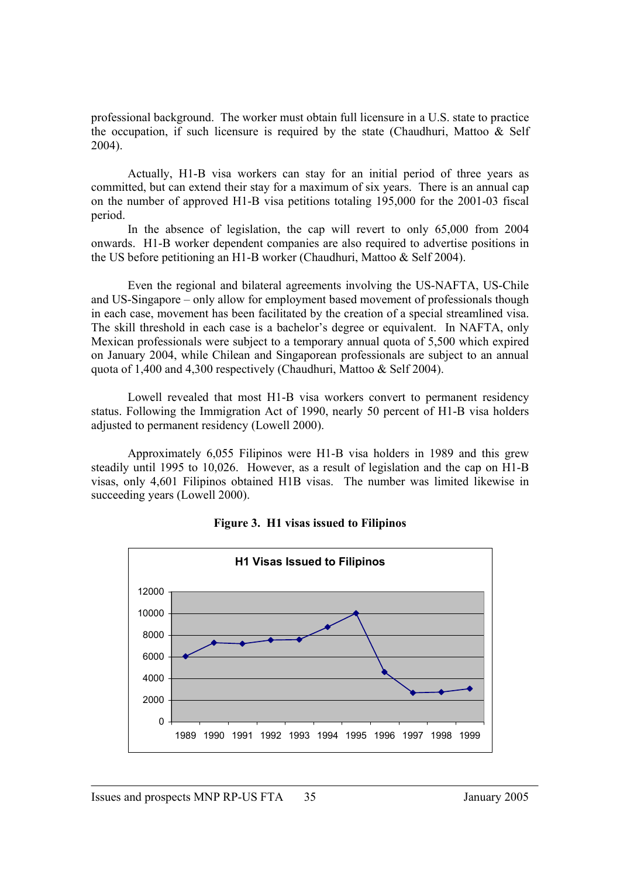professional background. The worker must obtain full licensure in a U.S. state to practice the occupation, if such licensure is required by the state (Chaudhuri, Mattoo & Self 2004).

Actually, H1-B visa workers can stay for an initial period of three years as committed, but can extend their stay for a maximum of six years. There is an annual cap on the number of approved H1-B visa petitions totaling 195,000 for the 2001-03 fiscal period.

In the absence of legislation, the cap will revert to only 65,000 from 2004 onwards. H1-B worker dependent companies are also required to advertise positions in the US before petitioning an H1-B worker (Chaudhuri, Mattoo & Self 2004).

Even the regional and bilateral agreements involving the US-NAFTA, US-Chile and US-Singapore – only allow for employment based movement of professionals though in each case, movement has been facilitated by the creation of a special streamlined visa. The skill threshold in each case is a bachelor's degree or equivalent. In NAFTA, only Mexican professionals were subject to a temporary annual quota of 5,500 which expired on January 2004, while Chilean and Singaporean professionals are subject to an annual quota of 1,400 and 4,300 respectively (Chaudhuri, Mattoo & Self 2004).

Lowell revealed that most H1-B visa workers convert to permanent residency status. Following the Immigration Act of 1990, nearly 50 percent of H1-B visa holders adjusted to permanent residency (Lowell 2000).

Approximately 6,055 Filipinos were H1-B visa holders in 1989 and this grew steadily until 1995 to 10,026. However, as a result of legislation and the cap on H1-B visas, only 4,601 Filipinos obtained H1B visas. The number was limited likewise in succeeding years (Lowell 2000).

**Figure 3. H1 visas issued to Filipinos**

H1 Visas Issued to Filipinos

12000
10000
8000
6000
4000
2000
0

1989 1990 1991 1992 1993 1994 1995 1996 1997 1998 1999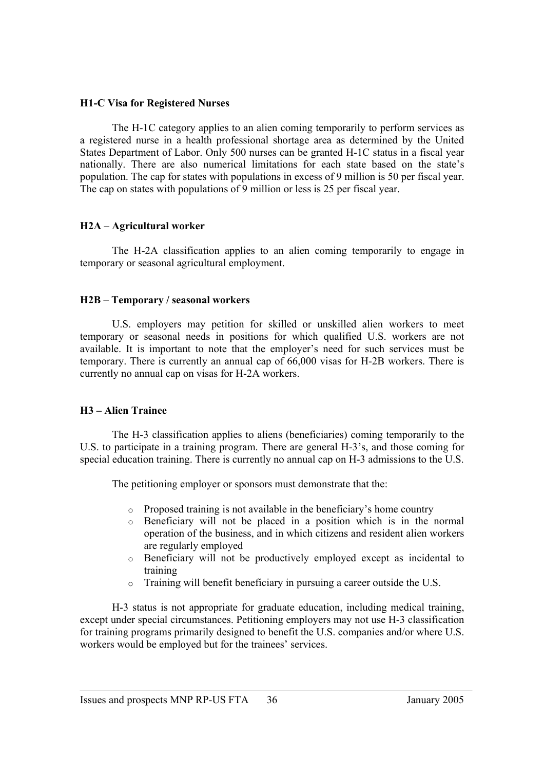**H1-C Visa for Registered Nurses**

The H-1C category applies to an alien coming temporarily to perform services as a registered nurse in a health professional shortage area as determined by the United States Department of Labor. Only 500 nurses can be granted H-1C status in a fiscal year nationally. There are also numerical limitations for each state based on the state's population. The cap for states with populations in excess of 9 million is 50 per fiscal year. The cap on states with populations of 9 million or less is 25 per fiscal year.

**H2A – Agricultural worker**

The H-2A classification applies to an alien coming temporarily to engage in temporary or seasonal agricultural employment.

**H2B – Temporary / seasonal workers**

U.S. employers may petition for skilled or unskilled alien workers to meet temporary or seasonal needs in positions for which qualified U.S. workers are not available. It is important to note that the employer's need for such services must be temporary. There is currently an annual cap of 66,000 visas for H-2B workers. There is currently no annual cap on visas for H-2A workers.

**H3 – Alien Trainee**

The H-3 classification applies to aliens (beneficiaries) coming temporarily to the U.S. to participate in a training program. There are general H-3's, and those coming for special education training. There is currently no annual cap on H-3 admissions to the U.S.

The petitioning employer or sponsors must demonstrate that the:

- Proposed training is not available in the beneficiary's home country
- Beneficiary will not be placed in a position which is in the normal operation of the business, and in which citizens and resident alien workers are regularly employed
- Beneficiary will not be productively employed except as incidental to training
- Training will benefit beneficiary in pursuing a career outside the U.S.

H-3 status is not appropriate for graduate education, including medical training, except under special circumstances. Petitioning employers may not use H-3 classification for training programs primarily designed to benefit the U.S. companies and/or where U.S. workers would be employed but for the trainees' services.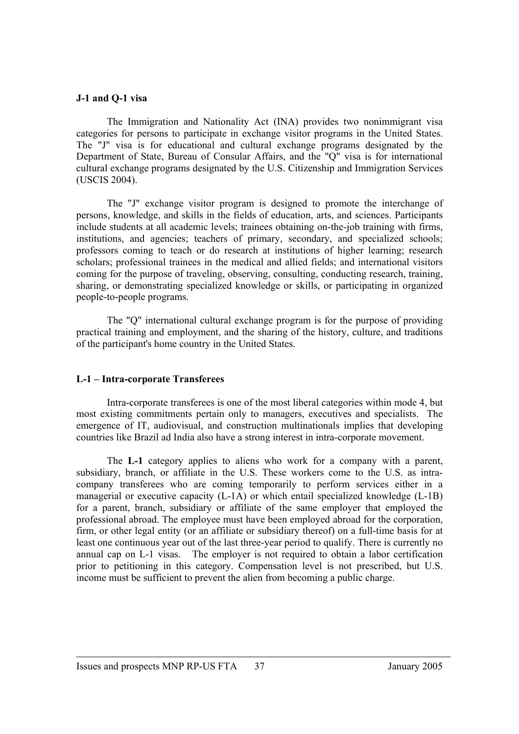**J-1 and Q-1 visa**

The Immigration and Nationality Act (INA) provides two nonimmigrant visa categories for persons to participate in exchange visitor programs in the United States. The "J" visa is for educational and cultural exchange programs designated by the Department of State, Bureau of Consular Affairs, and the "Q" visa is for international cultural exchange programs designated by the U.S. Citizenship and Immigration Services (USCIS 2004).

The "J" exchange visitor program is designed to promote the interchange of persons, knowledge, and skills in the fields of education, arts, and sciences. Participants include students at all academic levels; trainees obtaining on-the-job training with firms, institutions, and agencies; teachers of primary, secondary, and specialized schools; professors coming to teach or do research at institutions of higher learning; research scholars; professional trainees in the medical and allied fields; and international visitors coming for the purpose of traveling, observing, consulting, conducting research, training, sharing, or demonstrating specialized knowledge or skills, or participating in organized people-to-people programs.

The "Q" international cultural exchange program is for the purpose of providing practical training and employment, and the sharing of the history, culture, and traditions of the participant's home country in the United States.

**L-1 – Intra-corporate Transferees**

Intra-corporate transferees is one of the most liberal categories within mode 4, but most existing commitments pertain only to managers, executives and specialists. The emergence of IT, audiovisual, and construction multinationals implies that developing countries like Brazil ad India also have a strong interest in intra-corporate movement.

The **L-1** category applies to aliens who work for a company with a parent, subsidiary, branch, or affiliate in the U.S. These workers come to the U.S. as intra-company transferees who are coming temporarily to perform services either in a managerial or executive capacity (L-1A) or which entail specialized knowledge (L-1B) for a parent, branch, subsidiary or affiliate of the same employer that employed the professional abroad. The employee must have been employed abroad for the corporation, firm, or other legal entity (or an affiliate or subsidiary thereof) on a full-time basis for at least one continuous year out of the last three-year period to qualify. There is currently no annual cap on L-1 visas. The employer is not required to obtain a labor certification prior to petitioning in this category. Compensation level is not prescribed, but U.S. income must be sufficient to prevent the alien from becoming a public charge.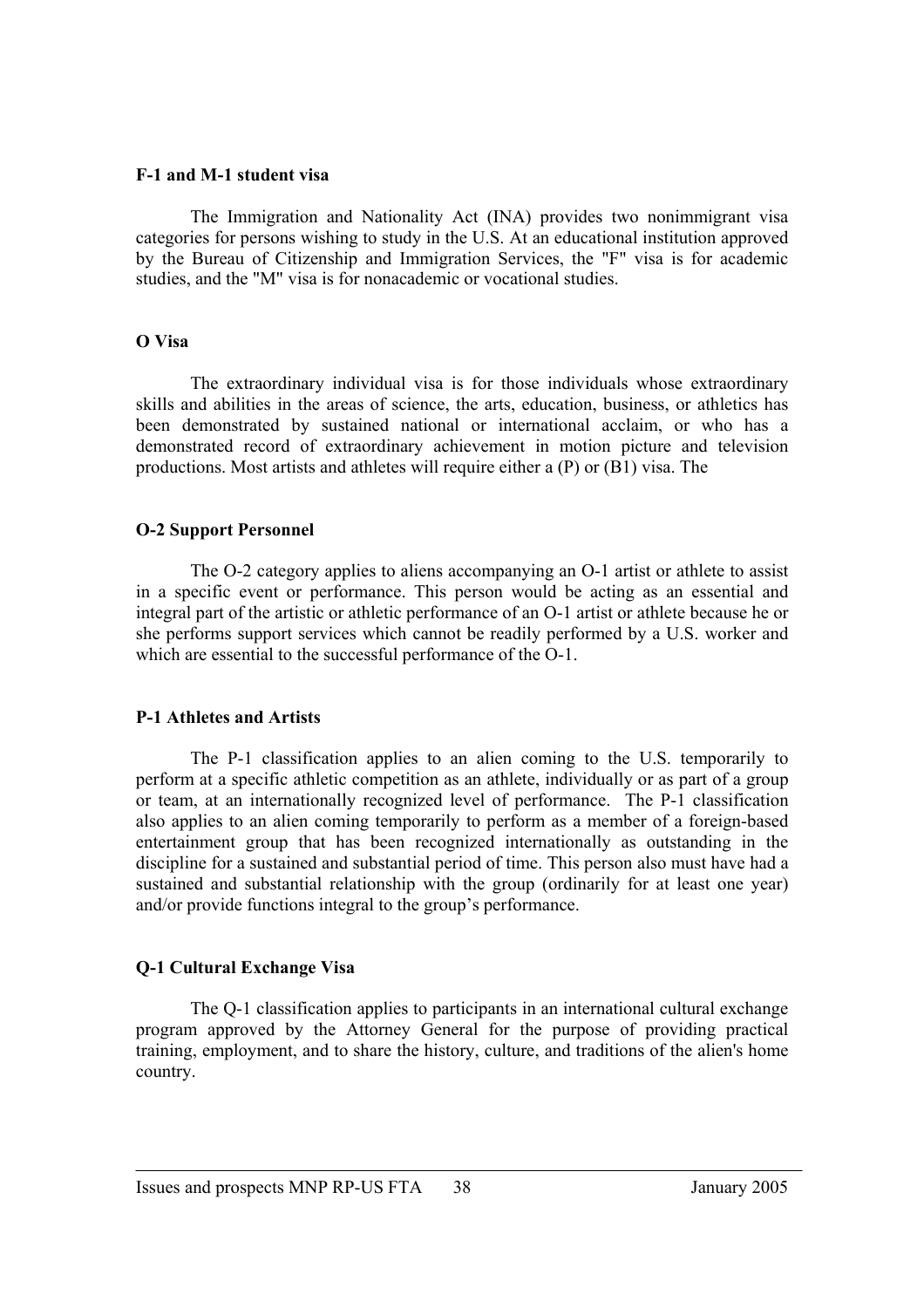**F-1 and M-1 student visa**

The Immigration and Nationality Act (INA) provides two nonimmigrant visa categories for persons wishing to study in the U.S. At an educational institution approved by the Bureau of Citizenship and Immigration Services, the "F" visa is for academic studies, and the "M" visa is for nonacademic or vocational studies.

**O Visa**

The extraordinary individual visa is for those individuals whose extraordinary skills and abilities in the areas of science, the arts, education, business, or athletics has been demonstrated by sustained national or international acclaim, or who has a demonstrated record of extraordinary achievement in motion picture and television productions. Most artists and athletes will require either a (P) or (B1) visa. The

**O-2 Support Personnel**

The O-2 category applies to aliens accompanying an O-1 artist or athlete to assist in a specific event or performance. This person would be acting as an essential and integral part of the artistic or athletic performance of an O-1 artist or athlete because he or she performs support services which cannot be readily performed by a U.S. worker and which are essential to the successful performance of the O-1.

**P-1 Athletes and Artists**

The P-1 classification applies to an alien coming to the U.S. temporarily to perform at a specific athletic competition as an athlete, individually or as part of a group or team, at an internationally recognized level of performance. The P-1 classification also applies to an alien coming temporarily to perform as a member of a foreign-based entertainment group that has been recognized internationally as outstanding in the discipline for a sustained and substantial period of time. This person also must have had a sustained and substantial relationship with the group (ordinarily for at least one year) and/or provide functions integral to the group's performance.

**Q-1 Cultural Exchange Visa**

The Q-1 classification applies to participants in an international cultural exchange program approved by the Attorney General for the purpose of providing practical training, employment, and to share the history, culture, and traditions of the alien's home country.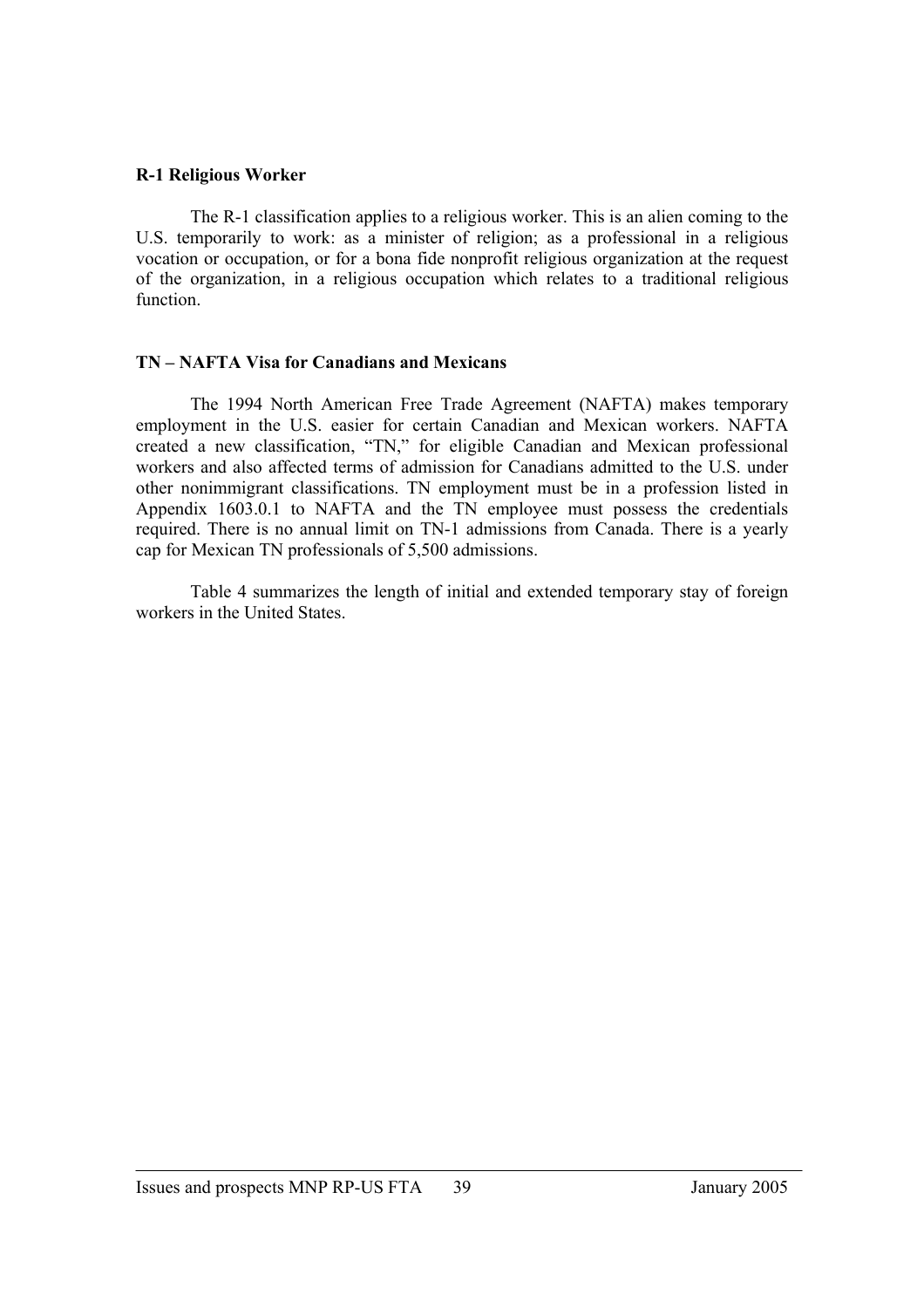**R-1 Religious Worker**

The R-1 classification applies to a religious worker. This is an alien coming to the U.S. temporarily to work: as a minister of religion; as a professional in a religious vocation or occupation, or for a bona fide nonprofit religious organization at the request of the organization, in a religious occupation which relates to a traditional religious function.

**TN – NAFTA Visa for Canadians and Mexicans**

The 1994 North American Free Trade Agreement (NAFTA) makes temporary employment in the U.S. easier for certain Canadian and Mexican workers. NAFTA created a new classification, "TN," for eligible Canadian and Mexican professional workers and also affected terms of admission for Canadians admitted to the U.S. under other nonimmigrant classifications. TN employment must be in a profession listed in Appendix 1603.0.1 to NAFTA and the TN employee must possess the credentials required. There is no annual limit on TN-1 admissions from Canada. There is a yearly cap for Mexican TN professionals of 5,500 admissions.

Table 4 summarizes the length of initial and extended temporary stay of foreign workers in the United States.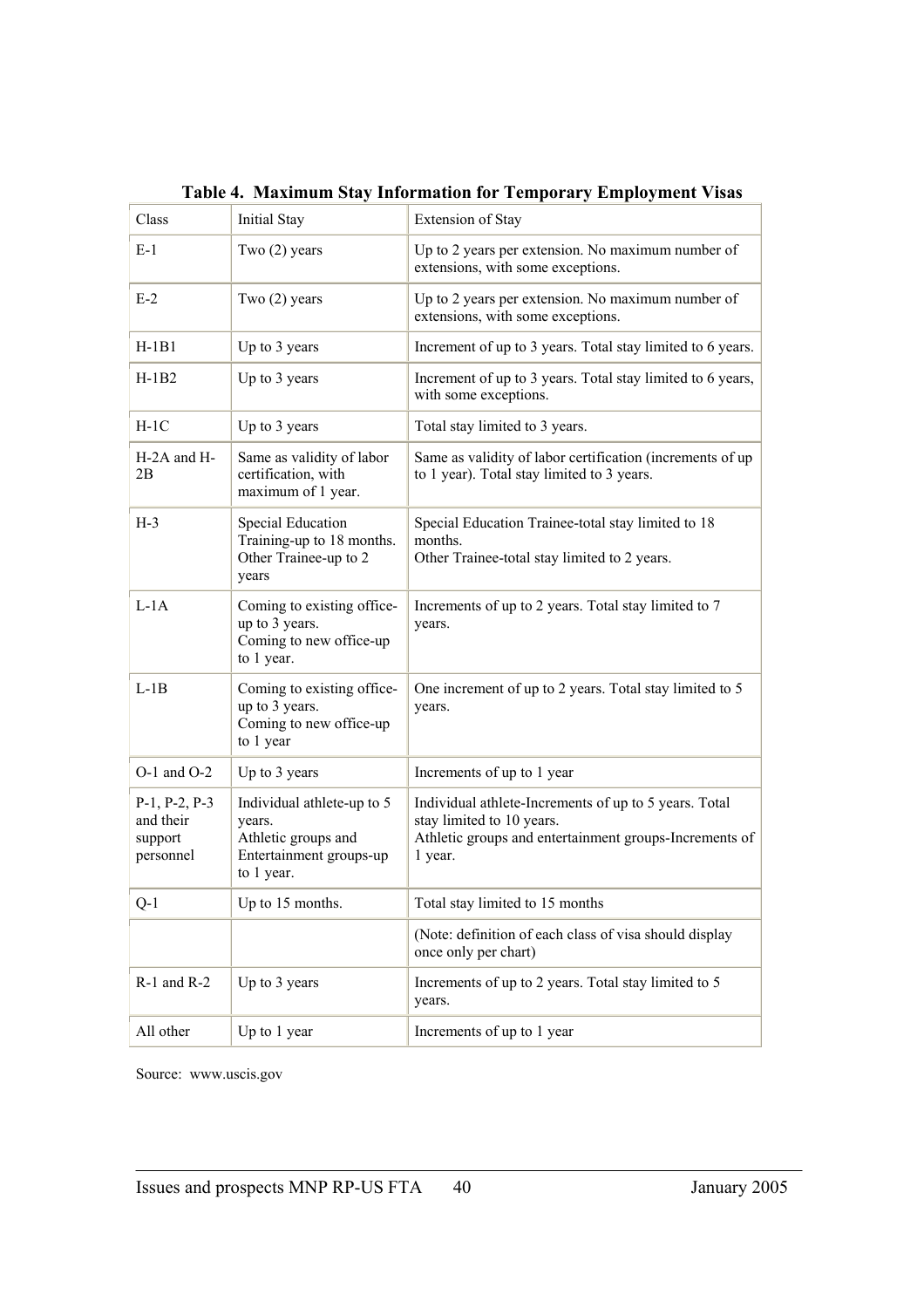**Table 4. Maximum Stay Information for Temporary Employment Visas**

| Class | Initial Stay | Extension of Stay |
|---|---|---|
| E-1 | Two (2) years | Up to 2 years per extension. No maximum number of extensions, with some exceptions. |
| E-2 | Two (2) years | Up to 2 years per extension. No maximum number of extensions, with some exceptions. |
| H-1B1 | Up to 3 years | Increment of up to 3 years. Total stay limited to 6 years. |
| H-1B2 | Up to 3 years | Increment of up to 3 years. Total stay limited to 6 years, with some exceptions. |
| H-1C | Up to 3 years | Total stay limited to 3 years. |
| H-2A and H-2B | Same as validity of labor certification, with maximum of 1 year. | Same as validity of labor certification (increments of up to 1 year). Total stay limited to 3 years. |
| H-3 | Special Education Training-up to 18 months. Other Trainee-up to 2 years | Special Education Trainee-total stay limited to 18 months. Other Trainee-total stay limited to 2 years. |
| L-1A | Coming to existing office-up to 3 years. Coming to new office-up to 1 year. | Increments of up to 2 years. Total stay limited to 7 years. |
| L-1B | Coming to existing office-up to 3 years. Coming to new office-up to 1 year | One increment of up to 2 years. Total stay limited to 5 years. |
| O-1 and O-2 | Up to 3 years | Increments of up to 1 year |
| P-1, P-2, P-3 and their support personnel | Individual athlete-up to 5 years. Athletic groups and Entertainment groups-up to 1 year. | Individual athlete-Increments of up to 5 years. Total stay limited to 10 years. Athletic groups and entertainment groups-Increments of 1 year. |
| Q-1 | Up to 15 months. | Total stay limited to 15 months |
| | | (Note: definition of each class of visa should display once only per chart) |
| R-1 and R-2 | Up to 3 years | Increments of up to 2 years. Total stay limited to 5 years. |
| All other | Up to 1 year | Increments of up to 1 year |

Source: www.uscis.gov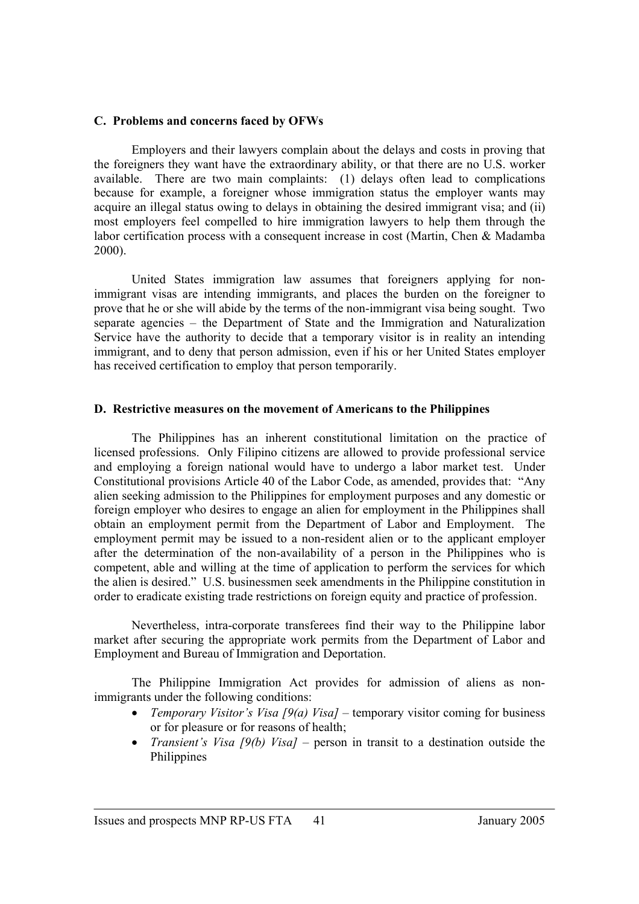### C. Problems and concerns faced by OFWs

Employers and their lawyers complain about the delays and costs in proving that the foreigners they want have the extraordinary ability, or that there are no U.S. worker available. There are two main complaints: (1) delays often lead to complications because for example, a foreigner whose immigration status the employer wants may acquire an illegal status owing to delays in obtaining the desired immigrant visa; and (ii) most employers feel compelled to hire immigration lawyers to help them through the labor certification process with a consequent increase in cost (Martin, Chen & Madamba 2000).

United States immigration law assumes that foreigners applying for non-immigrant visas are intending immigrants, and places the burden on the foreigner to prove that he or she will abide by the terms of the non-immigrant visa being sought. Two separate agencies – the Department of State and the Immigration and Naturalization Service have the authority to decide that a temporary visitor is in reality an intending immigrant, and to deny that person admission, even if his or her United States employer has received certification to employ that person temporarily.

### D. Restrictive measures on the movement of Americans to the Philippines

The Philippines has an inherent constitutional limitation on the practice of licensed professions. Only Filipino citizens are allowed to provide professional service and employing a foreign national would have to undergo a labor market test. Under Constitutional provisions Article 40 of the Labor Code, as amended, provides that: "Any alien seeking admission to the Philippines for employment purposes and any domestic or foreign employer who desires to engage an alien for employment in the Philippines shall obtain an employment permit from the Department of Labor and Employment. The employment permit may be issued to a non-resident alien or to the applicant employer after the determination of the non-availability of a person in the Philippines who is competent, able and willing at the time of application to perform the services for which the alien is desired." U.S. businessmen seek amendments in the Philippine constitution in order to eradicate existing trade restrictions on foreign equity and practice of profession.

Nevertheless, intra-corporate transferees find their way to the Philippine labor market after securing the appropriate work permits from the Department of Labor and Employment and Bureau of Immigration and Deportation.

The Philippine Immigration Act provides for admission of aliens as non-immigrants under the following conditions:

- *Temporary Visitor's Visa [9(a) Visa]* – temporary visitor coming for business or for pleasure or for reasons of health;
- *Transient's Visa [9(b) Visa]* – person in transit to a destination outside the Philippines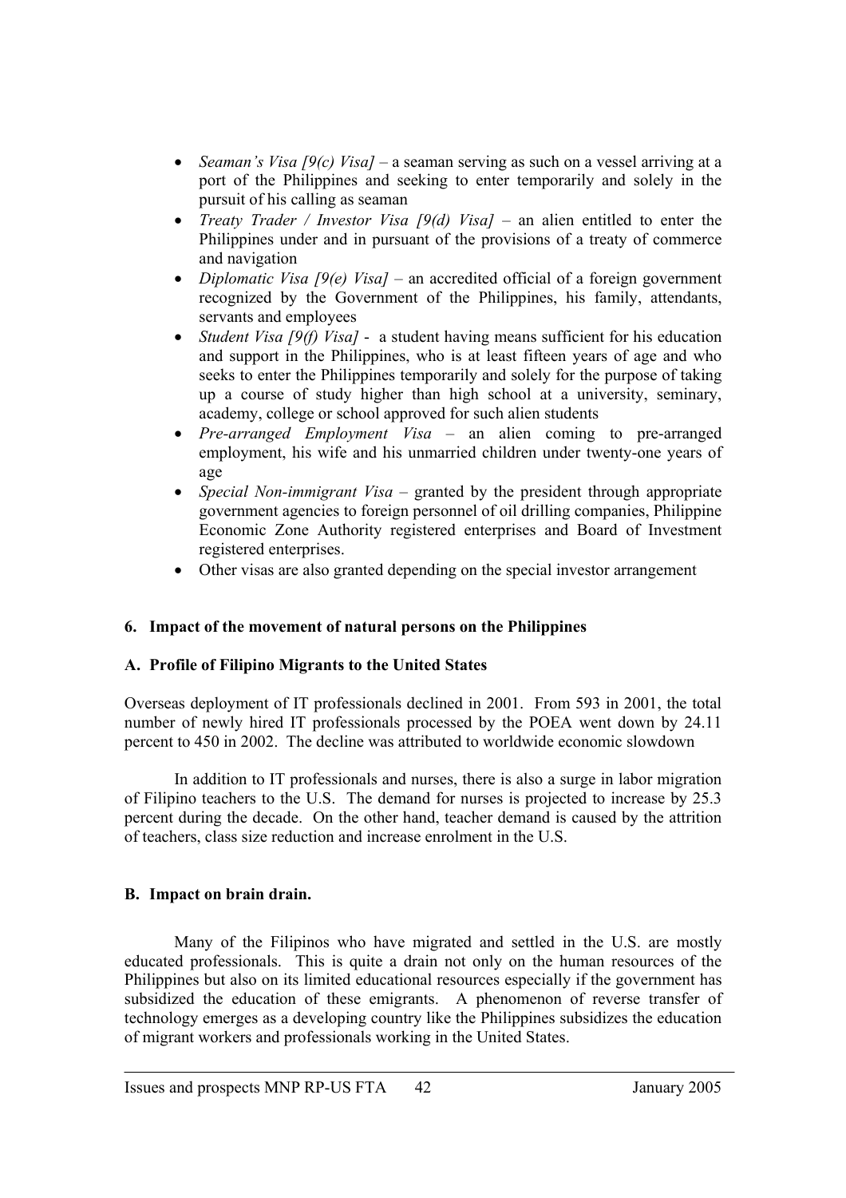- *Seaman's Visa [9(c) Visa]* – a seaman serving as such on a vessel arriving at a port of the Philippines and seeking to enter temporarily and solely in the pursuit of his calling as seaman
- *Treaty Trader / Investor Visa [9(d) Visa]* – an alien entitled to enter the Philippines under and in pursuant of the provisions of a treaty of commerce and navigation
- *Diplomatic Visa [9(e) Visa]* – an accredited official of a foreign government recognized by the Government of the Philippines, his family, attendants, servants and employees
- *Student Visa [9(f) Visa]* - a student having means sufficient for his education and support in the Philippines, who is at least fifteen years of age and who seeks to enter the Philippines temporarily and solely for the purpose of taking up a course of study higher than high school at a university, seminary, academy, college or school approved for such alien students
- *Pre-arranged Employment Visa* – an alien coming to pre-arranged employment, his wife and his unmarried children under twenty-one years of age
- *Special Non-immigrant Visa* – granted by the president through appropriate government agencies to foreign personnel of oil drilling companies, Philippine Economic Zone Authority registered enterprises and Board of Investment registered enterprises.
- Other visas are also granted depending on the special investor arrangement

**6. Impact of the movement of natural persons on the Philippines**

**A. Profile of Filipino Migrants to the United States**

Overseas deployment of IT professionals declined in 2001. From 593 in 2001, the total number of newly hired IT professionals processed by the POEA went down by 24.11 percent to 450 in 2002. The decline was attributed to worldwide economic slowdown

In addition to IT professionals and nurses, there is also a surge in labor migration of Filipino teachers to the U.S. The demand for nurses is projected to increase by 25.3 percent during the decade. On the other hand, teacher demand is caused by the attrition of teachers, class size reduction and increase enrolment in the U.S.

**B. Impact on brain drain.**

Many of the Filipinos who have migrated and settled in the U.S. are mostly educated professionals. This is quite a drain not only on the human resources of the Philippines but also on its limited educational resources especially if the government has subsidized the education of these emigrants. A phenomenon of reverse transfer of technology emerges as a developing country like the Philippines subsidizes the education of migrant workers and professionals working in the United States.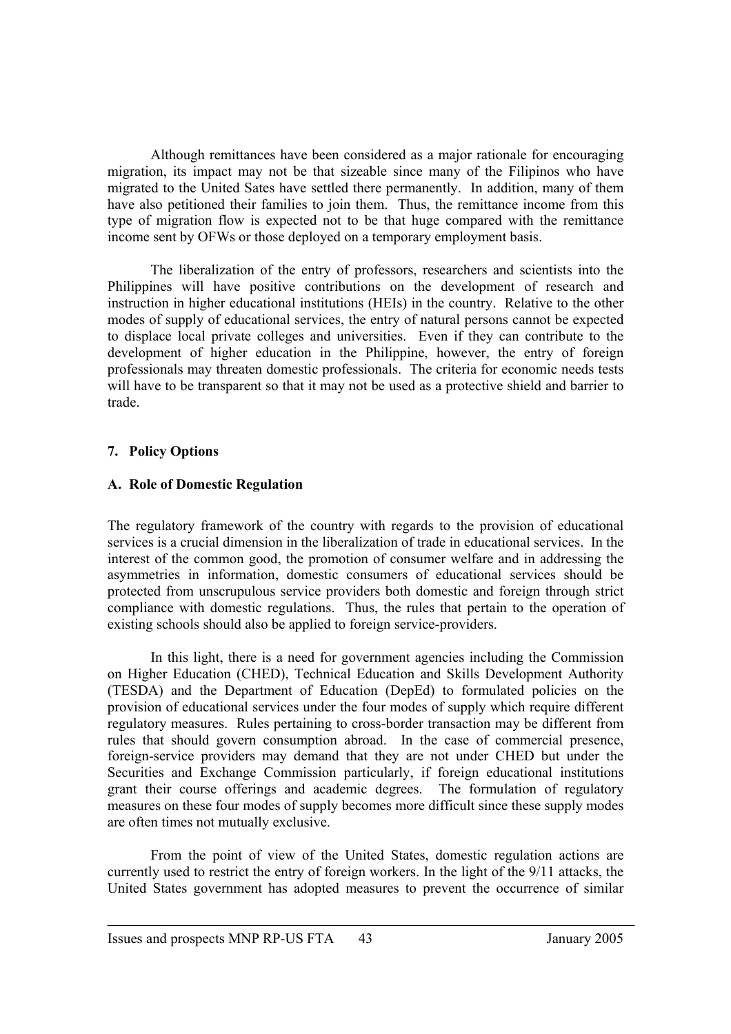Although remittances have been considered as a major rationale for encouraging migration, its impact may not be that sizeable since many of the Filipinos who have migrated to the United Sates have settled there permanently. In addition, many of them have also petitioned their families to join them. Thus, the remittance income from this type of migration flow is expected not to be that huge compared with the remittance income sent by OFWs or those deployed on a temporary employment basis.

The liberalization of the entry of professors, researchers and scientists into the Philippines will have positive contributions on the development of research and instruction in higher educational institutions (HEIs) in the country. Relative to the other modes of supply of educational services, the entry of natural persons cannot be expected to displace local private colleges and universities. Even if they can contribute to the development of higher education in the Philippine, however, the entry of foreign professionals may threaten domestic professionals. The criteria for economic needs tests will have to be transparent so that it may not be used as a protective shield and barrier to trade.

## 7. Policy Options

### A. Role of Domestic Regulation

The regulatory framework of the country with regards to the provision of educational services is a crucial dimension in the liberalization of trade in educational services. In the interest of the common good, the promotion of consumer welfare and in addressing the asymmetries in information, domestic consumers of educational services should be protected from unscrupulous service providers both domestic and foreign through strict compliance with domestic regulations. Thus, the rules that pertain to the operation of existing schools should also be applied to foreign service-providers.

In this light, there is a need for government agencies including the Commission on Higher Education (CHED), Technical Education and Skills Development Authority (TESDA) and the Department of Education (DepEd) to formulated policies on the provision of educational services under the four modes of supply which require different regulatory measures. Rules pertaining to cross-border transaction may be different from rules that should govern consumption abroad. In the case of commercial presence, foreign-service providers may demand that they are not under CHED but under the Securities and Exchange Commission particularly, if foreign educational institutions grant their course offerings and academic degrees. The formulation of regulatory measures on these four modes of supply becomes more difficult since these supply modes are often times not mutually exclusive.

From the point of view of the United States, domestic regulation actions are currently used to restrict the entry of foreign workers. In the light of the 9/11 attacks, the United States government has adopted measures to prevent the occurrence of similar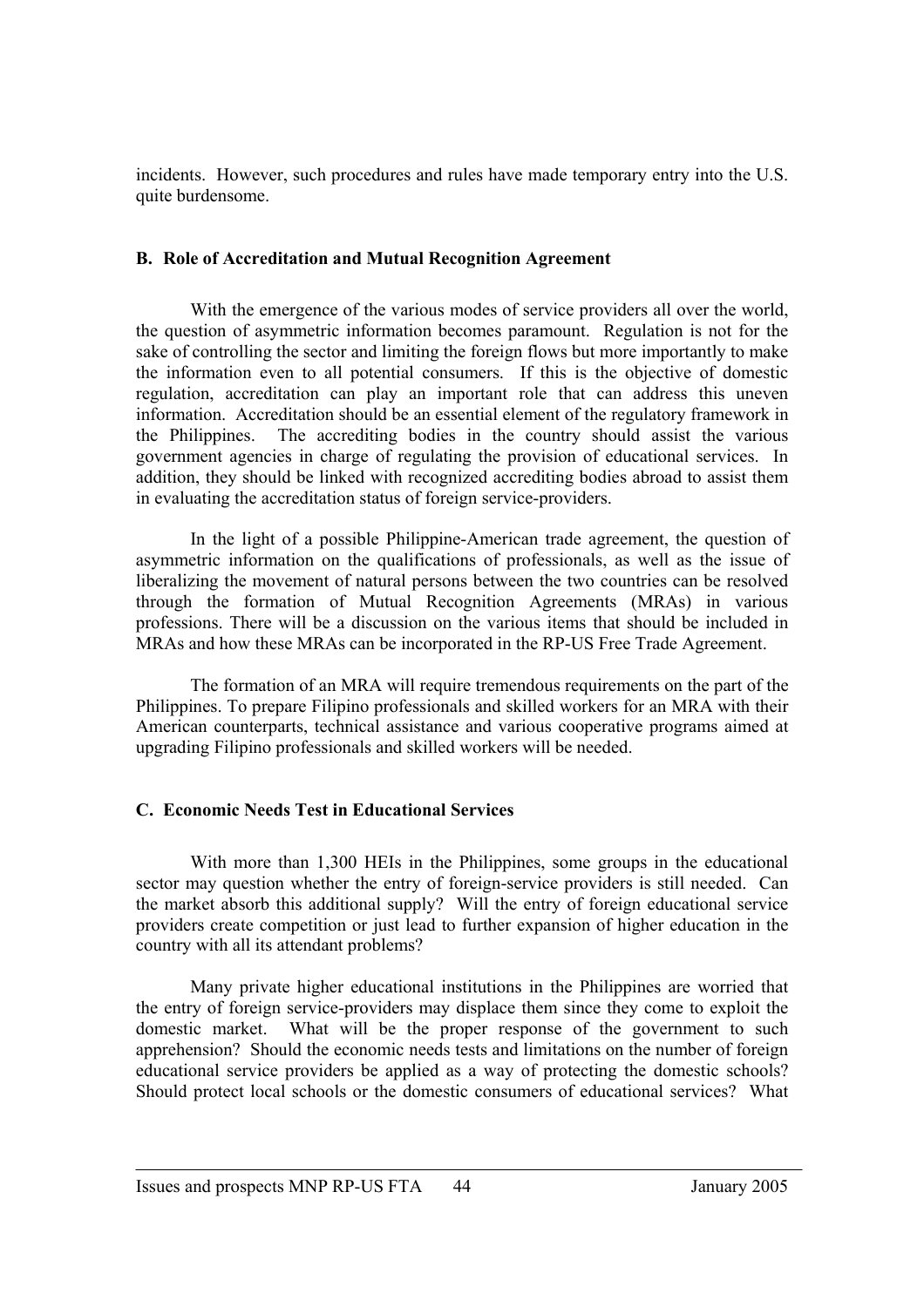incidents. However, such procedures and rules have made temporary entry into the U.S. quite burdensome.

### B. Role of Accreditation and Mutual Recognition Agreement

With the emergence of the various modes of service providers all over the world, the question of asymmetric information becomes paramount. Regulation is not for the sake of controlling the sector and limiting the foreign flows but more importantly to make the information even to all potential consumers. If this is the objective of domestic regulation, accreditation can play an important role that can address this uneven information. Accreditation should be an essential element of the regulatory framework in the Philippines. The accrediting bodies in the country should assist the various government agencies in charge of regulating the provision of educational services. In addition, they should be linked with recognized accrediting bodies abroad to assist them in evaluating the accreditation status of foreign service-providers.

In the light of a possible Philippine-American trade agreement, the question of asymmetric information on the qualifications of professionals, as well as the issue of liberalizing the movement of natural persons between the two countries can be resolved through the formation of Mutual Recognition Agreements (MRAs) in various professions. There will be a discussion on the various items that should be included in MRAs and how these MRAs can be incorporated in the RP-US Free Trade Agreement.

The formation of an MRA will require tremendous requirements on the part of the Philippines. To prepare Filipino professionals and skilled workers for an MRA with their American counterparts, technical assistance and various cooperative programs aimed at upgrading Filipino professionals and skilled workers will be needed.

### C. Economic Needs Test in Educational Services

With more than 1,300 HEIs in the Philippines, some groups in the educational sector may question whether the entry of foreign-service providers is still needed. Can the market absorb this additional supply? Will the entry of foreign educational service providers create competition or just lead to further expansion of higher education in the country with all its attendant problems?

Many private higher educational institutions in the Philippines are worried that the entry of foreign service-providers may displace them since they come to exploit the domestic market. What will be the proper response of the government to such apprehension? Should the economic needs tests and limitations on the number of foreign educational service providers be applied as a way of protecting the domestic schools? Should protect local schools or the domestic consumers of educational services? What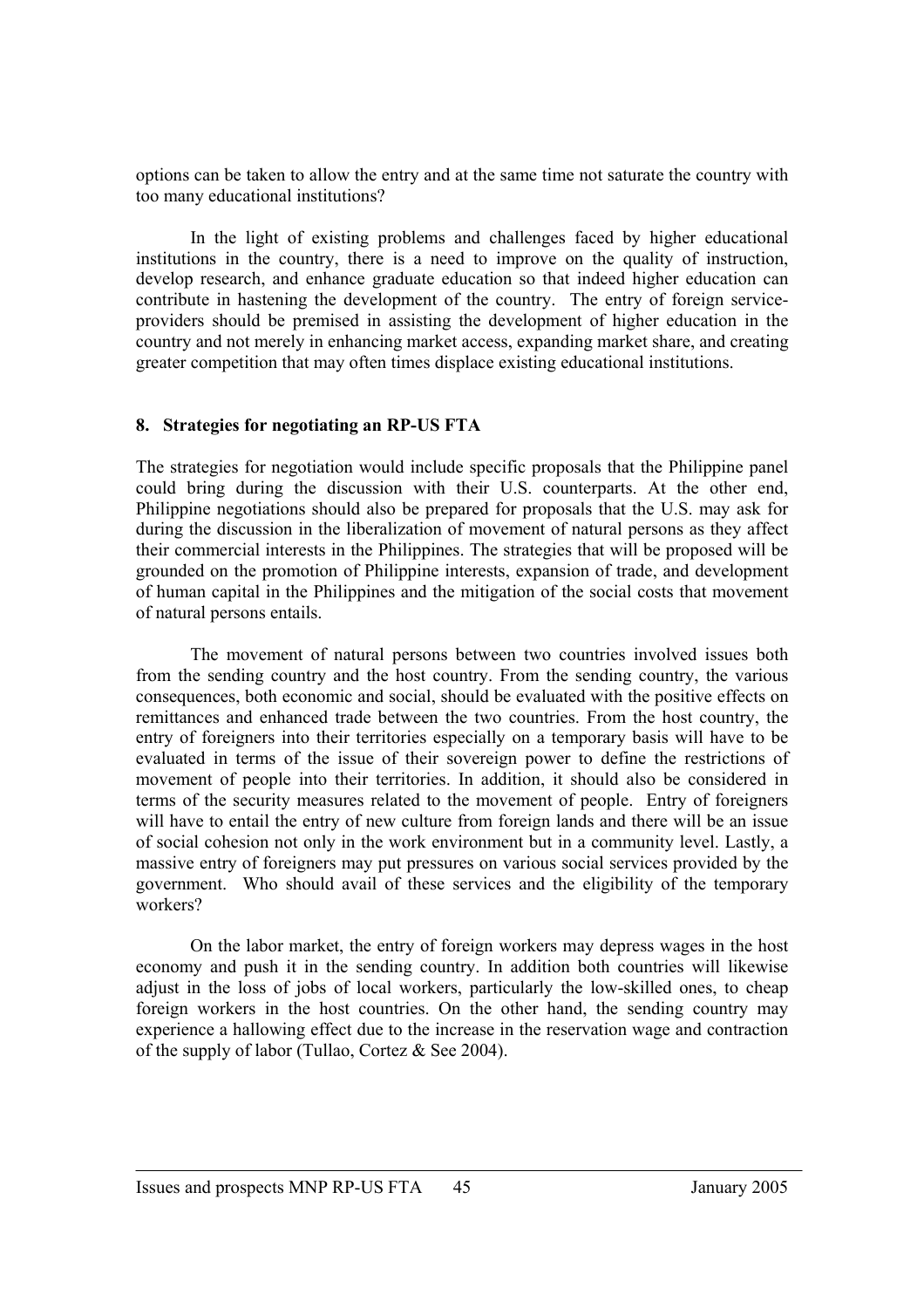options can be taken to allow the entry and at the same time not saturate the country with too many educational institutions?

In the light of existing problems and challenges faced by higher educational institutions in the country, there is a need to improve on the quality of instruction, develop research, and enhance graduate education so that indeed higher education can contribute in hastening the development of the country. The entry of foreign service-providers should be premised in assisting the development of higher education in the country and not merely in enhancing market access, expanding market share, and creating greater competition that may often times displace existing educational institutions.

## 8. Strategies for negotiating an RP-US FTA

The strategies for negotiation would include specific proposals that the Philippine panel could bring during the discussion with their U.S. counterparts. At the other end, Philippine negotiations should also be prepared for proposals that the U.S. may ask for during the discussion in the liberalization of movement of natural persons as they affect their commercial interests in the Philippines. The strategies that will be proposed will be grounded on the promotion of Philippine interests, expansion of trade, and development of human capital in the Philippines and the mitigation of the social costs that movement of natural persons entails.

The movement of natural persons between two countries involved issues both from the sending country and the host country. From the sending country, the various consequences, both economic and social, should be evaluated with the positive effects on remittances and enhanced trade between the two countries. From the host country, the entry of foreigners into their territories especially on a temporary basis will have to be evaluated in terms of the issue of their sovereign power to define the restrictions of movement of people into their territories. In addition, it should also be considered in terms of the security measures related to the movement of people. Entry of foreigners will have to entail the entry of new culture from foreign lands and there will be an issue of social cohesion not only in the work environment but in a community level. Lastly, a massive entry of foreigners may put pressures on various social services provided by the government. Who should avail of these services and the eligibility of the temporary workers?

On the labor market, the entry of foreign workers may depress wages in the host economy and push it in the sending country. In addition both countries will likewise adjust in the loss of jobs of local workers, particularly the low-skilled ones, to cheap foreign workers in the host countries. On the other hand, the sending country may experience a hallowing effect due to the increase in the reservation wage and contraction of the supply of labor (Tullao, Cortez & See 2004).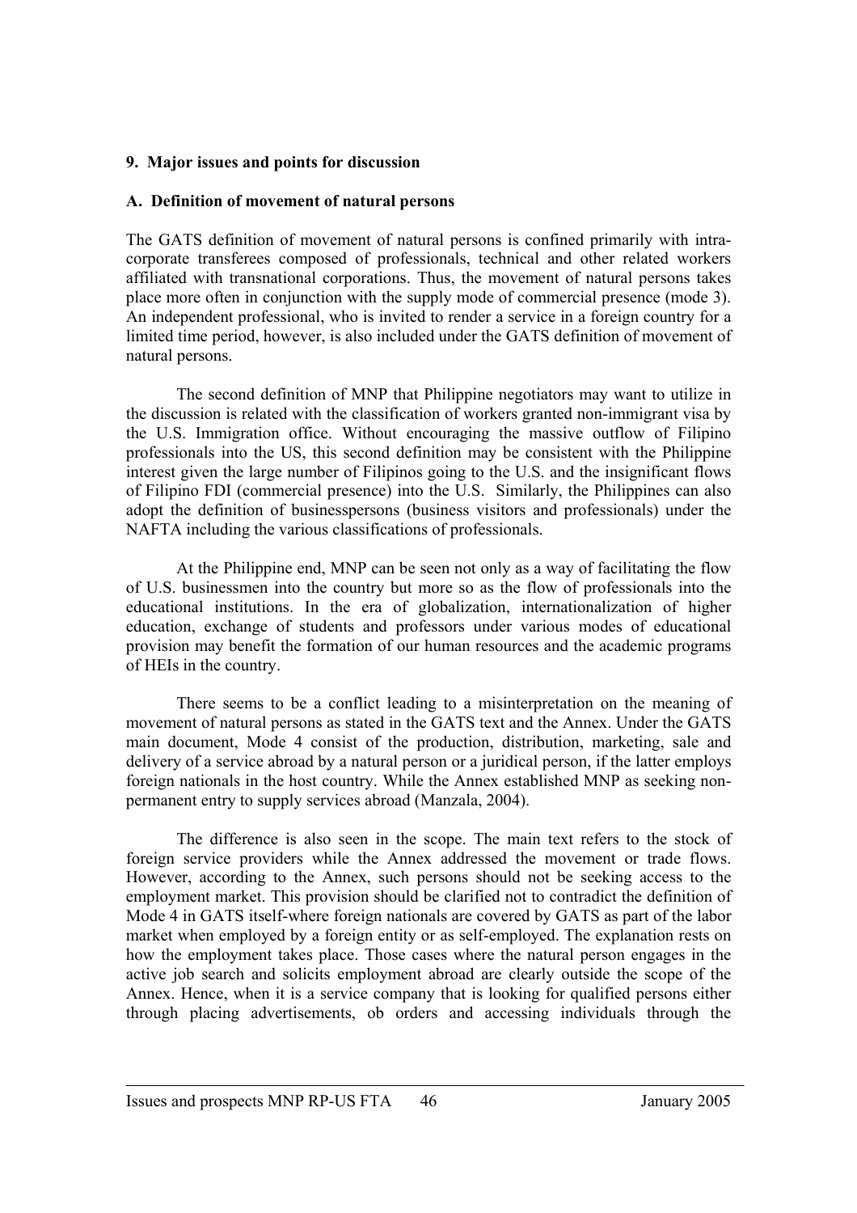## 9. Major issues and points for discussion

### A. Definition of movement of natural persons

The GATS definition of movement of natural persons is confined primarily with intra-corporate transferees composed of professionals, technical and other related workers affiliated with transnational corporations. Thus, the movement of natural persons takes place more often in conjunction with the supply mode of commercial presence (mode 3). An independent professional, who is invited to render a service in a foreign country for a limited time period, however, is also included under the GATS definition of movement of natural persons.

The second definition of MNP that Philippine negotiators may want to utilize in the discussion is related with the classification of workers granted non-immigrant visa by the U.S. Immigration office. Without encouraging the massive outflow of Filipino professionals into the US, this second definition may be consistent with the Philippine interest given the large number of Filipinos going to the U.S. and the insignificant flows of Filipino FDI (commercial presence) into the U.S. Similarly, the Philippines can also adopt the definition of businesspersons (business visitors and professionals) under the NAFTA including the various classifications of professionals.

At the Philippine end, MNP can be seen not only as a way of facilitating the flow of U.S. businessmen into the country but more so as the flow of professionals into the educational institutions. In the era of globalization, internationalization of higher education, exchange of students and professors under various modes of educational provision may benefit the formation of our human resources and the academic programs of HEIs in the country.

There seems to be a conflict leading to a misinterpretation on the meaning of movement of natural persons as stated in the GATS text and the Annex. Under the GATS main document, Mode 4 consist of the production, distribution, marketing, sale and delivery of a service abroad by a natural person or a juridical person, if the latter employs foreign nationals in the host country. While the Annex established MNP as seeking non-permanent entry to supply services abroad (Manzala, 2004).

The difference is also seen in the scope. The main text refers to the stock of foreign service providers while the Annex addressed the movement or trade flows. However, according to the Annex, such persons should not be seeking access to the employment market. This provision should be clarified not to contradict the definition of Mode 4 in GATS itself-where foreign nationals are covered by GATS as part of the labor market when employed by a foreign entity or as self-employed. The explanation rests on how the employment takes place. Those cases where the natural person engages in the active job search and solicits employment abroad are clearly outside the scope of the Annex. Hence, when it is a service company that is looking for qualified persons either through placing advertisements, ob orders and accessing individuals through the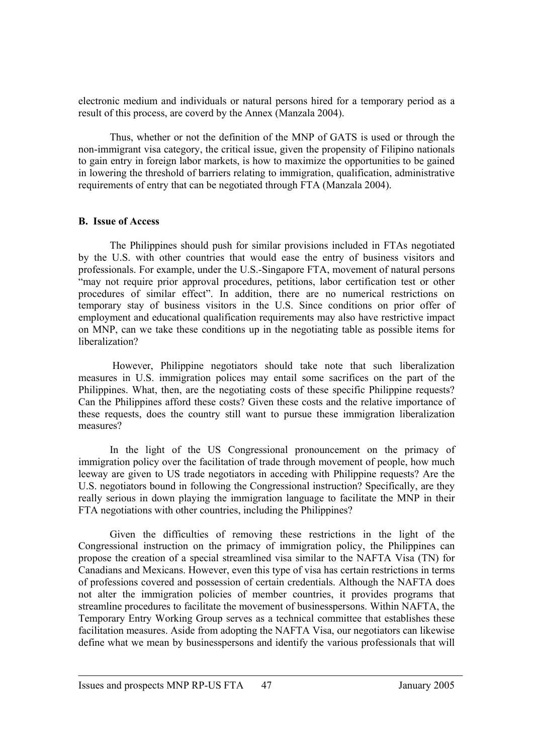electronic medium and individuals or natural persons hired for a temporary period as a result of this process, are coverd by the Annex (Manzala 2004).

Thus, whether or not the definition of the MNP of GATS is used or through the non-immigrant visa category, the critical issue, given the propensity of Filipino nationals to gain entry in foreign labor markets, is how to maximize the opportunities to be gained in lowering the threshold of barriers relating to immigration, qualification, administrative requirements of entry that can be negotiated through FTA (Manzala 2004).

**B. Issue of Access**

The Philippines should push for similar provisions included in FTAs negotiated by the U.S. with other countries that would ease the entry of business visitors and professionals. For example, under the U.S.-Singapore FTA, movement of natural persons "may not require prior approval procedures, petitions, labor certification test or other procedures of similar effect". In addition, there are no numerical restrictions on temporary stay of business visitors in the U.S. Since conditions on prior offer of employment and educational qualification requirements may also have restrictive impact on MNP, can we take these conditions up in the negotiating table as possible items for liberalization?

However, Philippine negotiators should take note that such liberalization measures in U.S. immigration polices may entail some sacrifices on the part of the Philippines. What, then, are the negotiating costs of these specific Philippine requests? Can the Philippines afford these costs? Given these costs and the relative importance of these requests, does the country still want to pursue these immigration liberalization measures?

In the light of the US Congressional pronouncement on the primacy of immigration policy over the facilitation of trade through movement of people, how much leeway are given to US trade negotiators in acceding with Philippine requests? Are the U.S. negotiators bound in following the Congressional instruction? Specifically, are they really serious in down playing the immigration language to facilitate the MNP in their FTA negotiations with other countries, including the Philippines?

Given the difficulties of removing these restrictions in the light of the Congressional instruction on the primacy of immigration policy, the Philippines can propose the creation of a special streamlined visa similar to the NAFTA Visa (TN) for Canadians and Mexicans. However, even this type of visa has certain restrictions in terms of professions covered and possession of certain credentials. Although the NAFTA does not alter the immigration policies of member countries, it provides programs that streamline procedures to facilitate the movement of businesspersons. Within NAFTA, the Temporary Entry Working Group serves as a technical committee that establishes these facilitation measures. Aside from adopting the NAFTA Visa, our negotiators can likewise define what we mean by businesspersons and identify the various professionals that will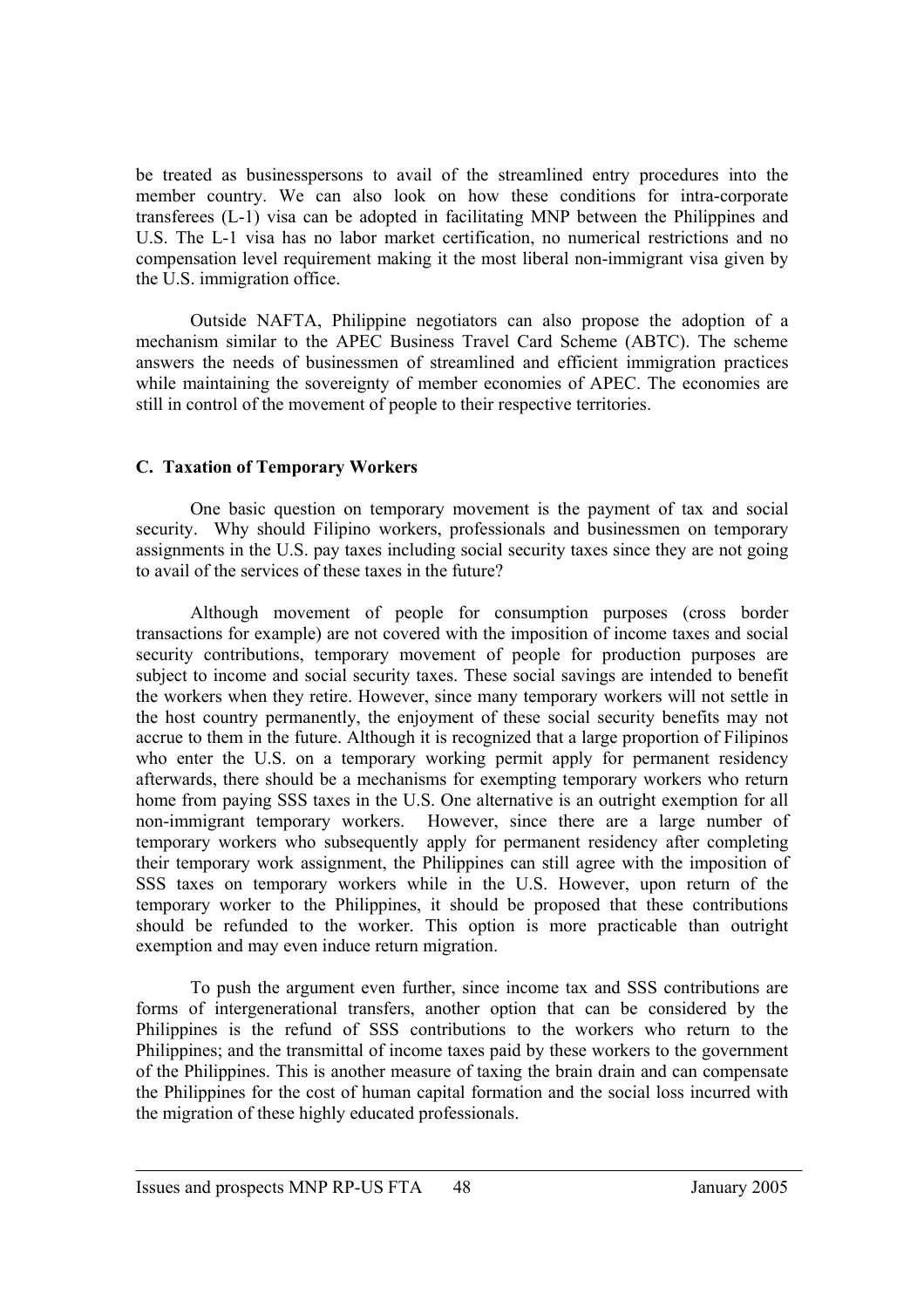be treated as businesspersons to avail of the streamlined entry procedures into the member country. We can also look on how these conditions for intra-corporate transferees (L-1) visa can be adopted in facilitating MNP between the Philippines and U.S. The L-1 visa has no labor market certification, no numerical restrictions and no compensation level requirement making it the most liberal non-immigrant visa given by the U.S. immigration office.

Outside NAFTA, Philippine negotiators can also propose the adoption of a mechanism similar to the APEC Business Travel Card Scheme (ABTC). The scheme answers the needs of businessmen of streamlined and efficient immigration practices while maintaining the sovereignty of member economies of APEC. The economies are still in control of the movement of people to their respective territories.

### C. Taxation of Temporary Workers

One basic question on temporary movement is the payment of tax and social security. Why should Filipino workers, professionals and businessmen on temporary assignments in the U.S. pay taxes including social security taxes since they are not going to avail of the services of these taxes in the future?

Although movement of people for consumption purposes (cross border transactions for example) are not covered with the imposition of income taxes and social security contributions, temporary movement of people for production purposes are subject to income and social security taxes. These social savings are intended to benefit the workers when they retire. However, since many temporary workers will not settle in the host country permanently, the enjoyment of these social security benefits may not accrue to them in the future. Although it is recognized that a large proportion of Filipinos who enter the U.S. on a temporary working permit apply for permanent residency afterwards, there should be a mechanisms for exempting temporary workers who return home from paying SSS taxes in the U.S. One alternative is an outright exemption for all non-immigrant temporary workers. However, since there are a large number of temporary workers who subsequently apply for permanent residency after completing their temporary work assignment, the Philippines can still agree with the imposition of SSS taxes on temporary workers while in the U.S. However, upon return of the temporary worker to the Philippines, it should be proposed that these contributions should be refunded to the worker. This option is more practicable than outright exemption and may even induce return migration.

To push the argument even further, since income tax and SSS contributions are forms of intergenerational transfers, another option that can be considered by the Philippines is the refund of SSS contributions to the workers who return to the Philippines; and the transmittal of income taxes paid by these workers to the government of the Philippines. This is another measure of taxing the brain drain and can compensate the Philippines for the cost of human capital formation and the social loss incurred with the migration of these highly educated professionals.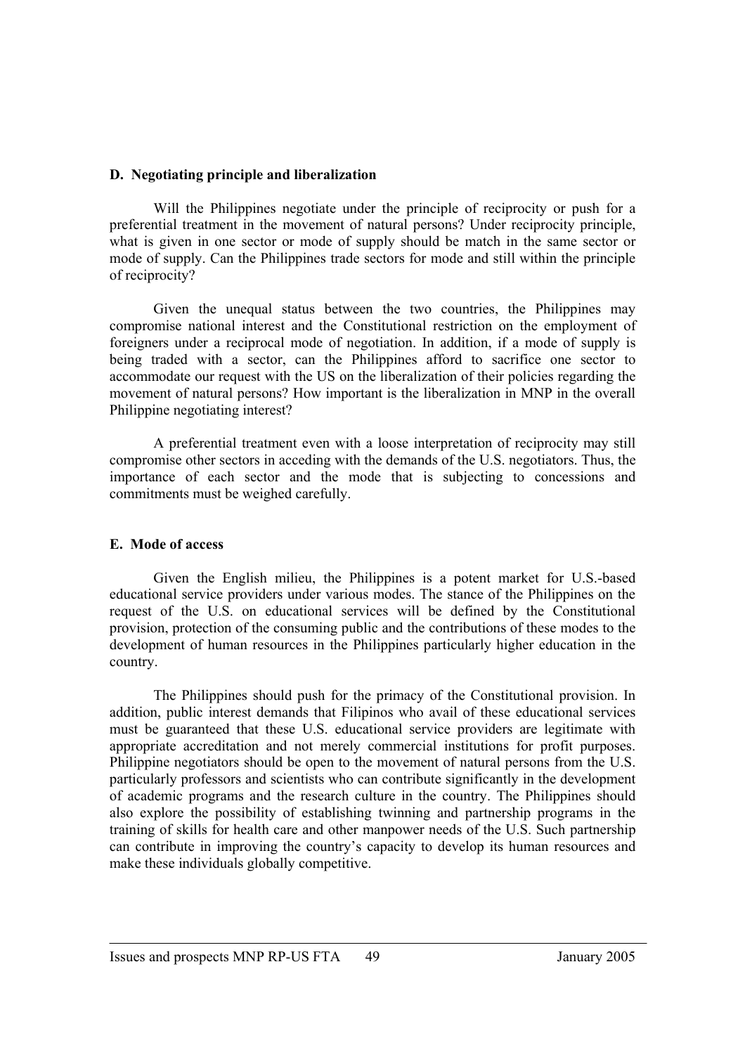### D. Negotiating principle and liberalization

Will the Philippines negotiate under the principle of reciprocity or push for a preferential treatment in the movement of natural persons? Under reciprocity principle, what is given in one sector or mode of supply should be match in the same sector or mode of supply. Can the Philippines trade sectors for mode and still within the principle of reciprocity?

Given the unequal status between the two countries, the Philippines may compromise national interest and the Constitutional restriction on the employment of foreigners under a reciprocal mode of negotiation. In addition, if a mode of supply is being traded with a sector, can the Philippines afford to sacrifice one sector to accommodate our request with the US on the liberalization of their policies regarding the movement of natural persons? How important is the liberalization in MNP in the overall Philippine negotiating interest?

A preferential treatment even with a loose interpretation of reciprocity may still compromise other sectors in acceding with the demands of the U.S. negotiators. Thus, the importance of each sector and the mode that is subjecting to concessions and commitments must be weighed carefully.

### E. Mode of access

Given the English milieu, the Philippines is a potent market for U.S.-based educational service providers under various modes. The stance of the Philippines on the request of the U.S. on educational services will be defined by the Constitutional provision, protection of the consuming public and the contributions of these modes to the development of human resources in the Philippines particularly higher education in the country.

The Philippines should push for the primacy of the Constitutional provision. In addition, public interest demands that Filipinos who avail of these educational services must be guaranteed that these U.S. educational service providers are legitimate with appropriate accreditation and not merely commercial institutions for profit purposes. Philippine negotiators should be open to the movement of natural persons from the U.S. particularly professors and scientists who can contribute significantly in the development of academic programs and the research culture in the country. The Philippines should also explore the possibility of establishing twinning and partnership programs in the training of skills for health care and other manpower needs of the U.S. Such partnership can contribute in improving the country's capacity to develop its human resources and make these individuals globally competitive.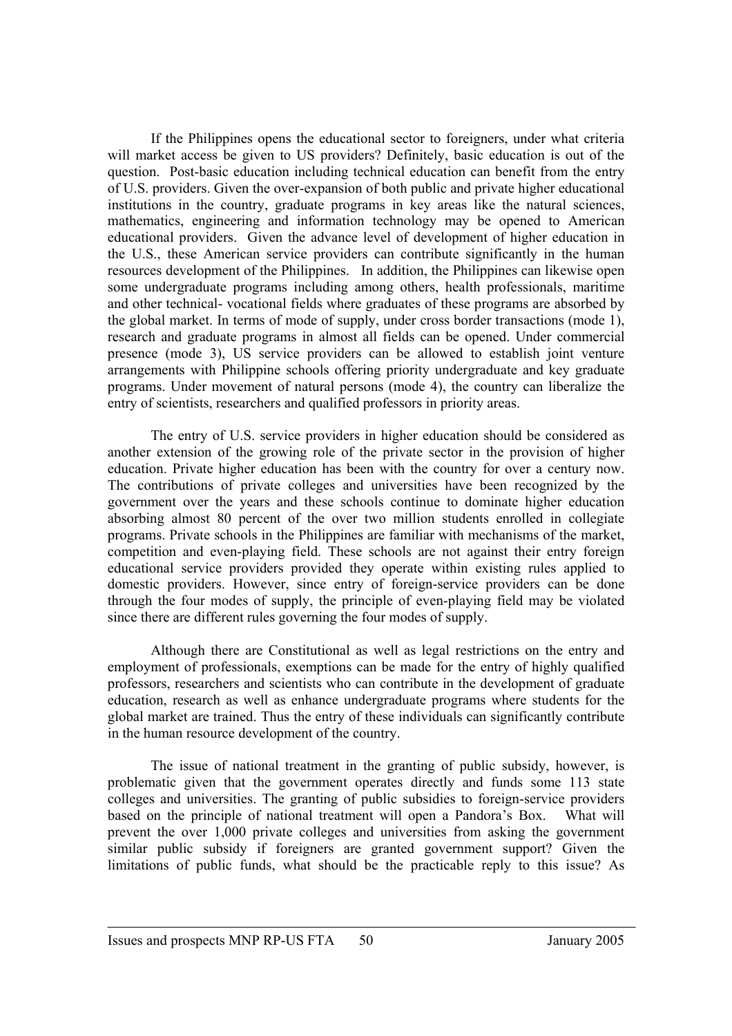If the Philippines opens the educational sector to foreigners, under what criteria will market access be given to US providers? Definitely, basic education is out of the question. Post-basic education including technical education can benefit from the entry of U.S. providers. Given the over-expansion of both public and private higher educational institutions in the country, graduate programs in key areas like the natural sciences, mathematics, engineering and information technology may be opened to American educational providers. Given the advance level of development of higher education in the U.S., these American service providers can contribute significantly in the human resources development of the Philippines. In addition, the Philippines can likewise open some undergraduate programs including among others, health professionals, maritime and other technical- vocational fields where graduates of these programs are absorbed by the global market. In terms of mode of supply, under cross border transactions (mode 1), research and graduate programs in almost all fields can be opened. Under commercial presence (mode 3), US service providers can be allowed to establish joint venture arrangements with Philippine schools offering priority undergraduate and key graduate programs. Under movement of natural persons (mode 4), the country can liberalize the entry of scientists, researchers and qualified professors in priority areas.

The entry of U.S. service providers in higher education should be considered as another extension of the growing role of the private sector in the provision of higher education. Private higher education has been with the country for over a century now. The contributions of private colleges and universities have been recognized by the government over the years and these schools continue to dominate higher education absorbing almost 80 percent of the over two million students enrolled in collegiate programs. Private schools in the Philippines are familiar with mechanisms of the market, competition and even-playing field. These schools are not against their entry foreign educational service providers provided they operate within existing rules applied to domestic providers. However, since entry of foreign-service providers can be done through the four modes of supply, the principle of even-playing field may be violated since there are different rules governing the four modes of supply.

Although there are Constitutional as well as legal restrictions on the entry and employment of professionals, exemptions can be made for the entry of highly qualified professors, researchers and scientists who can contribute in the development of graduate education, research as well as enhance undergraduate programs where students for the global market are trained. Thus the entry of these individuals can significantly contribute in the human resource development of the country.

The issue of national treatment in the granting of public subsidy, however, is problematic given that the government operates directly and funds some 113 state colleges and universities. The granting of public subsidies to foreign-service providers based on the principle of national treatment will open a Pandora's Box. What will prevent the over 1,000 private colleges and universities from asking the government similar public subsidy if foreigners are granted government support? Given the limitations of public funds, what should be the practicable reply to this issue? As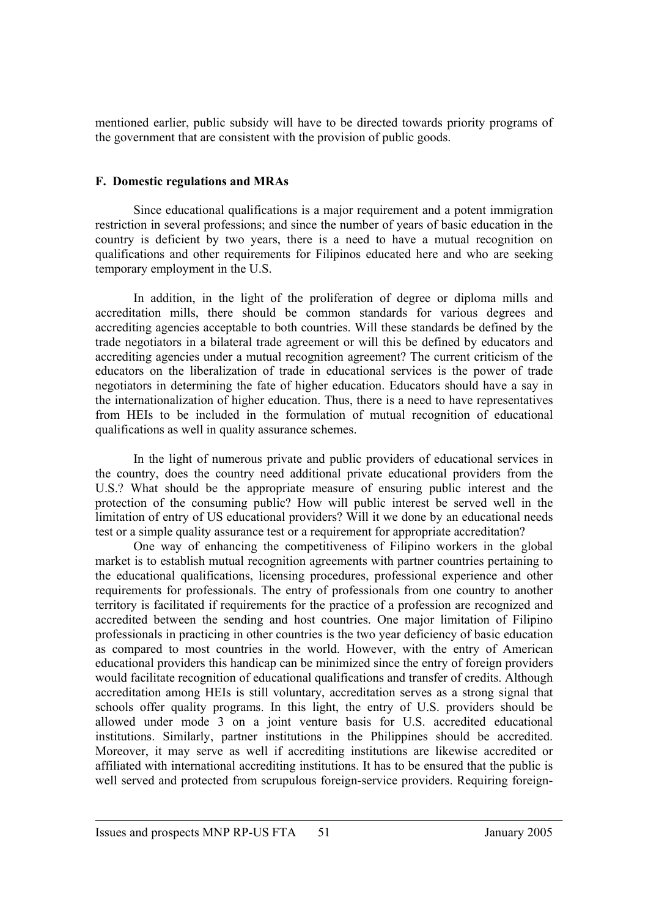mentioned earlier, public subsidy will have to be directed towards priority programs of the government that are consistent with the provision of public goods.

### F. Domestic regulations and MRAs

Since educational qualifications is a major requirement and a potent immigration restriction in several professions; and since the number of years of basic education in the country is deficient by two years, there is a need to have a mutual recognition on qualifications and other requirements for Filipinos educated here and who are seeking temporary employment in the U.S.

In addition, in the light of the proliferation of degree or diploma mills and accreditation mills, there should be common standards for various degrees and accrediting agencies acceptable to both countries. Will these standards be defined by the trade negotiators in a bilateral trade agreement or will this be defined by educators and accrediting agencies under a mutual recognition agreement? The current criticism of the educators on the liberalization of trade in educational services is the power of trade negotiators in determining the fate of higher education. Educators should have a say in the internationalization of higher education. Thus, there is a need to have representatives from HEIs to be included in the formulation of mutual recognition of educational qualifications as well in quality assurance schemes.

In the light of numerous private and public providers of educational services in the country, does the country need additional private educational providers from the U.S.? What should be the appropriate measure of ensuring public interest and the protection of the consuming public? How will public interest be served well in the limitation of entry of US educational providers? Will it we done by an educational needs test or a simple quality assurance test or a requirement for appropriate accreditation?

One way of enhancing the competitiveness of Filipino workers in the global market is to establish mutual recognition agreements with partner countries pertaining to the educational qualifications, licensing procedures, professional experience and other requirements for professionals. The entry of professionals from one country to another territory is facilitated if requirements for the practice of a profession are recognized and accredited between the sending and host countries. One major limitation of Filipino professionals in practicing in other countries is the two year deficiency of basic education as compared to most countries in the world. However, with the entry of American educational providers this handicap can be minimized since the entry of foreign providers would facilitate recognition of educational qualifications and transfer of credits. Although accreditation among HEIs is still voluntary, accreditation serves as a strong signal that schools offer quality programs. In this light, the entry of U.S. providers should be allowed under mode 3 on a joint venture basis for U.S. accredited educational institutions. Similarly, partner institutions in the Philippines should be accredited. Moreover, it may serve as well if accrediting institutions are likewise accredited or affiliated with international accrediting institutions. It has to be ensured that the public is well served and protected from scrupulous foreign-service providers. Requiring foreign-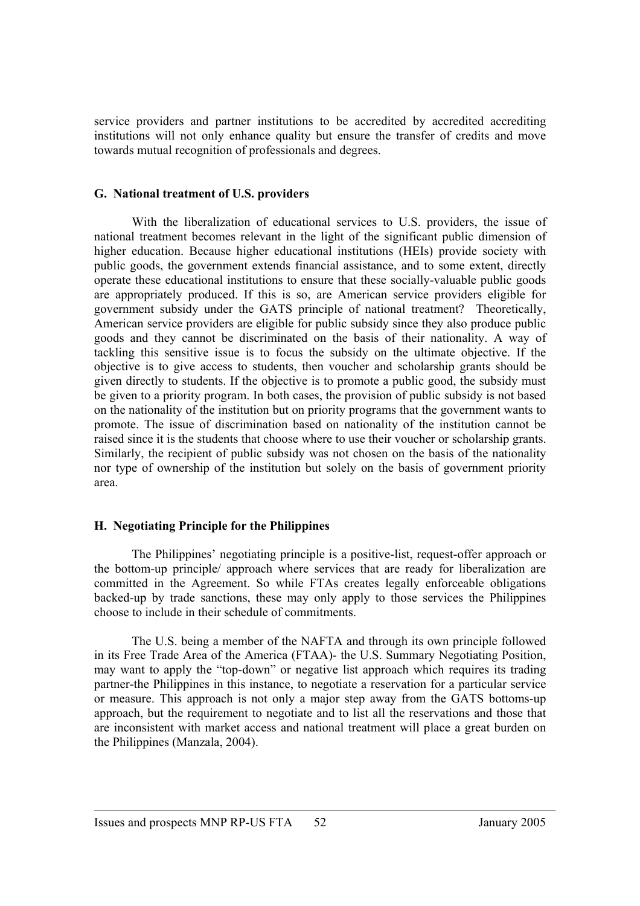service providers and partner institutions to be accredited by accredited accrediting institutions will not only enhance quality but ensure the transfer of credits and move towards mutual recognition of professionals and degrees.

### G. National treatment of U.S. providers

With the liberalization of educational services to U.S. providers, the issue of national treatment becomes relevant in the light of the significant public dimension of higher education. Because higher educational institutions (HEIs) provide society with public goods, the government extends financial assistance, and to some extent, directly operate these educational institutions to ensure that these socially-valuable public goods are appropriately produced. If this is so, are American service providers eligible for government subsidy under the GATS principle of national treatment? Theoretically, American service providers are eligible for public subsidy since they also produce public goods and they cannot be discriminated on the basis of their nationality. A way of tackling this sensitive issue is to focus the subsidy on the ultimate objective. If the objective is to give access to students, then voucher and scholarship grants should be given directly to students. If the objective is to promote a public good, the subsidy must be given to a priority program. In both cases, the provision of public subsidy is not based on the nationality of the institution but on priority programs that the government wants to promote. The issue of discrimination based on nationality of the institution cannot be raised since it is the students that choose where to use their voucher or scholarship grants. Similarly, the recipient of public subsidy was not chosen on the basis of the nationality nor type of ownership of the institution but solely on the basis of government priority area.

### H. Negotiating Principle for the Philippines

The Philippines' negotiating principle is a positive-list, request-offer approach or the bottom-up principle/ approach where services that are ready for liberalization are committed in the Agreement. So while FTAs creates legally enforceable obligations backed-up by trade sanctions, these may only apply to those services the Philippines choose to include in their schedule of commitments.

The U.S. being a member of the NAFTA and through its own principle followed in its Free Trade Area of the America (FTAA)- the U.S. Summary Negotiating Position, may want to apply the "top-down" or negative list approach which requires its trading partner-the Philippines in this instance, to negotiate a reservation for a particular service or measure. This approach is not only a major step away from the GATS bottoms-up approach, but the requirement to negotiate and to list all the reservations and those that are inconsistent with market access and national treatment will place a great burden on the Philippines (Manzala, 2004).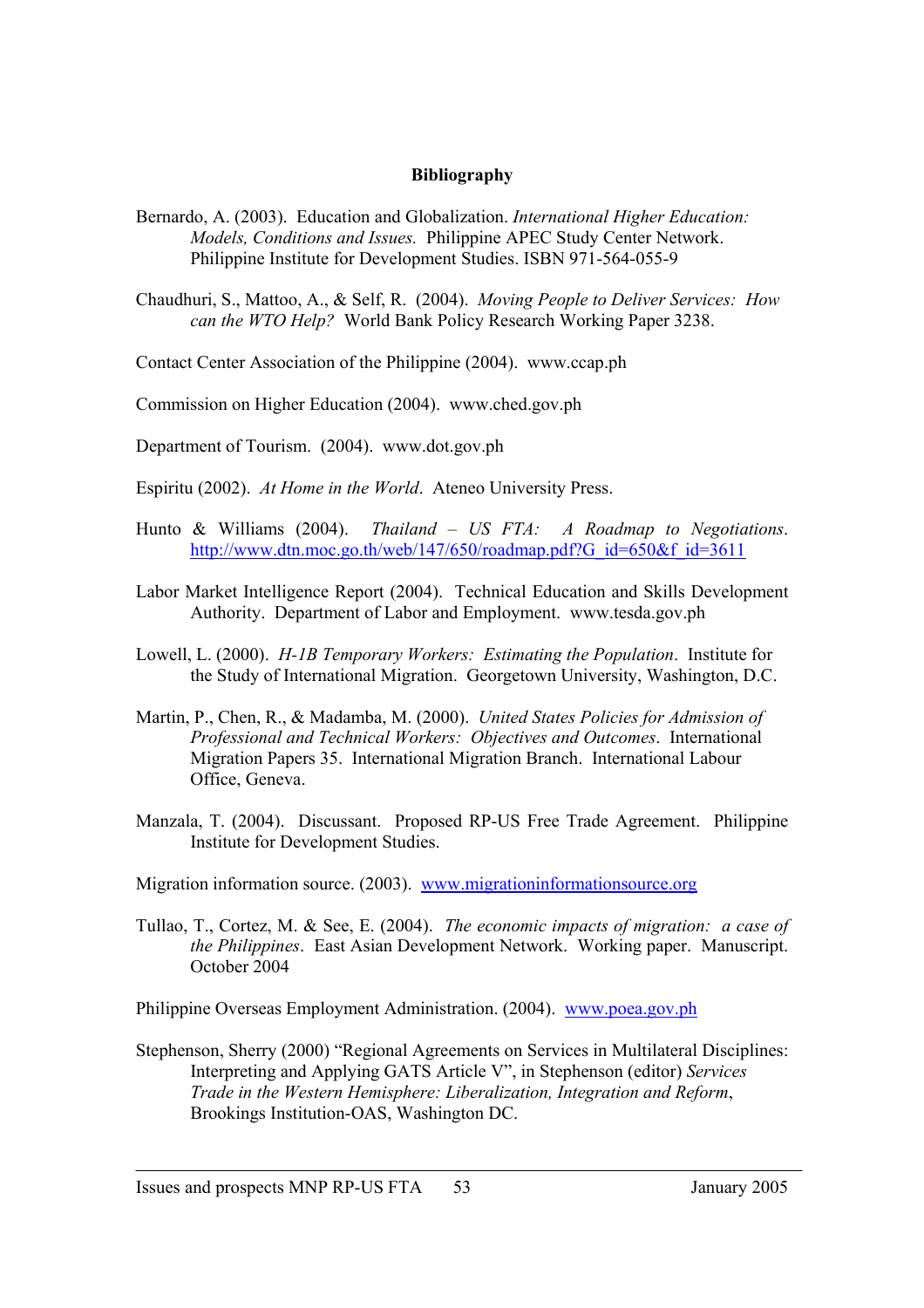**Bibliography**

Bernardo, A. (2003). Education and Globalization. *International Higher Education: Models, Conditions and Issues.* Philippine APEC Study Center Network. Philippine Institute for Development Studies. ISBN 971-564-055-9

Chaudhuri, S., Mattoo, A., & Self, R. (2004). *Moving People to Deliver Services: How can the WTO Help?* World Bank Policy Research Working Paper 3238.

Contact Center Association of the Philippine (2004). www.ccap.ph

Commission on Higher Education (2004). www.ched.gov.ph

Department of Tourism. (2004). www.dot.gov.ph

Espiritu (2002). *At Home in the World*. Ateneo University Press.

Hunto & Williams (2004). *Thailand – US FTA: A Roadmap to Negotiations*. http://www.dtn.moc.go.th/web/147/650/roadmap.pdf?G_id=650&f_id=3611

Labor Market Intelligence Report (2004). Technical Education and Skills Development Authority. Department of Labor and Employment. www.tesda.gov.ph

Lowell, L. (2000). *H-1B Temporary Workers: Estimating the Population*. Institute for the Study of International Migration. Georgetown University, Washington, D.C.

Martin, P., Chen, R., & Madamba, M. (2000). *United States Policies for Admission of Professional and Technical Workers: Objectives and Outcomes*. International Migration Papers 35. International Migration Branch. International Labour Office, Geneva.

Manzala, T. (2004). Discussant. Proposed RP-US Free Trade Agreement. Philippine Institute for Development Studies.

Migration information source. (2003). www.migrationinformationsource.org

Tullao, T., Cortez, M. & See, E. (2004). *The economic impacts of migration: a case of the Philippines*. East Asian Development Network. Working paper. Manuscript. October 2004

Philippine Overseas Employment Administration. (2004). www.poea.gov.ph

Stephenson, Sherry (2000) "Regional Agreements on Services in Multilateral Disciplines: Interpreting and Applying GATS Article V", in Stephenson (editor) *Services Trade in the Western Hemisphere: Liberalization, Integration and Reform*, Brookings Institution-OAS, Washington DC.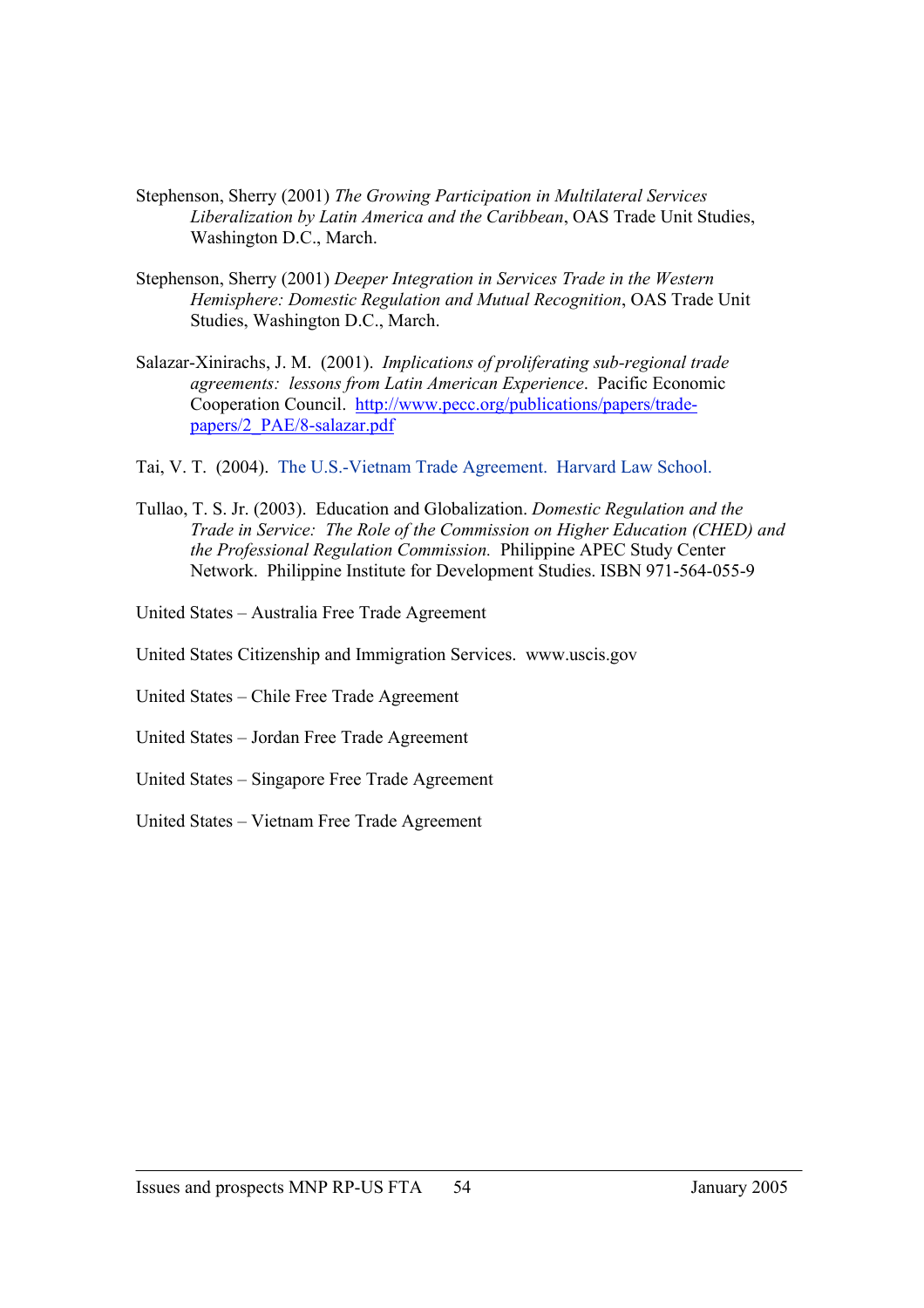Stephenson, Sherry (2001) *The Growing Participation in Multilateral Services Liberalization by Latin America and the Caribbean*, OAS Trade Unit Studies, Washington D.C., March.

Stephenson, Sherry (2001) *Deeper Integration in Services Trade in the Western Hemisphere: Domestic Regulation and Mutual Recognition*, OAS Trade Unit Studies, Washington D.C., March.

Salazar-Xinirachs, J. M. (2001). *Implications of proliferating sub-regional trade agreements: lessons from Latin American Experience*. Pacific Economic Cooperation Council. http://www.pecc.org/publications/papers/trade-papers/2_PAE/8-salazar.pdf

Tai, V. T. (2004). The U.S.-Vietnam Trade Agreement. Harvard Law School.

Tullao, T. S. Jr. (2003). Education and Globalization. *Domestic Regulation and the Trade in Service: The Role of the Commission on Higher Education (CHED) and the Professional Regulation Commission.* Philippine APEC Study Center Network. Philippine Institute for Development Studies. ISBN 971-564-055-9

United States – Australia Free Trade Agreement

United States Citizenship and Immigration Services. www.uscis.gov

United States – Chile Free Trade Agreement

United States – Jordan Free Trade Agreement

United States – Singapore Free Trade Agreement

United States – Vietnam Free Trade Agreement